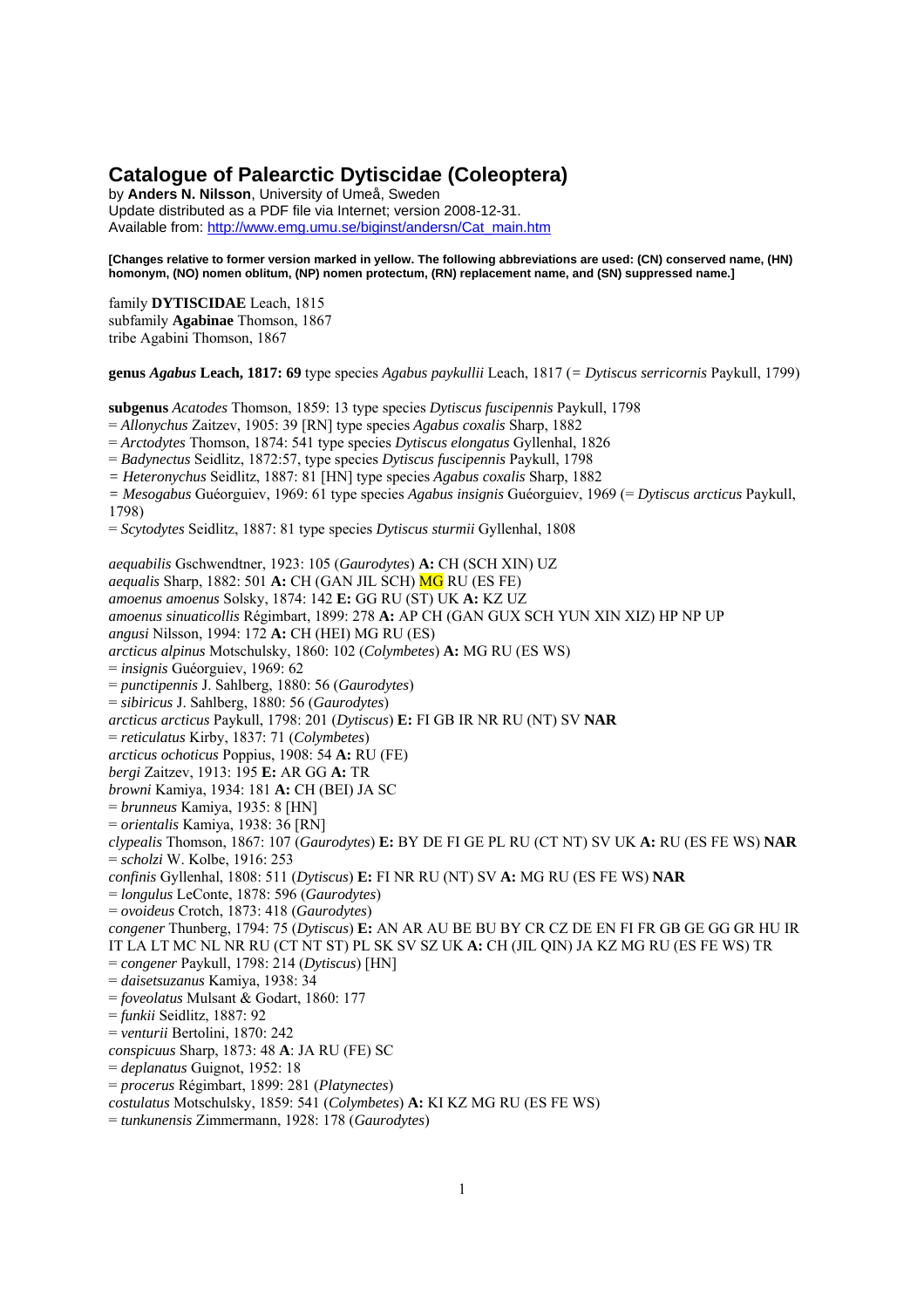# Catalogue of Palearctic Dytiscidae (Coleoptera)

by **Anders N. Nilsson**, University of Umeå, Sweden
Update distributed as a PDF file via Internet; version 2008-12-31.
Available from: http://www.emg.umu.se/biginst/andersn/Cat_main.htm

**[Changes relative to former version marked in yellow. The following abbreviations are used: (CN) conserved name, (HN) homonym, (NO) nomen oblitum, (NP) nomen protectum, (RN) replacement name, and (SN) suppressed name.]**

family **DYTISCIDAE** Leach, 1815
subfamily **Agabinae** Thomson, 1867
tribe Agabini Thomson, 1867

**genus *Agabus* Leach, 1817: 69** type species *Agabus paykullii* Leach, 1817 (= *Dytiscus serricornis* Paykull, 1799)

**subgenus** *Acatodes* Thomson, 1859: 13 type species *Dytiscus fuscipennis* Paykull, 1798
= *Allonychus* Zaitzev, 1905: 39 [RN] type species *Agabus coxalis* Sharp, 1882
= *Arctodytes* Thomson, 1874: 541 type species *Dytiscus elongatus* Gyllenhal, 1826
= *Badynectus* Seidlitz, 1872:57, type species *Dytiscus fuscipennis* Paykull, 1798
= *Heteronychus* Seidlitz, 1887: 81 [HN] type species *Agabus coxalis* Sharp, 1882
= *Mesogabus* Guéorguiev, 1969: 61 type species *Agabus insignis* Guéorguiev, 1969 (= *Dytiscus arcticus* Paykull, 1798)
= *Scytodytes* Seidlitz, 1887: 81 type species *Dytiscus sturmii* Gyllenhal, 1808

*aequabilis* Gschwendtner, 1923: 105 (*Gaurodytes*) **A:** CH (SCH XIN) UZ
*aequalis* Sharp, 1882: 501 **A:** CH (GAN JIL SCH) MG RU (ES FE)
*amoenus amoenus* Solsky, 1874: 142 **E:** GG RU (ST) UK **A:** KZ UZ
*amoenus sinuaticollis* Régimbart, 1899: 278 **A:** AP CH (GAN GUX SCH YUN XIN XIZ) HP NP UP
*angusi* Nilsson, 1994: 172 **A:** CH (HEI) MG RU (ES)
*arcticus alpinus* Motschulsky, 1860: 102 (*Colymbetes*) **A:** MG RU (ES WS)
= *insignis* Guéorguiev, 1969: 62
= *punctipennis* J. Sahlberg, 1880: 56 (*Gaurodytes*)
= *sibiricus* J. Sahlberg, 1880: 56 (*Gaurodytes*)
*arcticus arcticus* Paykull, 1798: 201 (*Dytiscus*) **E:** FI GB IR NR RU (NT) SV **NAR**
= *reticulatus* Kirby, 1837: 71 (*Colymbetes*)
*arcticus ochoticus* Poppius, 1908: 54 **A:** RU (FE)
*bergi* Zaitzev, 1913: 195 **E:** AR GG **A:** TR
*browni* Kamiya, 1934: 181 **A:** CH (BEI) JA SC
= *brunneus* Kamiya, 1935: 8 [HN]
= *orientalis* Kamiya, 1938: 36 [RN]
*clypealis* Thomson, 1867: 107 (*Gaurodytes*) **E:** BY DE FI GE PL RU (CT NT) SV UK **A:** RU (ES FE WS) **NAR**
= *scholzi* W. Kolbe, 1916: 253
*confinis* Gyllenhal, 1808: 511 (*Dytiscus*) **E:** FI NR RU (NT) SV **A:** MG RU (ES FE WS) **NAR**
= *longulus* LeConte, 1878: 596 (*Gaurodytes*)
= *ovoideus* Crotch, 1873: 418 (*Gaurodytes*)
*congener* Thunberg, 1794: 75 (*Dytiscus*) **E:** AN AR AU BE BU BY CR CZ DE EN FI FR GB GE GG GR HU IR IT LA LT MC NL NR RU (CT NT ST) PL SK SV SZ UK **A:** CH (JIL QIN) JA KZ MG RU (ES FE WS) TR
= *congener* Paykull, 1798: 214 (*Dytiscus*) [HN]
= *daisetsuzanus* Kamiya, 1938: 34
= *foveolatus* Mulsant & Godart, 1860: 177
= *funkii* Seidlitz, 1887: 92
= *venturii* Bertolini, 1870: 242
*conspicuus* Sharp, 1873: 48 **A**: JA RU (FE) SC
= *deplanatus* Guignot, 1952: 18
= *procerus* Régimbart, 1899: 281 (*Platynectes*)
*costulatus* Motschulsky, 1859: 541 (*Colymbetes*) **A:** KI KZ MG RU (ES FE WS)
= *tunkunensis* Zimmermann, 1928: 178 (*Gaurodytes*)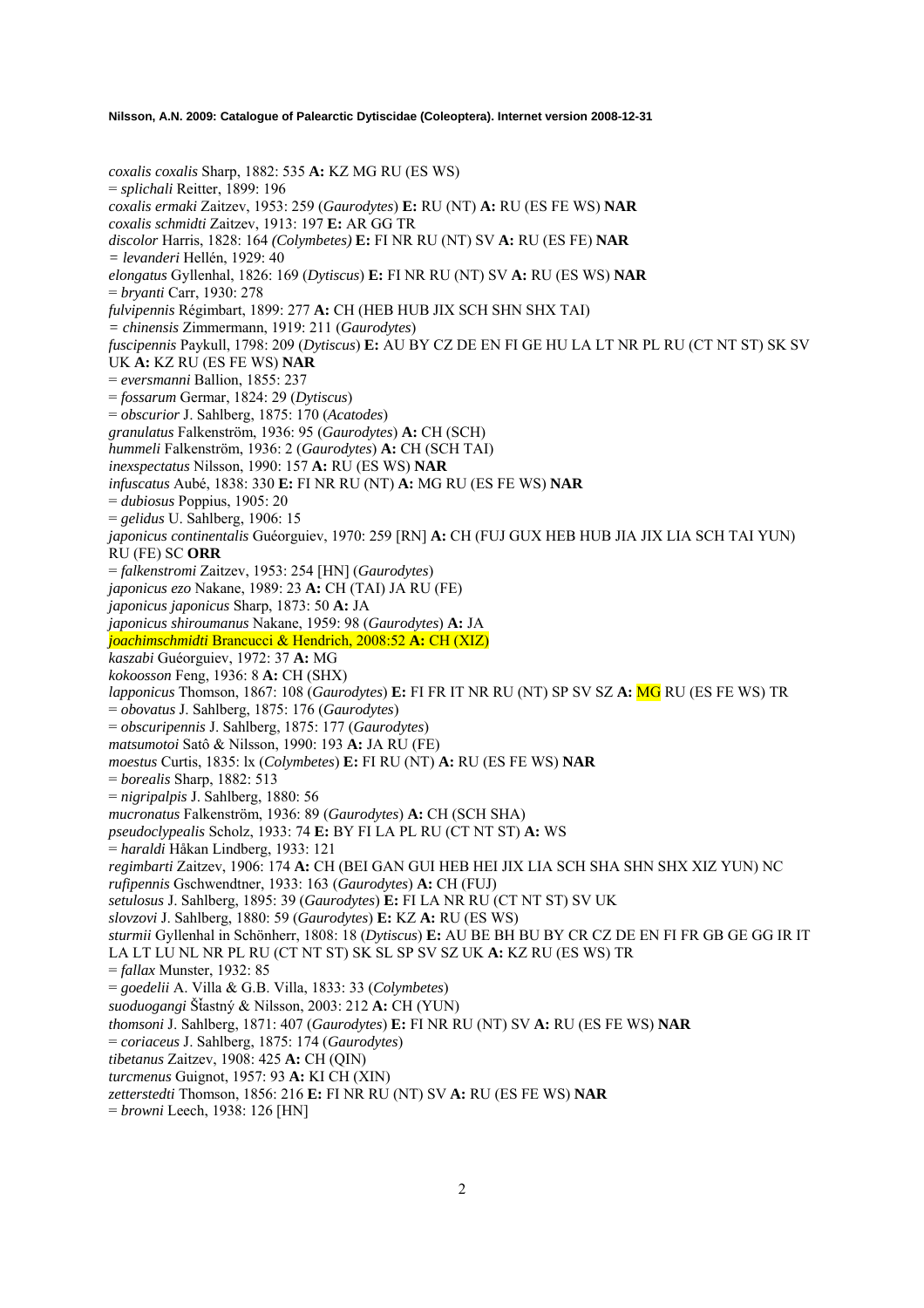*coxalis coxalis* Sharp, 1882: 535 **A:** KZ MG RU (ES WS)
= *splichali* Reitter, 1899: 196
*coxalis ermaki* Zaitzev, 1953: 259 (*Gaurodytes*) **E:** RU (NT) **A:** RU (ES FE WS) **NAR**
*coxalis schmidti* Zaitzev, 1913: 197 **E:** AR GG TR
*discolor* Harris, 1828: 164 *(Colymbetes)* **E:** FI NR RU (NT) SV **A:** RU (ES FE) **NAR**
*= levanderi* Hellén, 1929: 40
*elongatus* Gyllenhal, 1826: 169 (*Dytiscus*) **E:** FI NR RU (NT) SV **A:** RU (ES WS) **NAR**
= *bryanti* Carr, 1930: 278
*fulvipennis* Régimbart, 1899: 277 **A:** CH (HEB HUB JIX SCH SHN SHX TAI)
*= chinensis* Zimmermann, 1919: 211 (*Gaurodytes*)
*fuscipennis* Paykull, 1798: 209 (*Dytiscus*) **E:** AU BY CZ DE EN FI GE HU LA LT NR PL RU (CT NT ST) SK SV UK **A:** KZ RU (ES FE WS) **NAR**
= *eversmanni* Ballion, 1855: 237
= *fossarum* Germar, 1824: 29 (*Dytiscus*)
= *obscurior* J. Sahlberg, 1875: 170 (*Acatodes*)
*granulatus* Falkenström, 1936: 95 (*Gaurodytes*) **A:** CH (SCH)
*hummeli* Falkenström, 1936: 2 (*Gaurodytes*) **A:** CH (SCH TAI)
*inexspectatus* Nilsson, 1990: 157 **A:** RU (ES WS) **NAR**
*infuscatus* Aubé, 1838: 330 **E:** FI NR RU (NT) **A:** MG RU (ES FE WS) **NAR**
= *dubiosus* Poppius, 1905: 20
= *gelidus* U. Sahlberg, 1906: 15
*japonicus continentalis* Guéorguiev, 1970: 259 [RN] **A:** CH (FUJ GUX HEB HUB JIA JIX LIA SCH TAI YUN) RU (FE) SC **ORR**
= *falkenstromi* Zaitzev, 1953: 254 [HN] (*Gaurodytes*)
*japonicus ezo* Nakane, 1989: 23 **A:** CH (TAI) JA RU (FE)
*japonicus japonicus* Sharp, 1873: 50 **A:** JA
*japonicus shiroumanus* Nakane, 1959: 98 (*Gaurodytes*) **A:** JA
*joachimschmidti* Brancucci & Hendrich, 2008:52 **A:** CH (XIZ)
*kaszabi* Guéorguiev, 1972: 37 **A:** MG
*kokoosson* Feng, 1936: 8 **A:** CH (SHX)
*lapponicus* Thomson, 1867: 108 (*Gaurodytes*) **E:** FI FR IT NR RU (NT) SP SV SZ **A:** MG RU (ES FE WS) TR
= *obovatus* J. Sahlberg, 1875: 176 (*Gaurodytes*)
= *obscuripennis* J. Sahlberg, 1875: 177 (*Gaurodytes*)
*matsumotoi* Satô & Nilsson, 1990: 193 **A:** JA RU (FE)
*moestus* Curtis, 1835: lx (*Colymbetes*) **E:** FI RU (NT) **A:** RU (ES FE WS) **NAR**
= *borealis* Sharp, 1882: 513
= *nigripalpis* J. Sahlberg, 1880: 56
*mucronatus* Falkenström, 1936: 89 (*Gaurodytes*) **A:** CH (SCH SHA)
*pseudoclypealis* Scholz, 1933: 74 **E:** BY FI LA PL RU (CT NT ST) **A:** WS
= *haraldi* Håkan Lindberg, 1933: 121
*regimbarti* Zaitzev, 1906: 174 **A:** CH (BEI GAN GUI HEB HEI JIX LIA SCH SHA SHN SHX XIZ YUN) NC
*rufipennis* Gschwendtner, 1933: 163 (*Gaurodytes*) **A:** CH (FUJ)
*setulosus* J. Sahlberg, 1895: 39 (*Gaurodytes*) **E:** FI LA NR RU (CT NT ST) SV UK
*slovzovi* J. Sahlberg, 1880: 59 (*Gaurodytes*) **E:** KZ **A:** RU (ES WS)
*sturmii* Gyllenhal in Schönherr, 1808: 18 (*Dytiscus*) **E:** AU BE BH BU BY CR CZ DE EN FI FR GB GE GG IR IT LA LT LU NL NR PL RU (CT NT ST) SK SL SP SV SZ UK **A:** KZ RU (ES WS) TR
= *fallax* Munster, 1932: 85
= *goedelii* A. Villa & G.B. Villa, 1833: 33 (*Colymbetes*)
*suoduogangi* Šťastný & Nilsson, 2003: 212 **A:** CH (YUN)
*thomsoni* J. Sahlberg, 1871: 407 (*Gaurodytes*) **E:** FI NR RU (NT) SV **A:** RU (ES FE WS) **NAR**
= *coriaceus* J. Sahlberg, 1875: 174 (*Gaurodytes*)
*tibetanus* Zaitzev, 1908: 425 **A:** CH (QIN)
*turcmenus* Guignot, 1957: 93 **A:** KI CH (XIN)
*zetterstedti* Thomson, 1856: 216 **E:** FI NR RU (NT) SV **A:** RU (ES FE WS) **NAR**
= *browni* Leech, 1938: 126 [HN]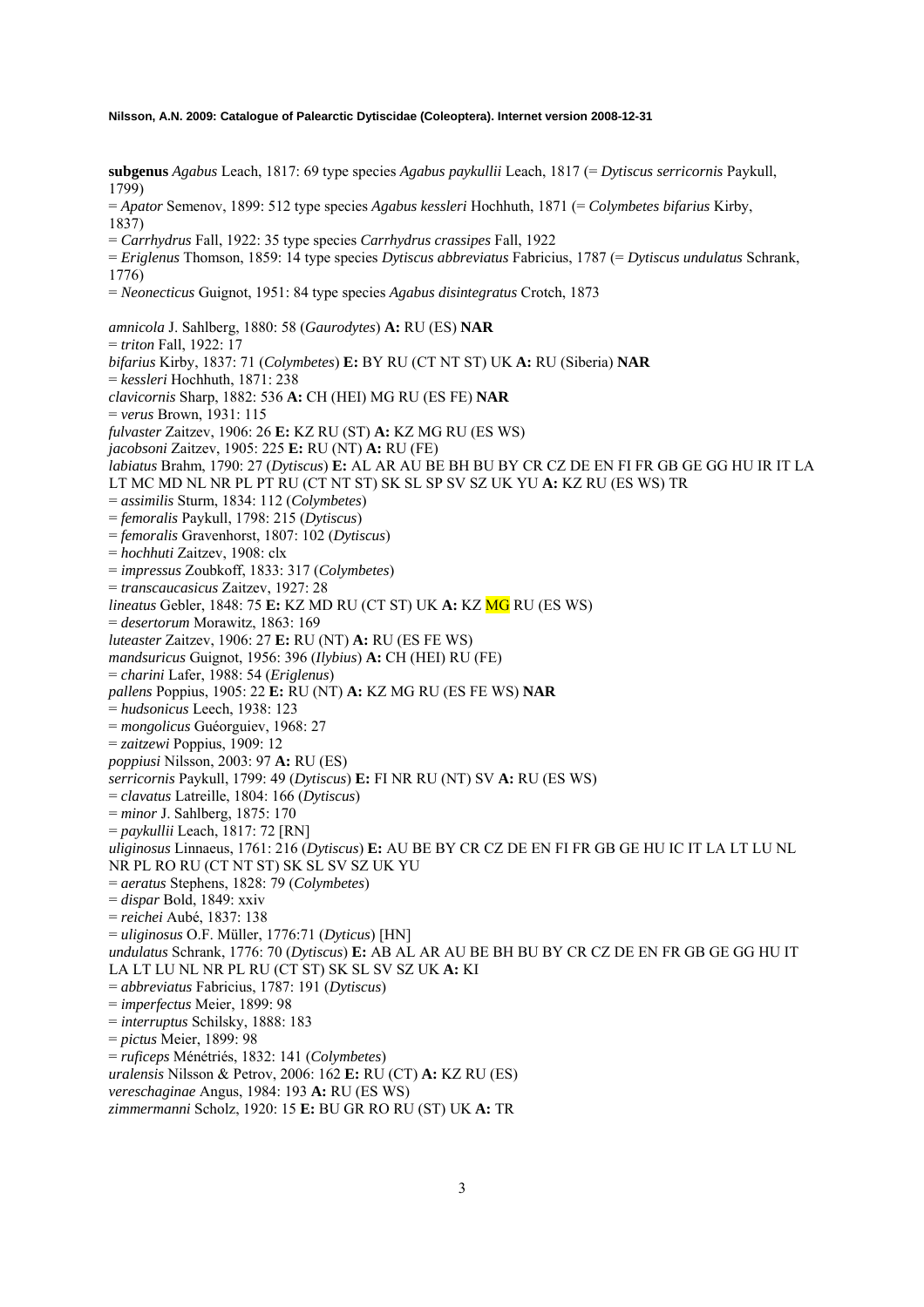**subgenus** *Agabus* Leach, 1817: 69 type species *Agabus paykullii* Leach, 1817 (= *Dytiscus serricornis* Paykull, 1799)
= *Apator* Semenov, 1899: 512 type species *Agabus kessleri* Hochhuth, 1871 (= *Colymbetes bifarius* Kirby, 1837)
= *Carrhydrus* Fall, 1922: 35 type species *Carrhydrus crassipes* Fall, 1922
= *Eriglenus* Thomson, 1859: 14 type species *Dytiscus abbreviatus* Fabricius, 1787 (= *Dytiscus undulatus* Schrank, 1776)
= *Neonecticus* Guignot, 1951: 84 type species *Agabus disintegratus* Crotch, 1873

*amnicola* J. Sahlberg, 1880: 58 (*Gaurodytes*) **A:** RU (ES) **NAR**
= *triton* Fall, 1922: 17
*bifarius* Kirby, 1837: 71 (*Colymbetes*) **E:** BY RU (CT NT ST) UK **A:** RU (Siberia) **NAR**
= *kessleri* Hochhuth, 1871: 238
*clavicornis* Sharp, 1882: 536 **A:** CH (HEI) MG RU (ES FE) **NAR**
= *verus* Brown, 1931: 115
*fulvaster* Zaitzev, 1906: 26 **E:** KZ RU (ST) **A:** KZ MG RU (ES WS)
*jacobsoni* Zaitzev, 1905: 225 **E:** RU (NT) **A:** RU (FE)
*labiatus* Brahm, 1790: 27 (*Dytiscus*) **E:** AL AR AU BE BH BU BY CR CZ DE EN FI FR GB GE GG HU IR IT LA LT MC MD NL NR PL PT RU (CT NT ST) SK SL SP SV SZ UK YU **A:** KZ RU (ES WS) TR
= *assimilis* Sturm, 1834: 112 (*Colymbetes*)
= *femoralis* Paykull, 1798: 215 (*Dytiscus*)
= *femoralis* Gravenhorst, 1807: 102 (*Dytiscus*)
= *hochhuti* Zaitzev, 1908: clx
= *impressus* Zoubkoff, 1833: 317 (*Colymbetes*)
= *transcaucasicus* Zaitzev, 1927: 28
*lineatus* Gebler, 1848: 75 **E:** KZ MD RU (CT ST) UK **A:** KZ MG RU (ES WS)
= *desertorum* Morawitz, 1863: 169
*luteaster* Zaitzev, 1906: 27 **E:** RU (NT) **A:** RU (ES FE WS)
*mandsuricus* Guignot, 1956: 396 (*Ilybius*) **A:** CH (HEI) RU (FE)
= *charini* Lafer, 1988: 54 (*Eriglenus*)
*pallens* Poppius, 1905: 22 **E:** RU (NT) **A:** KZ MG RU (ES FE WS) **NAR**
= *hudsonicus* Leech, 1938: 123
= *mongolicus* Guéorguiev, 1968: 27
= *zaitzewi* Poppius, 1909: 12
*poppiusi* Nilsson, 2003: 97 **A:** RU (ES)
*serricornis* Paykull, 1799: 49 (*Dytiscus*) **E:** FI NR RU (NT) SV **A:** RU (ES WS)
= *clavatus* Latreille, 1804: 166 (*Dytiscus*)
= *minor* J. Sahlberg, 1875: 170
= *paykullii* Leach, 1817: 72 [RN]
*uliginosus* Linnaeus, 1761: 216 (*Dytiscus*) **E:** AU BE BY CR CZ DE EN FI FR GB GE HU IC IT LA LT LU NL NR PL RO RU (CT NT ST) SK SL SV SZ UK YU
= *aeratus* Stephens, 1828: 79 (*Colymbetes*)
= *dispar* Bold, 1849: xxiv
= *reichei* Aubé, 1837: 138
= *uliginosus* O.F. Müller, 1776:71 (*Dyticus*) [HN]
*undulatus* Schrank, 1776: 70 (*Dytiscus*) **E:** AB AL AR AU BE BH BU BY CR CZ DE EN FR GB GE GG HU IT LA LT LU NL NR PL RU (CT ST) SK SL SV SZ UK **A:** KI
= *abbreviatus* Fabricius, 1787: 191 (*Dytiscus*)
= *imperfectus* Meier, 1899: 98
= *interruptus* Schilsky, 1888: 183
= *pictus* Meier, 1899: 98
= *ruficeps* Ménétriés, 1832: 141 (*Colymbetes*)
*uralensis* Nilsson & Petrov, 2006: 162 **E:** RU (CT) **A:** KZ RU (ES)
*vereschaginae* Angus, 1984: 193 **A:** RU (ES WS)
*zimmermanni* Scholz, 1920: 15 **E:** BU GR RO RU (ST) UK **A:** TR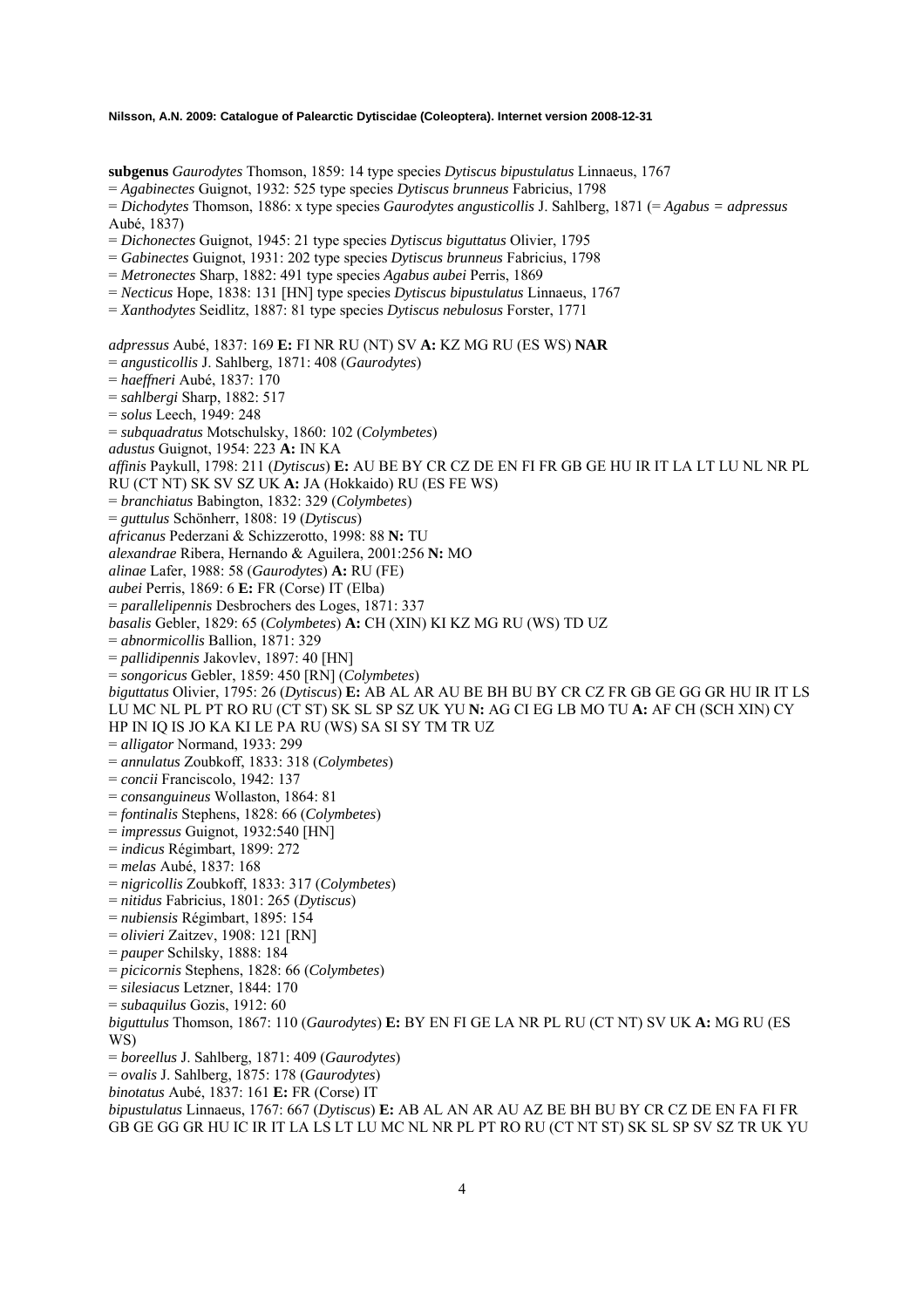**subgenus** *Gaurodytes* Thomson, 1859: 14 type species *Dytiscus bipustulatus* Linnaeus, 1767
= *Agabinectes* Guignot, 1932: 525 type species *Dytiscus brunneus* Fabricius, 1798
= *Dichodytes* Thomson, 1886: x type species *Gaurodytes angusticollis* J. Sahlberg, 1871 (= *Agabus = adpressus* Aubé, 1837)
= *Dichonectes* Guignot, 1945: 21 type species *Dytiscus biguttatus* Olivier, 1795
= *Gabinectes* Guignot, 1931: 202 type species *Dytiscus brunneus* Fabricius, 1798
= *Metronectes* Sharp, 1882: 491 type species *Agabus aubei* Perris, 1869
= *Necticus* Hope, 1838: 131 [HN] type species *Dytiscus bipustulatus* Linnaeus, 1767
= *Xanthodytes* Seidlitz, 1887: 81 type species *Dytiscus nebulosus* Forster, 1771

*adpressus* Aubé, 1837: 169 **E:** FI NR RU (NT) SV **A:** KZ MG RU (ES WS) **NAR**
= *angusticollis* J. Sahlberg, 1871: 408 (*Gaurodytes*)
= *haeffneri* Aubé, 1837: 170
= *sahlbergi* Sharp, 1882: 517
= *solus* Leech, 1949: 248
= *subquadratus* Motschulsky, 1860: 102 (*Colymbetes*)
*adustus* Guignot, 1954: 223 **A:** IN KA
*affinis* Paykull, 1798: 211 (*Dytiscus*) **E:** AU BE BY CR CZ DE EN FI FR GB GE HU IR IT LA LT LU NL NR PL RU (CT NT) SK SV SZ UK **A:** JA (Hokkaido) RU (ES FE WS)
= *branchiatus* Babington, 1832: 329 (*Colymbetes*)
= *guttulus* Schönherr, 1808: 19 (*Dytiscus*)
*africanus* Pederzani & Schizzerotto, 1998: 88 **N:** TU
*alexandrae* Ribera, Hernando & Aguilera, 2001:256 **N:** MO
*alinae* Lafer, 1988: 58 (*Gaurodytes*) **A:** RU (FE)
*aubei* Perris, 1869: 6 **E:** FR (Corse) IT (Elba)
= *parallelipennis* Desbrochers des Loges, 1871: 337
*basalis* Gebler, 1829: 65 (*Colymbetes*) **A:** CH (XIN) KI KZ MG RU (WS) TD UZ
= *abnormicollis* Ballion, 1871: 329
= *pallidipennis* Jakovlev, 1897: 40 [HN]
= *songoricus* Gebler, 1859: 450 [RN] (*Colymbetes*)
*biguttatus* Olivier, 1795: 26 (*Dytiscus*) **E:** AB AL AR AU BE BH BU BY CR CZ FR GB GE GG GR HU IR IT LS LU MC NL PL PT RO RU (CT ST) SK SL SP SZ UK YU **N:** AG CI EG LB MO TU **A:** AF CH (SCH XIN) CY HP IN IQ IS JO KA KI LE PA RU (WS) SA SI SY TM TR UZ
= *alligator* Normand, 1933: 299
= *annulatus* Zoubkoff, 1833: 318 (*Colymbetes*)
= *concii* Franciscolo, 1942: 137
= *consanguineus* Wollaston, 1864: 81
= *fontinalis* Stephens, 1828: 66 (*Colymbetes*)
= *impressus* Guignot, 1932:540 [HN]
= *indicus* Régimbart, 1899: 272
= *melas* Aubé, 1837: 168
= *nigricollis* Zoubkoff, 1833: 317 (*Colymbetes*)
= *nitidus* Fabricius, 1801: 265 (*Dytiscus*)
= *nubiensis* Régimbart, 1895: 154
= *olivieri* Zaitzev, 1908: 121 [RN]
= *pauper* Schilsky, 1888: 184
= *picicornis* Stephens, 1828: 66 (*Colymbetes*)
= *silesiacus* Letzner, 1844: 170
= *subaquilus* Gozis, 1912: 60
*biguttulus* Thomson, 1867: 110 (*Gaurodytes*) **E:** BY EN FI GE LA NR PL RU (CT NT) SV UK **A:** MG RU (ES WS)
= *boreellus* J. Sahlberg, 1871: 409 (*Gaurodytes*)
= *ovalis* J. Sahlberg, 1875: 178 (*Gaurodytes*)
*binotatus* Aubé, 1837: 161 **E:** FR (Corse) IT
*bipustulatus* Linnaeus, 1767: 667 (*Dytiscus*) **E:** AB AL AN AR AU AZ BE BH BU BY CR CZ DE EN FA FI FR GB GE GG GR HU IC IR IT LA LS LT LU MC NL NR PL PT RO RU (CT NT ST) SK SL SP SV SZ TR UK YU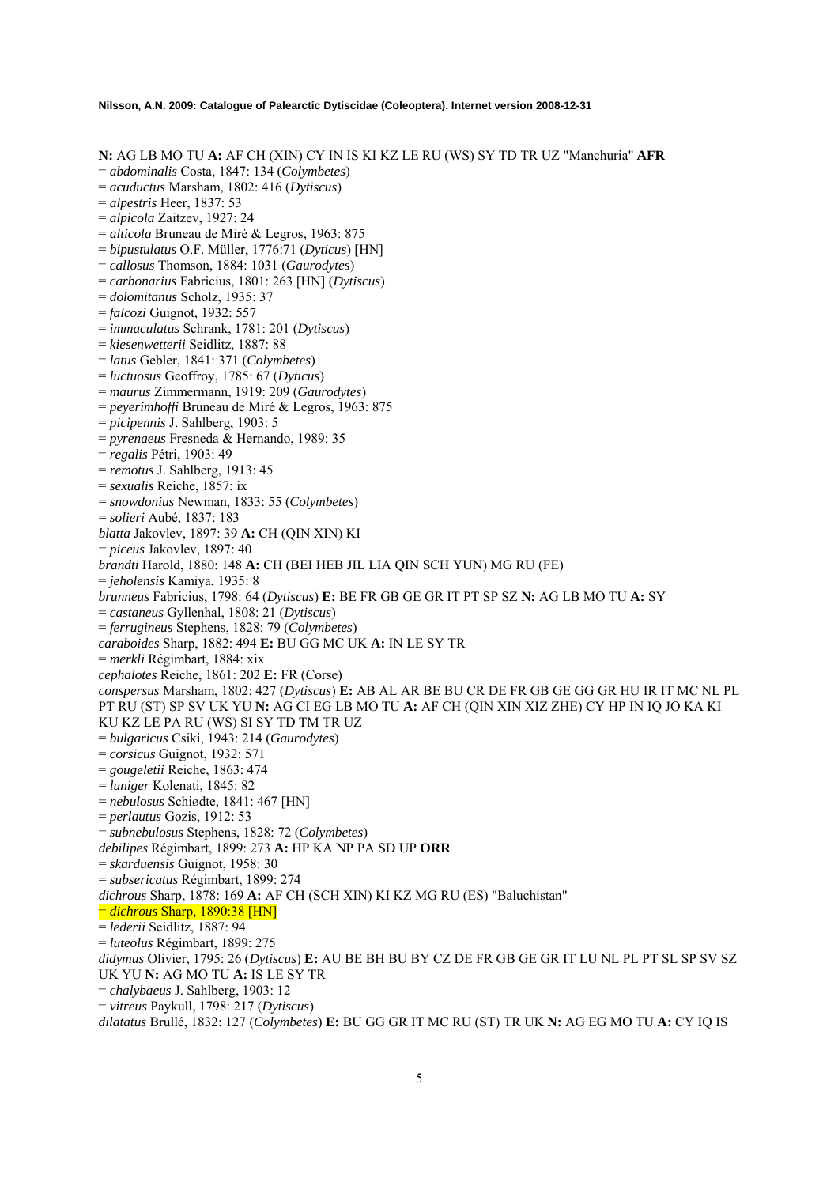**N:** AG LB MO TU **A:** AF CH (XIN) CY IN IS KI KZ LE RU (WS) SY TD TR UZ "Manchuria" **AFR**
= *abdominalis* Costa, 1847: 134 (*Colymbetes*)
= *acuductus* Marsham, 1802: 416 (*Dytiscus*)
= *alpestris* Heer, 1837: 53
= *alpicola* Zaitzev, 1927: 24
= *alticola* Bruneau de Miré & Legros, 1963: 875
= *bipustulatus* O.F. Müller, 1776:71 (*Dyticus*) [HN]
= *callosus* Thomson, 1884: 1031 (*Gaurodytes*)
= *carbonarius* Fabricius, 1801: 263 [HN] (*Dytiscus*)
= *dolomitanus* Scholz, 1935: 37
= *falcozi* Guignot, 1932: 557
= *immaculatus* Schrank, 1781: 201 (*Dytiscus*)
= *kiesenwetterii* Seidlitz, 1887: 88
= *latus* Gebler, 1841: 371 (*Colymbetes*)
= *luctuosus* Geoffroy, 1785: 67 (*Dyticus*)
= *maurus* Zimmermann, 1919: 209 (*Gaurodytes*)
= *peyerimhoffi* Bruneau de Miré & Legros, 1963: 875
= *picipennis* J. Sahlberg, 1903: 5
= *pyrenaeus* Fresneda & Hernando, 1989: 35
= *regalis* Pétri, 1903: 49
= *remotus* J. Sahlberg, 1913: 45
= *sexualis* Reiche, 1857: ix
= *snowdonius* Newman, 1833: 55 (*Colymbetes*)
= *solieri* Aubé, 1837: 183
*blatta* Jakovlev, 1897: 39 **A:** CH (QIN XIN) KI
= *piceus* Jakovlev, 1897: 40
*brandti* Harold, 1880: 148 **A:** CH (BEI HEB JIL LIA QIN SCH YUN) MG RU (FE)
= *jeholensis* Kamiya, 1935: 8
*brunneus* Fabricius, 1798: 64 (*Dytiscus*) **E:** BE FR GB GE GR IT PT SP SZ **N:** AG LB MO TU **A:** SY
= *castaneus* Gyllenhal, 1808: 21 (*Dytiscus*)
= *ferrugineus* Stephens, 1828: 79 (*Colymbetes*)
*caraboides* Sharp, 1882: 494 **E:** BU GG MC UK **A:** IN LE SY TR
= *merkli* Régimbart, 1884: xix
*cephalotes* Reiche, 1861: 202 **E:** FR (Corse)
*conspersus* Marsham, 1802: 427 (*Dytiscus*) **E:** AB AL AR BE BU CR DE FR GB GE GG GR HU IR IT MC NL PL PT RU (ST) SP SV UK YU **N:** AG CI EG LB MO TU **A:** AF CH (QIN XIN XIZ ZHE) CY HP IN IQ JO KA KI KU KZ LE PA RU (WS) SI SY TD TM TR UZ
= *bulgaricus* Csiki, 1943: 214 (*Gaurodytes*)
= *corsicus* Guignot, 1932: 571
= *gougeletii* Reiche, 1863: 474
= *luniger* Kolenati, 1845: 82
= *nebulosus* Schiødte, 1841: 467 [HN]
= *perlautus* Gozis, 1912: 53
= *subnebulosus* Stephens, 1828: 72 (*Colymbetes*)
*debilipes* Régimbart, 1899: 273 **A:** HP KA NP PA SD UP **ORR**
= *skarduensis* Guignot, 1958: 30
= *subsericatus* Régimbart, 1899: 274
*dichrous* Sharp, 1878: 169 **A:** AF CH (SCH XIN) KI KZ MG RU (ES) "Baluchistan"
= *dichrous* Sharp, 1890:38 [HN]
= *lederii* Seidlitz, 1887: 94
= *luteolus* Régimbart, 1899: 275
*didymus* Olivier, 1795: 26 (*Dytiscus*) **E:** AU BE BH BU BY CZ DE FR GB GE GR IT LU NL PL PT SL SP SV SZ UK YU **N:** AG MO TU **A:** IS LE SY TR
= *chalybaeus* J. Sahlberg, 1903: 12
= *vitreus* Paykull, 1798: 217 (*Dytiscus*)
*dilatatus* Brullé, 1832: 127 (*Colymbetes*) **E:** BU GG GR IT MC RU (ST) TR UK **N:** AG EG MO TU **A:** CY IQ IS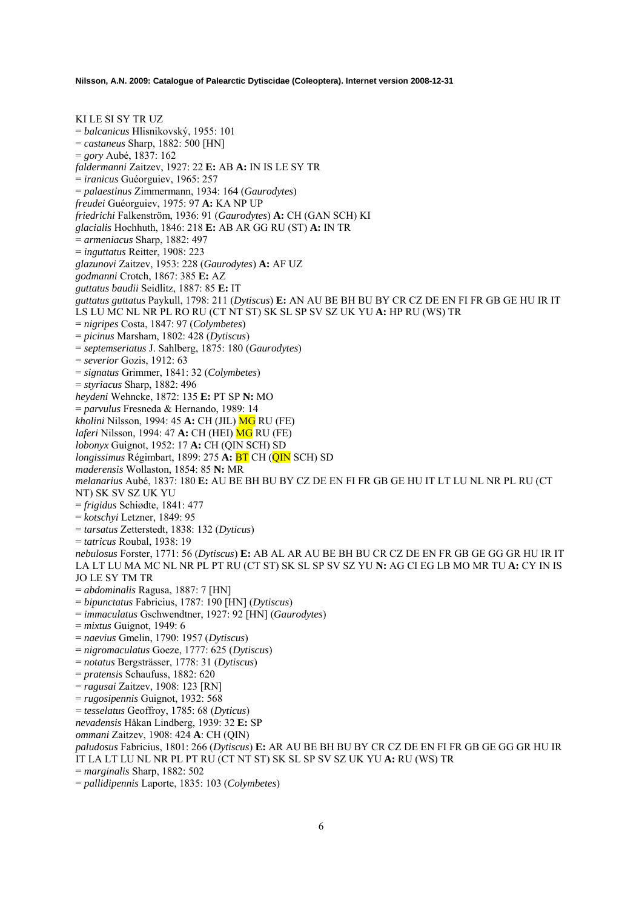KI LE SI SY TR UZ

= *balcanicus* Hlisnikovský, 1955: 101
= *castaneus* Sharp, 1882: 500 [HN]
= *gory* Aubé, 1837: 162

*faldermanni* Zaitzev, 1927: 22 **E:** AB **A:** IN IS LE SY TR
= *iranicus* Guéorguiev, 1965: 257
= *palaestinus* Zimmermann, 1934: 164 (*Gaurodytes*)

*freudei* Guéorguiev, 1975: 97 **A:** KA NP UP

*friedrichi* Falkenström, 1936: 91 (*Gaurodytes*) **A:** CH (GAN SCH) KI

*glacialis* Hochhuth, 1846: 218 **E:** AB AR GG RU (ST) **A:** IN TR
= *armeniacus* Sharp, 1882: 497
= *inguttatus* Reitter, 1908: 223

*glazunovi* Zaitzev, 1953: 228 (*Gaurodytes*) **A:** AF UZ

*godmanni* Crotch, 1867: 385 **E:** AZ

*guttatus baudii* Seidlitz, 1887: 85 **E:** IT

*guttatus guttatus* Paykull, 1798: 211 (*Dytiscus*) **E:** AN AU BE BH BU BY CR CZ DE EN FI FR GB GE HU IR IT LS LU MC NL NR PL RO RU (CT NT ST) SK SL SP SV SZ UK YU **A:** HP RU (WS) TR
= *nigripes* Costa, 1847: 97 (*Colymbetes*)
= *picinus* Marsham, 1802: 428 (*Dytiscus*)
= *septemseriatus* J. Sahlberg, 1875: 180 (*Gaurodytes*)
= *severior* Gozis, 1912: 63
= *signatus* Grimmer, 1841: 32 (*Colymbetes*)
= *styriacus* Sharp, 1882: 496

*heydeni* Wehncke, 1872: 135 **E:** PT SP **N:** MO
= *parvulus* Fresneda & Hernando, 1989: 14

*kholini* Nilsson, 1994: 45 **A:** CH (JIL) MG RU (FE)

*laferi* Nilsson, 1994: 47 **A:** CH (HEI) MG RU (FE)

*lobonyx* Guignot, 1952: 17 **A:** CH (QIN SCH) SD

*longissimus* Régimbart, 1899: 275 **A:** BT CH (QIN SCH) SD

*maderensis* Wollaston, 1854: 85 **N:** MR

*melanarius* Aubé, 1837: 180 **E:** AU BE BH BU BY CZ DE EN FI FR GB GE HU IT LT LU NL NR PL RU (CT NT) SK SV SZ UK YU
= *frigidus* Schiødte, 1841: 477
= *kotschyi* Letzner, 1849: 95
= *tarsatus* Zetterstedt, 1838: 132 (*Dyticus*)
= *tatricus* Roubal, 1938: 19

*nebulosus* Forster, 1771: 56 (*Dytiscus*) **E:** AB AL AR AU BE BH BU CR CZ DE EN FR GB GE GG GR HU IR IT LA LT LU MA MC NL NR PL PT RU (CT ST) SK SL SP SV SZ YU **N:** AG CI EG LB MO MR TU **A:** CY IN IS JO LE SY TM TR
= *abdominalis* Ragusa, 1887: 7 [HN]
= *bipunctatus* Fabricius, 1787: 190 [HN] (*Dytiscus*)
= *immaculatus* Gschwendtner, 1927: 92 [HN] (*Gaurodytes*)
= *mixtus* Guignot, 1949: 6
= *naevius* Gmelin, 1790: 1957 (*Dytiscus*)
= *nigromaculatus* Goeze, 1777: 625 (*Dytiscus*)
= *notatus* Bergsträsser, 1778: 31 (*Dytiscus*)
= *pratensis* Schaufuss, 1882: 620
= *ragusai* Zaitzev, 1908: 123 [RN]
= *rugosipennis* Guignot, 1932: 568
= *tesselatus* Geoffroy, 1785: 68 (*Dyticus*)

*nevadensis* Håkan Lindberg, 1939: 32 **E:** SP

*ommani* Zaitzev, 1908: 424 **A**: CH (QIN)

*paludosus* Fabricius, 1801: 266 (*Dytiscus*) **E:** AR AU BE BH BU BY CR CZ DE EN FI FR GB GE GG GR HU IR IT LA LT LU NL NR PL PT RU (CT NT ST) SK SL SP SV SZ UK YU **A:** RU (WS) TR
= *marginalis* Sharp, 1882: 502
= *pallidipennis* Laporte, 1835: 103 (*Colymbetes*)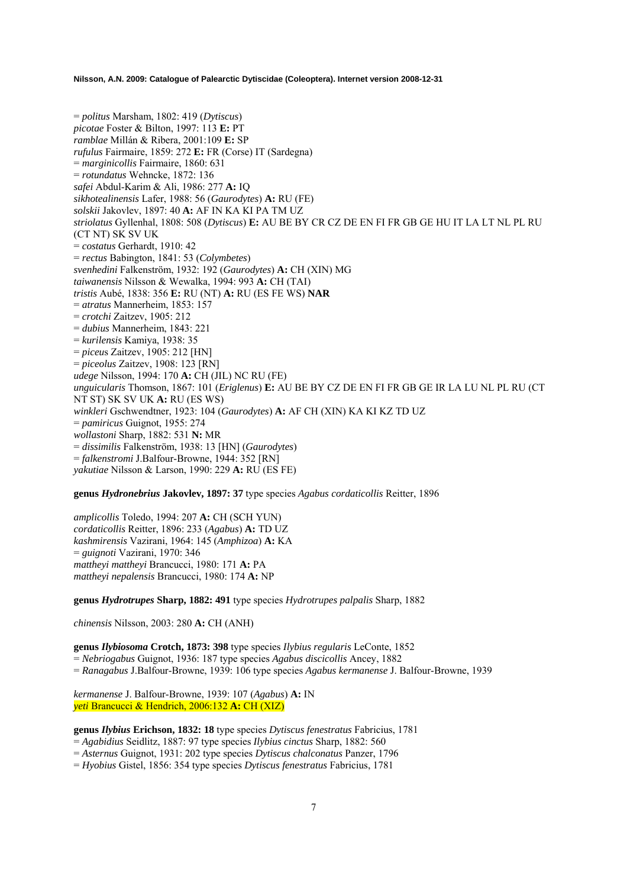= *politus* Marsham, 1802: 419 (*Dytiscus*)
*picotae* Foster & Bilton, 1997: 113 **E:** PT
*ramblae* Millán & Ribera, 2001:109 **E:** SP
*rufulus* Fairmaire, 1859: 272 **E:** FR (Corse) IT (Sardegna)
= *marginicollis* Fairmaire, 1860: 631
= *rotundatus* Wehncke, 1872: 136
*safei* Abdul-Karim & Ali, 1986: 277 **A:** IQ
*sikhotealinensis* Lafer, 1988: 56 (*Gaurodytes*) **A:** RU (FE)
*solskii* Jakovlev, 1897: 40 **A:** AF IN KA KI PA TM UZ
*striolatus* Gyllenhal, 1808: 508 (*Dytiscus*) **E:** AU BE BY CR CZ DE EN FI FR GB GE HU IT LA LT NL PL RU (CT NT) SK SV UK
= *costatus* Gerhardt, 1910: 42
= *rectus* Babington, 1841: 53 (*Colymbetes*)
*svenhedini* Falkenström, 1932: 192 (*Gaurodytes*) **A:** CH (XIN) MG
*taiwanensis* Nilsson & Wewalka, 1994: 993 **A:** CH (TAI)
*tristis* Aubé, 1838: 356 **E:** RU (NT) **A:** RU (ES FE WS) **NAR**
= *atratus* Mannerheim, 1853: 157
= *crotchi* Zaitzev, 1905: 212
= *dubius* Mannerheim, 1843: 221
= *kurilensis* Kamiya, 1938: 35
= *piceus* Zaitzev, 1905: 212 [HN]
= *piceolus* Zaitzev, 1908: 123 [RN]
*udege* Nilsson, 1994: 170 **A:** CH (JIL) NC RU (FE)
*unguicularis* Thomson, 1867: 101 (*Eriglenus*) **E:** AU BE BY CZ DE EN FI FR GB GE IR LA LU NL PL RU (CT NT ST) SK SV UK **A:** RU (ES WS)
*winkleri* Gschwendtner, 1923: 104 (*Gaurodytes*) **A:** AF CH (XIN) KA KI KZ TD UZ
= *pamiricus* Guignot, 1955: 274
*wollastoni* Sharp, 1882: 531 **N:** MR
= *dissimilis* Falkenström, 1938: 13 [HN] (*Gaurodytes*)
= *falkenstromi* J.Balfour-Browne, 1944: 352 [RN]
*yakutiae* Nilsson & Larson, 1990: 229 **A:** RU (ES FE)

**genus *Hydronebrius* Jakovlev, 1897: 37** type species *Agabus cordaticollis* Reitter, 1896

*amplicollis* Toledo, 1994: 207 **A:** CH (SCH YUN)
*cordaticollis* Reitter, 1896: 233 (*Agabus*) **A:** TD UZ
*kashmirensis* Vazirani, 1964: 145 (*Amphizoa*) **A:** KA
= *guignoti* Vazirani, 1970: 346
*mattheyi mattheyi* Brancucci, 1980: 171 **A:** PA
*mattheyi nepalensis* Brancucci, 1980: 174 **A:** NP

**genus *Hydrotrupes* Sharp, 1882: 491** type species *Hydrotrupes palpalis* Sharp, 1882

*chinensis* Nilsson, 2003: 280 **A:** CH (ANH)

**genus *Ilybiosoma* Crotch, 1873: 398** type species *Ilybius regularis* LeConte, 1852
= *Nebriogabus* Guignot, 1936: 187 type species *Agabus discicollis* Ancey, 1882
= *Ranagabus* J.Balfour-Browne, 1939: 106 type species *Agabus kermanense* J. Balfour-Browne, 1939

*kermanense* J. Balfour-Browne, 1939: 107 (*Agabus*) **A:** IN
*yeti* Brancucci & Hendrich, 2006:132 **A:** CH (XIZ)

**genus *Ilybius* Erichson, 1832: 18** type species *Dytiscus fenestratus* Fabricius, 1781
= *Agabidius* Seidlitz, 1887: 97 type species *Ilybius cinctus* Sharp, 1882: 560
= *Asternus* Guignot, 1931: 202 type species *Dytiscus chalconatus* Panzer, 1796
= *Hyobius* Gistel, 1856: 354 type species *Dytiscus fenestratus* Fabricius, 1781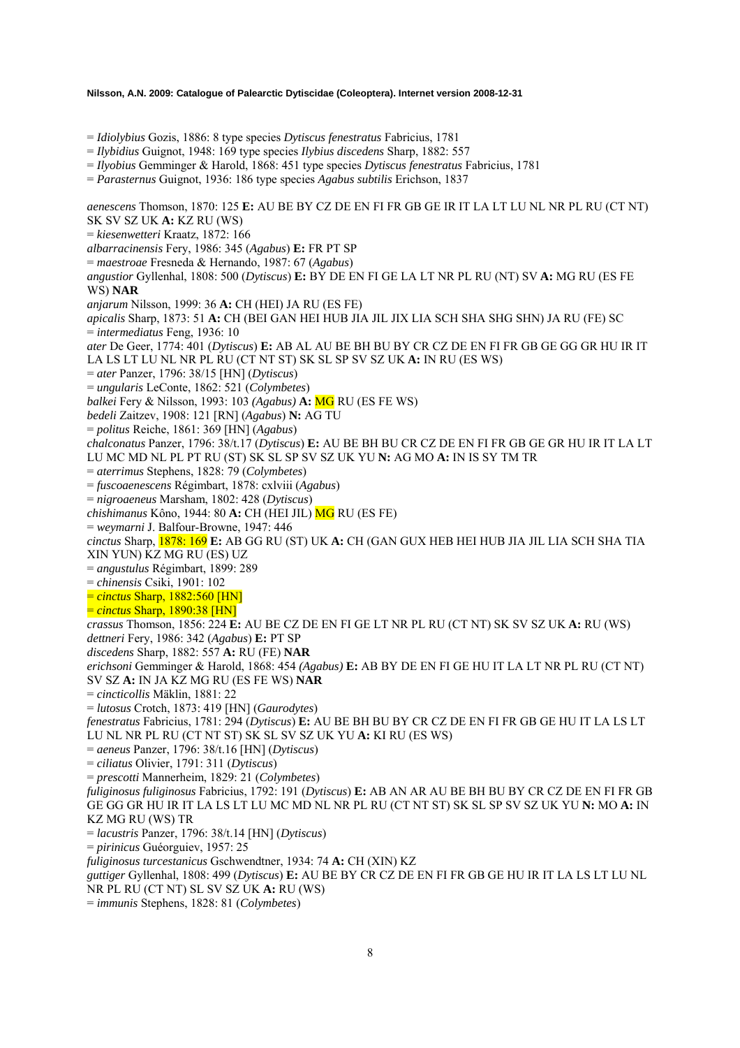= *Idiolybius* Gozis, 1886: 8 type species *Dytiscus fenestratus* Fabricius, 1781
= *Ilybidius* Guignot, 1948: 169 type species *Ilybius discedens* Sharp, 1882: 557
= *Ilyobius* Gemminger & Harold, 1868: 451 type species *Dytiscus fenestratus* Fabricius, 1781
= *Parasternus* Guignot, 1936: 186 type species *Agabus subtilis* Erichson, 1837

*aenescens* Thomson, 1870: 125 **E:** AU BE BY CZ DE EN FI FR GB GE IR IT LA LT LU NL NR PL RU (CT NT) SK SV SZ UK **A:** KZ RU (WS)
= *kiesenwetteri* Kraatz, 1872: 166
*albarracinensis* Fery, 1986: 345 (*Agabus*) **E:** FR PT SP
= *maestroae* Fresneda & Hernando, 1987: 67 (*Agabus*)
*angustior* Gyllenhal, 1808: 500 (*Dytiscus*) **E:** BY DE EN FI GE LA LT NR PL RU (NT) SV **A:** MG RU (ES FE WS) **NAR**
*anjarum* Nilsson, 1999: 36 **A:** CH (HEI) JA RU (ES FE)
*apicalis* Sharp, 1873: 51 **A:** CH (BEI GAN HEI HUB JIA JIL JIX LIA SCH SHA SHG SHN) JA RU (FE) SC
= *intermediatus* Feng, 1936: 10
*ater* De Geer, 1774: 401 (*Dytiscus*) **E:** AB AL AU BE BH BU BY CR CZ DE EN FI FR GB GE GG GR HU IR IT LA LS LT LU NL NR PL RU (CT NT ST) SK SL SP SV SZ UK **A:** IN RU (ES WS)
= *ater* Panzer, 1796: 38/15 [HN] (*Dytiscus*)
= *ungularis* LeConte, 1862: 521 (*Colymbetes*)
*balkei* Fery & Nilsson, 1993: 103 *(Agabus)* **A:** MG RU (ES FE WS)
*bedeli* Zaitzev, 1908: 121 [RN] (*Agabus*) **N:** AG TU
= *politus* Reiche, 1861: 369 [HN] (*Agabus*)
*chalconatus* Panzer, 1796: 38/t.17 (*Dytiscus*) **E:** AU BE BH BU CR CZ DE EN FI FR GB GE GR HU IR IT LA LT LU MC MD NL PL PT RU (ST) SK SL SP SV SZ UK YU **N:** AG MO **A:** IN IS SY TM TR
= *aterrimus* Stephens, 1828: 79 (*Colymbetes*)
= *fuscoaenescens* Régimbart, 1878: cxlviii (*Agabus*)
= *nigroaeneus* Marsham, 1802: 428 (*Dytiscus*)
*chishimanus* Kôno, 1944: 80 **A:** CH (HEI JIL) MG RU (ES FE)
= *weymarni* J. Balfour-Browne, 1947: 446
*cinctus* Sharp, 1878: 169 **E:** AB GG RU (ST) UK **A:** CH (GAN GUX HEB HEI HUB JIA JIL LIA SCH SHA TIA XIN YUN) KZ MG RU (ES) UZ
= *angustulus* Régimbart, 1899: 289
= *chinensis* Csiki, 1901: 102
= *cinctus* Sharp, 1882:560 [HN]
= *cinctus* Sharp, 1890:38 [HN]
*crassus* Thomson, 1856: 224 **E:** AU BE CZ DE EN FI GE LT NR PL RU (CT NT) SK SV SZ UK **A:** RU (WS)
*dettneri* Fery, 1986: 342 (*Agabus*) **E:** PT SP
*discedens* Sharp, 1882: 557 **A:** RU (FE) **NAR**
*erichsoni* Gemminger & Harold, 1868: 454 *(Agabus)* **E:** AB BY DE EN FI GE HU IT LA LT NR PL RU (CT NT) SV SZ **A:** IN JA KZ MG RU (ES FE WS) **NAR**
= *cincticollis* Mäklin, 1881: 22
= *lutosus* Crotch, 1873: 419 [HN] (*Gaurodytes*)
*fenestratus* Fabricius, 1781: 294 (*Dytiscus*) **E:** AU BE BH BU BY CR CZ DE EN FI FR GB GE HU IT LA LS LT LU NL NR PL RU (CT NT ST) SK SL SV SZ UK YU **A:** KI RU (ES WS)
= *aeneus* Panzer, 1796: 38/t.16 [HN] (*Dytiscus*)
= *ciliatus* Olivier, 1791: 311 (*Dytiscus*)
= *prescotti* Mannerheim, 1829: 21 (*Colymbetes*)
*fuliginosus fuliginosus* Fabricius, 1792: 191 (*Dytiscus*) **E:** AB AN AR AU BE BH BU BY CR CZ DE EN FI FR GB GE GG GR HU IR IT LA LS LT LU MC MD NL NR PL RU (CT NT ST) SK SL SP SV SZ UK YU **N:** MO **A:** IN KZ MG RU (WS) TR
= *lacustris* Panzer, 1796: 38/t.14 [HN] (*Dytiscus*)
= *pirinicus* Guéorguiev, 1957: 25
*fuliginosus turcestanicus* Gschwendtner, 1934: 74 **A:** CH (XIN) KZ
*guttiger* Gyllenhal, 1808: 499 (*Dytiscus*) **E:** AU BE BY CR CZ DE EN FI FR GB GE HU IR IT LA LS LT LU NL NR PL RU (CT NT) SL SV SZ UK **A:** RU (WS)
= *immunis* Stephens, 1828: 81 (*Colymbetes*)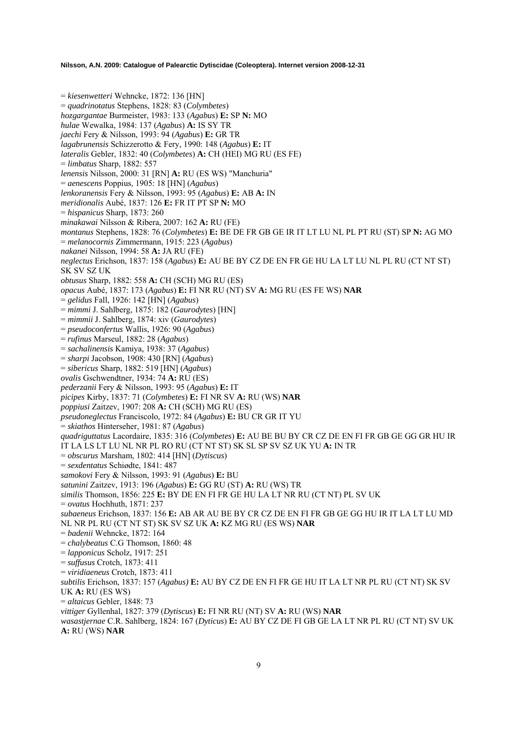= *kiesenwetteri* Wehncke, 1872: 136 [HN]
= *quadrinotatus* Stephens, 1828: 83 (*Colymbetes*)
*hozgargantae* Burmeister, 1983: 133 (*Agabus*) **E:** SP **N:** MO
*hulae* Wewalka, 1984: 137 (*Agabus*) **A:** IS SY TR
*jaechi* Fery & Nilsson, 1993: 94 (*Agabus*) **E:** GR TR
*lagabrunensis* Schizzerotto & Fery, 1990: 148 (*Agabus*) **E:** IT
*lateralis* Gebler, 1832: 40 (*Colymbetes*) **A:** CH (HEI) MG RU (ES FE)
= *limbatus* Sharp, 1882: 557
*lenensis* Nilsson, 2000: 31 [RN] **A:** RU (ES WS) "Manchuria"
= *aenescens* Poppius, 1905: 18 [HN] (*Agabus*)
*lenkoranensis* Fery & Nilsson, 1993: 95 (*Agabus*) **E:** AB **A:** IN
*meridionalis* Aubé, 1837: 126 **E:** FR IT PT SP **N:** MO
= *hispanicus* Sharp, 1873: 260
*minakawai* Nilsson & Ribera, 2007: 162 **A:** RU (FE)
*montanus* Stephens, 1828: 76 (*Colymbetes*) **E:** BE DE FR GB GE IR IT LT LU NL PL PT RU (ST) SP **N:** AG MO
= *melanocornis* Zimmermann, 1915: 223 (*Agabus*)
*nakanei* Nilsson, 1994: 58 **A:** JA RU (FE)
*neglectus* Erichson, 1837: 158 (*Agabus*) **E:** AU BE BY CZ DE EN FR GE HU LA LT LU NL PL RU (CT NT ST) SK SV SZ UK
*obtusus* Sharp, 1882: 558 **A:** CH (SCH) MG RU (ES)
*opacus* Aubé, 1837: 173 (*Agabus*) **E:** FI NR RU (NT) SV **A:** MG RU (ES FE WS) **NAR**
= *gelidus* Fall, 1926: 142 [HN] (*Agabus*)
= *mimmi* J. Sahlberg, 1875: 182 (*Gaurodytes*) [HN]
= *mimmii* J. Sahlberg, 1874: xiv (*Gaurodytes*)
= *pseudoconfertus* Wallis, 1926: 90 (*Agabus*)
= *rufinus* Marseul, 1882: 28 (*Agabus*)
= *sachalinensis* Kamiya, 1938: 37 (*Agabus*)
= *sharpi* Jacobson, 1908: 430 [RN] (*Agabus*)
= *sibericus* Sharp, 1882: 519 [HN] (*Agabus*)
*ovalis* Gschwendtner, 1934: 74 **A:** RU (ES)
*pederzanii* Fery & Nilsson, 1993: 95 (*Agabus*) **E:** IT
*picipes* Kirby, 1837: 71 (*Colymbetes*) **E:** FI NR SV **A:** RU (WS) **NAR**
*poppiusi* Zaitzev, 1907: 208 **A:** CH (SCH) MG RU (ES)
*pseudoneglectus* Franciscolo, 1972: 84 (*Agabus*) **E:** BU CR GR IT YU
= *skiathos* Hinterseher, 1981: 87 (*Agabus*)
*quadriguttatus* Lacordaire, 1835: 316 (*Colymbetes*) **E:** AU BE BU BY CR CZ DE EN FI FR GB GE GG GR HU IR IT LA LS LT LU NL NR PL RO RU (CT NT ST) SK SL SP SV SZ UK YU **A:** IN TR
= *obscurus* Marsham, 1802: 414 [HN] (*Dytiscus*)
= *sexdentatus* Schiødte, 1841: 487
*samokovi* Fery & Nilsson, 1993: 91 (*Agabus*) **E:** BU
*satunini* Zaitzev, 1913: 196 (*Agabus*) **E:** GG RU (ST) **A:** RU (WS) TR
*similis* Thomson, 1856: 225 **E:** BY DE EN FI FR GE HU LA LT NR RU (CT NT) PL SV UK
= *ovatus* Hochhuth, 1871: 237
*subaeneus* Erichson, 1837: 156 **E:** AB AR AU BE BY CR CZ DE EN FI FR GB GE GG HU IR IT LA LT LU MD NL NR PL RU (CT NT ST) SK SV SZ UK **A:** KZ MG RU (ES WS) **NAR**
= *badenii* Wehncke, 1872: 164
= *chalybeatus* C.G Thomson, 1860: 48
= *lapponicus* Scholz, 1917: 251
= *suffusus* Crotch, 1873: 411
= *viridiaeneus* Crotch, 1873: 411
*subtilis* Erichson, 1837: 157 (*Agabus)* **E:** AU BY CZ DE EN FI FR GE HU IT LA LT NR PL RU (CT NT) SK SV UK **A:** RU (ES WS)
= *altaicus* Gebler, 1848: 73
*vittiger* Gyllenhal, 1827: 379 (*Dytiscus*) **E:** FI NR RU (NT) SV **A:** RU (WS) **NAR**
*wasastjernae* C.R. Sahlberg, 1824: 167 (*Dyticus*) **E:** AU BY CZ DE FI GB GE LA LT NR PL RU (CT NT) SV UK **A:** RU (WS) **NAR**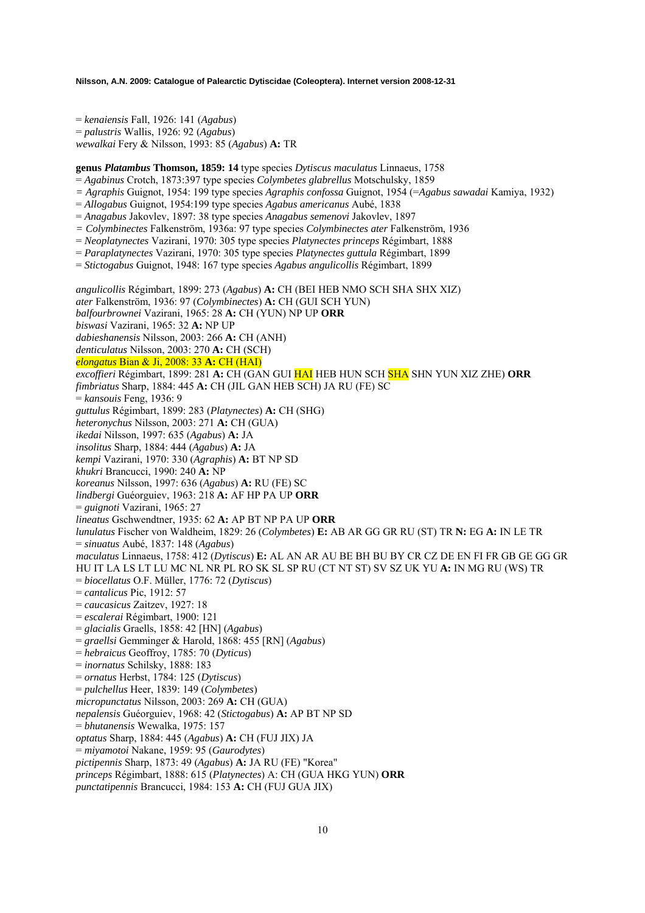= *kenaiensis* Fall, 1926: 141 (*Agabus*)
= *palustris* Wallis, 1926: 92 (*Agabus*)
*wewalkai* Fery & Nilsson, 1993: 85 (*Agabus*) **A:** TR

**genus *Platambus* Thomson, 1859: 14** type species *Dytiscus maculatus* Linnaeus, 1758
= *Agabinus* Crotch, 1873:397 type species *Colymbetes glabrellus* Motschulsky, 1859
= *Agraphis* Guignot, 1954: 199 type species *Agraphis confossa* Guignot, 1954 (=*Agabus sawadai* Kamiya, 1932)
= *Allogabus* Guignot, 1954:199 type species *Agabus americanus* Aubé, 1838
= *Anagabus* Jakovlev, 1897: 38 type species *Anagabus semenovi* Jakovlev, 1897
= *Colymbinectes* Falkenström, 1936a: 97 type species *Colymbinectes ater* Falkenström, 1936
= *Neoplatynectes* Vazirani, 1970: 305 type species *Platynectes princeps* Régimbart, 1888
= *Paraplatynectes* Vazirani, 1970: 305 type species *Platynectes guttula* Régimbart, 1899
= *Stictogabus* Guignot, 1948: 167 type species *Agabus angulicollis* Régimbart, 1899

*angulicollis* Régimbart, 1899: 273 (*Agabus*) **A:** CH (BEI HEB NMO SCH SHA SHX XIZ)
*ater* Falkenström, 1936: 97 (*Colymbinectes*) **A:** CH (GUI SCH YUN)
*balfourbrownei* Vazirani, 1965: 28 **A:** CH (YUN) NP UP **ORR**
*biswasi* Vazirani, 1965: 32 **A:** NP UP
*dabieshanensis* Nilsson, 2003: 266 **A:** CH (ANH)
*denticulatus* Nilsson, 2003: 270 **A:** CH (SCH)
*elongatus* Bian & Ji, 2008: 33 **A:** CH (HAI)
*excoffieri* Régimbart, 1899: 281 **A:** CH (GAN GUI HAI HEB HUN SCH SHA SHN YUN XIZ ZHE) **ORR**
*fimbriatus* Sharp, 1884: 445 **A:** CH (JIL GAN HEB SCH) JA RU (FE) SC
= *kansouis* Feng, 1936: 9
*guttulus* Régimbart, 1899: 283 (*Platynectes*) **A:** CH (SHG)
*heteronychus* Nilsson, 2003: 271 **A:** CH (GUA)
*ikedai* Nilsson, 1997: 635 (*Agabus*) **A:** JA
*insolitus* Sharp, 1884: 444 (*Agabus*) **A:** JA
*kempi* Vazirani, 1970: 330 (*Agraphis*) **A:** BT NP SD
*khukri* Brancucci, 1990: 240 **A:** NP
*koreanus* Nilsson, 1997: 636 (*Agabus*) **A:** RU (FE) SC
*lindbergi* Guéorguiev, 1963: 218 **A:** AF HP PA UP **ORR**
= *guignoti* Vazirani, 1965: 27
*lineatus* Gschwendtner, 1935: 62 **A:** AP BT NP PA UP **ORR**
*lunulatus* Fischer von Waldheim, 1829: 26 (*Colymbetes*) **E:** AB AR GG GR RU (ST) TR **N:** EG **A:** IN LE TR
= *sinuatus* Aubé, 1837: 148 (*Agabus*)
*maculatus* Linnaeus, 1758: 412 (*Dytiscus*) **E:** AL AN AR AU BE BH BU BY CR CZ DE EN FI FR GB GE GG GR HU IT LA LS LT LU MC NL NR PL RO SK SL SP RU (CT NT ST) SV SZ UK YU **A:** IN MG RU (WS) TR
= *biocellatus* O.F. Müller, 1776: 72 (*Dytiscus*)
= *cantalicus* Pic, 1912: 57
= *caucasicus* Zaitzev, 1927: 18
= *escalerai* Régimbart, 1900: 121
= *glacialis* Graells, 1858: 42 [HN] (*Agabus*)
= *graellsi* Gemminger & Harold, 1868: 455 [RN] (*Agabus*)
= *hebraicus* Geoffroy, 1785: 70 (*Dyticus*)
= *inornatus* Schilsky, 1888: 183
= *ornatus* Herbst, 1784: 125 (*Dytiscus*)
= *pulchellus* Heer, 1839: 149 (*Colymbetes*)
*micropunctatus* Nilsson, 2003: 269 **A:** CH (GUA)
*nepalensis* Guéorguiev, 1968: 42 (*Stictogabus*) **A:** AP BT NP SD
= *bhutanensis* Wewalka, 1975: 157
*optatus* Sharp, 1884: 445 (*Agabus*) **A:** CH (FUJ JIX) JA
= *miyamotoi* Nakane, 1959: 95 (*Gaurodytes*)
*pictipennis* Sharp, 1873: 49 (*Agabus*) **A:** JA RU (FE) "Korea"
*princeps* Régimbart, 1888: 615 (*Platynectes*) A: CH (GUA HKG YUN) **ORR**
*punctatipennis* Brancucci, 1984: 153 **A:** CH (FUJ GUA JIX)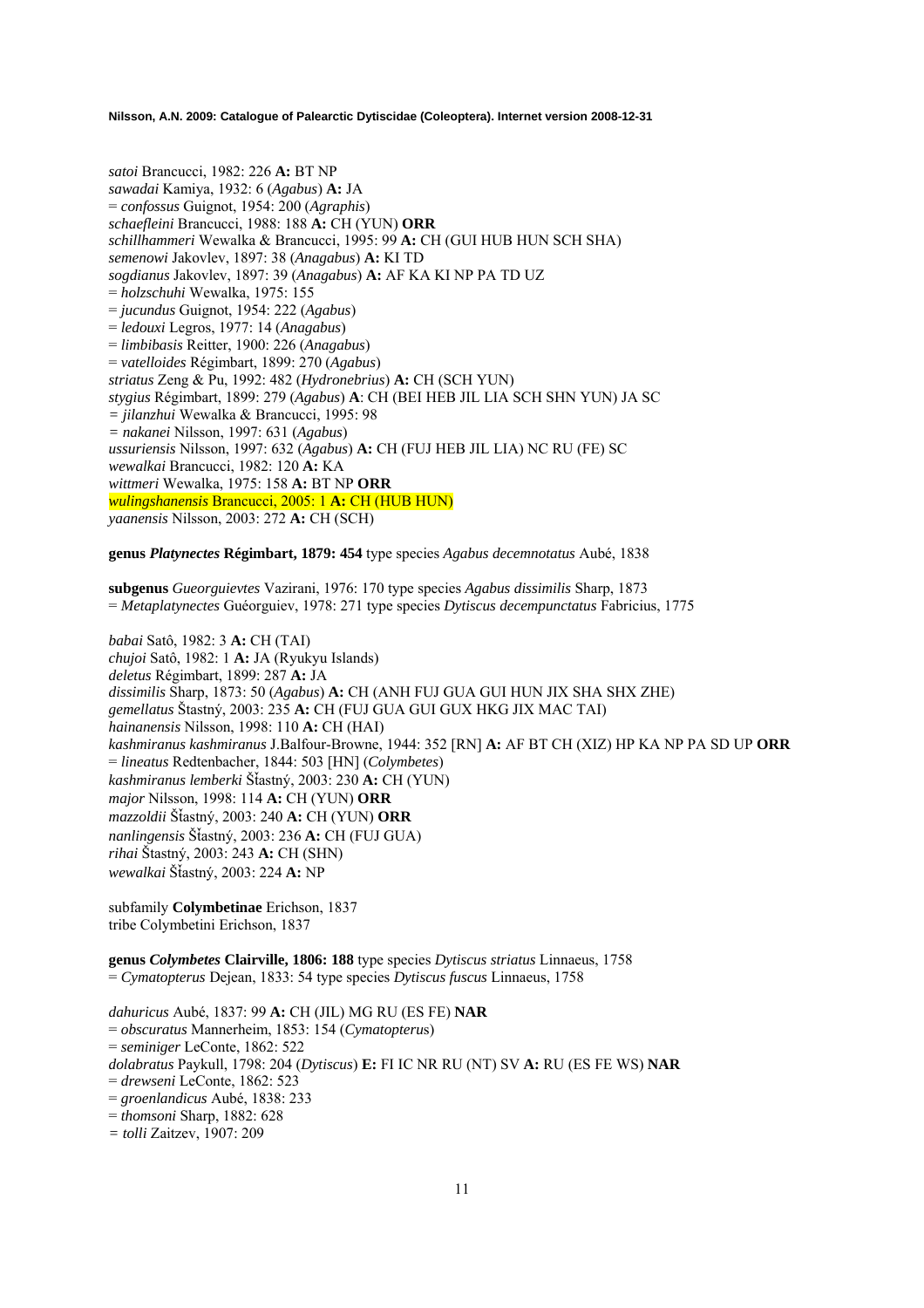*satoi* Brancucci, 1982: 226 **A:** BT NP
*sawadai* Kamiya, 1932: 6 (*Agabus*) **A:** JA
= *confossus* Guignot, 1954: 200 (*Agraphis*)
*schaefleini* Brancucci, 1988: 188 **A:** CH (YUN) **ORR**
*schillhammeri* Wewalka & Brancucci, 1995: 99 **A:** CH (GUI HUB HUN SCH SHA)
*semenowi* Jakovlev, 1897: 38 (*Anagabus*) **A:** KI TD
*sogdianus* Jakovlev, 1897: 39 (*Anagabus*) **A:** AF KA KI NP PA TD UZ
= *holzschuhi* Wewalka, 1975: 155
= *jucundus* Guignot, 1954: 222 (*Agabus*)
= *ledouxi* Legros, 1977: 14 (*Anagabus*)
= *limbibasis* Reitter, 1900: 226 (*Anagabus*)
= *vatelloides* Régimbart, 1899: 270 (*Agabus*)
*striatus* Zeng & Pu, 1992: 482 (*Hydronebrius*) **A:** CH (SCH YUN)
*stygius* Régimbart, 1899: 279 (*Agabus*) **A**: CH (BEI HEB JIL LIA SCH SHN YUN) JA SC
= *jilanzhui* Wewalka & Brancucci, 1995: 98
= *nakanei* Nilsson, 1997: 631 (*Agabus*)
*ussuriensis* Nilsson, 1997: 632 (*Agabus*) **A:** CH (FUJ HEB JIL LIA) NC RU (FE) SC
*wewalkai* Brancucci, 1982: 120 **A:** KA
*wittmeri* Wewalka, 1975: 158 **A:** BT NP **ORR**
*wulingshanensis* Brancucci, 2005: 1 **A:** CH (HUB HUN)
*yaanensis* Nilsson, 2003: 272 **A:** CH (SCH)

**genus *Platynectes* Régimbart, 1879: 454** type species *Agabus decemnotatus* Aubé, 1838

**subgenus** *Gueorguievtes* Vazirani, 1976: 170 type species *Agabus dissimilis* Sharp, 1873
= *Metaplatynectes* Guéorguiev, 1978: 271 type species *Dytiscus decempunctatus* Fabricius, 1775

*babai* Satô, 1982: 3 **A:** CH (TAI)
*chujoi* Satô, 1982: 1 **A:** JA (Ryukyu Islands)
*deletus* Régimbart, 1899: 287 **A:** JA
*dissimilis* Sharp, 1873: 50 (*Agabus*) **A:** CH (ANH FUJ GUA GUI HUN JIX SHA SHX ZHE)
*gemellatus* Štastný, 2003: 235 **A:** CH (FUJ GUA GUI GUX HKG JIX MAC TAI)
*hainanensis* Nilsson, 1998: 110 **A:** CH (HAI)
*kashmiranus kashmiranus* J.Balfour-Browne, 1944: 352 [RN] **A:** AF BT CH (XIZ) HP KA NP PA SD UP **ORR**
= *lineatus* Redtenbacher, 1844: 503 [HN] (*Colymbetes*)
*kashmiranus lemberki* Šťastný, 2003: 230 **A:** CH (YUN)
*major* Nilsson, 1998: 114 **A:** CH (YUN) **ORR**
*mazzoldii* Šťastný, 2003: 240 **A:** CH (YUN) **ORR**
*nanlingensis* Šťastný, 2003: 236 **A:** CH (FUJ GUA)
*rihai* Štastný, 2003: 243 **A:** CH (SHN)
*wewalkai* Šťastný, 2003: 224 **A:** NP

subfamily **Colymbetinae** Erichson, 1837
tribe Colymbetini Erichson, 1837

**genus *Colymbetes* Clairville, 1806: 188** type species *Dytiscus striatus* Linnaeus, 1758
= *Cymatopterus* Dejean, 1833: 54 type species *Dytiscus fuscus* Linnaeus, 1758

*dahuricus* Aubé, 1837: 99 **A:** CH (JIL) MG RU (ES FE) **NAR**
= *obscuratus* Mannerheim, 1853: 154 (*Cymatopterus*)
= *seminiger* LeConte, 1862: 522
*dolabratus* Paykull, 1798: 204 (*Dytiscus*) **E:** FI IC NR RU (NT) SV **A:** RU (ES FE WS) **NAR**
= *drewseni* LeConte, 1862: 523
= *groenlandicus* Aubé, 1838: 233
= *thomsoni* Sharp, 1882: 628
= *tolli* Zaitzev, 1907: 209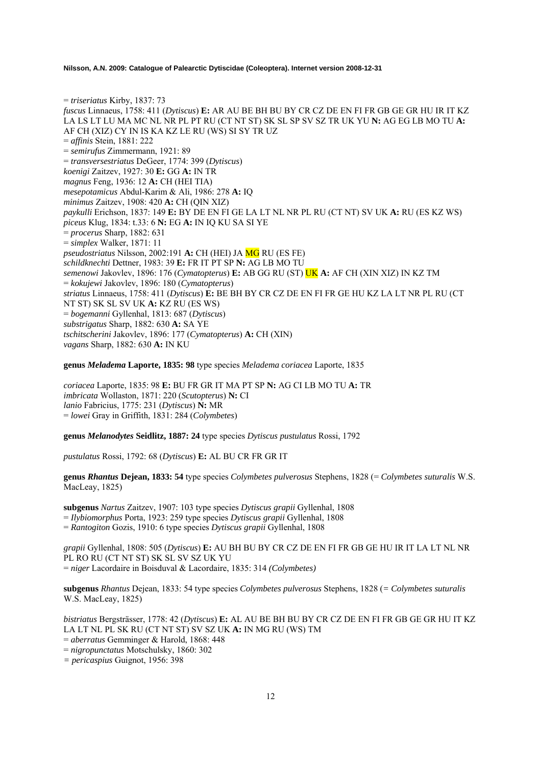= *triseriatus* Kirby, 1837: 73
*fuscus* Linnaeus, 1758: 411 (*Dytiscus*) **E:** AR AU BE BH BU BY CR CZ DE EN FI FR GB GE GR HU IR IT KZ LA LS LT LU MA MC NL NR PL PT RU (CT NT ST) SK SL SP SV SZ TR UK YU **N:** AG EG LB MO TU **A:** AF CH (XIZ) CY IN IS KA KZ LE RU (WS) SI SY TR UZ
= *affinis* Stein, 1881: 222
= *semirufus* Zimmermann, 1921: 89
= *transversestriatus* DeGeer, 1774: 399 (*Dytiscus*)
*koenigi* Zaitzev, 1927: 30 **E:** GG **A:** IN TR
*magnus* Feng, 1936: 12 **A:** CH (HEI TIA)
*mesepotamicus* Abdul-Karim & Ali, 1986: 278 **A:** IQ
*minimus* Zaitzev, 1908: 420 **A:** CH (QIN XIZ)
*paykulli* Erichson, 1837: 149 **E:** BY DE EN FI GE LA LT NL NR PL RU (CT NT) SV UK **A:** RU (ES KZ WS)
*piceus* Klug, 1834: t.33: 6 **N:** EG **A:** IN IQ KU SA SI YE
= *procerus* Sharp, 1882: 631
= *simplex* Walker, 1871: 11
*pseudostriatus* Nilsson, 2002:191 **A:** CH (HEI) JA MG RU (ES FE)
*schildknechti* Dettner, 1983: 39 **E:** FR IT PT SP **N:** AG LB MO TU
*semenowi* Jakovlev, 1896: 176 (*Cymatopterus*) **E:** AB GG RU (ST) UK **A:** AF CH (XIN XIZ) IN KZ TM
= *kokujewi* Jakovlev, 1896: 180 (*Cymatopterus*)
*striatus* Linnaeus, 1758: 411 (*Dytiscus*) **E:** BE BH BY CR CZ DE EN FI FR GE HU KZ LA LT NR PL RU (CT NT ST) SK SL SV UK **A:** KZ RU (ES WS)
= *bogemanni* Gyllenhal, 1813: 687 (*Dytiscus*)
*substrigatus* Sharp, 1882: 630 **A:** SA YE
*tschitscherini* Jakovlev, 1896: 177 (*Cymatopterus*) **A:** CH (XIN)
*vagans* Sharp, 1882: 630 **A:** IN KU

**genus *Meladema* Laporte, 1835: 98** type species *Meladema coriacea* Laporte, 1835

*coriacea* Laporte, 1835: 98 **E:** BU FR GR IT MA PT SP **N:** AG CI LB MO TU **A:** TR
*imbricata* Wollaston, 1871: 220 (*Scutopterus*) **N:** CI
*lanio* Fabricius, 1775: 231 (*Dytiscus*) **N:** MR
= *lowei* Gray in Griffith, 1831: 284 (*Colymbetes*)

**genus *Melanodytes* Seidlitz, 1887: 24** type species *Dytiscus pustulatus* Rossi, 1792

*pustulatus* Rossi, 1792: 68 (*Dytiscus*) **E:** AL BU CR FR GR IT

**genus *Rhantus* Dejean, 1833: 54** type species *Colymbetes pulverosus* Stephens, 1828 (= *Colymbetes suturalis* W.S. MacLeay, 1825)

**subgenus** *Nartus* Zaitzev, 1907: 103 type species *Dytiscus grapii* Gyllenhal, 1808
= *Ilybiomorphus* Porta, 1923: 259 type species *Dytiscus grapii* Gyllenhal, 1808
= *Rantogiton* Gozis, 1910: 6 type species *Dytiscus grapii* Gyllenhal, 1808

*grapii* Gyllenhal, 1808: 505 (*Dytiscus*) **E:** AU BH BU BY CR CZ DE EN FI FR GB GE HU IR IT LA LT NL NR PL RO RU (CT NT ST) SK SL SV SZ UK YU
= *niger* Lacordaire in Boisduval & Lacordaire, 1835: 314 *(Colymbetes)*

**subgenus** *Rhantus* Dejean, 1833: 54 type species *Colymbetes pulverosus* Stephens, 1828 (= *Colymbetes suturalis* W.S. MacLeay, 1825)

*bistriatus* Bergsträsser, 1778: 42 (*Dytiscus*) **E:** AL AU BE BH BU BY CR CZ DE EN FI FR GB GE GR HU IT KZ LA LT NL PL SK RU (CT NT ST) SV SZ UK **A:** IN MG RU (WS) TM
= *aberratus* Gemminger & Harold, 1868: 448
= *nigropunctatus* Motschulsky, 1860: 302
= *pericaspius* Guignot, 1956: 398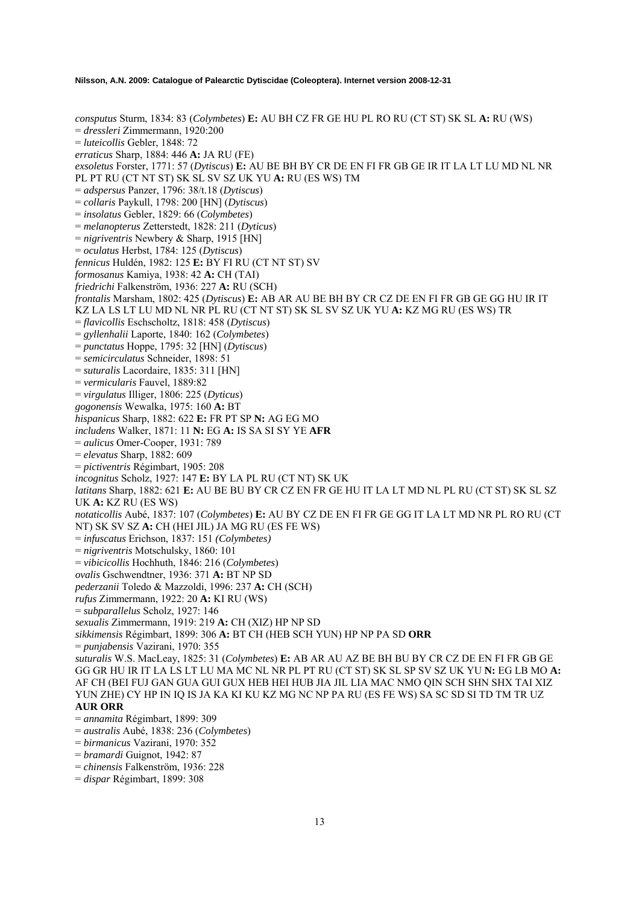*consputus* Sturm, 1834: 83 (*Colymbetes*) **E:** AU BH CZ FR GE HU PL RO RU (CT ST) SK SL **A:** RU (WS)
= *dressleri* Zimmermann, 1920:200
= *luteicollis* Gebler, 1848: 72
*erraticus* Sharp, 1884: 446 **A:** JA RU (FE)
*exsoletus* Forster, 1771: 57 (*Dytiscus*) **E:** AU BE BH BY CR DE EN FI FR GB GE IR IT LA LT LU MD NL NR PL PT RU (CT NT ST) SK SL SV SZ UK YU **A:** RU (ES WS) TM
= *adspersus* Panzer, 1796: 38/t.18 (*Dytiscus*)
= *collaris* Paykull, 1798: 200 [HN] (*Dytiscus*)
= *insolatus* Gebler, 1829: 66 (*Colymbetes*)
= *melanopterus* Zetterstedt, 1828: 211 (*Dyticus*)
= *nigriventris* Newbery & Sharp, 1915 [HN]
= *oculatus* Herbst, 1784: 125 (*Dytiscus*)
*fennicus* Huldén, 1982: 125 **E:** BY FI RU (CT NT ST) SV
*formosanus* Kamiya, 1938: 42 **A:** CH (TAI)
*friedrichi* Falkenström, 1936: 227 **A:** RU (SCH)
*frontalis* Marsham, 1802: 425 (*Dytiscus*) **E:** AB AR AU BE BH BY CR CZ DE EN FI FR GB GE GG HU IR IT KZ LA LS LT LU MD NL NR PL RU (CT NT ST) SK SL SV SZ UK YU **A:** KZ MG RU (ES WS) TR
= *flavicollis* Eschscholtz, 1818: 458 (*Dytiscus*)
= *gyllenhalii* Laporte, 1840: 162 (*Colymbetes*)
= *punctatus* Hoppe, 1795: 32 [HN] (*Dytiscus*)
= *semicirculatus* Schneider, 1898: 51
= *suturalis* Lacordaire, 1835: 311 [HN]
= *vermicularis* Fauvel, 1889:82
= *virgulatus* Illiger, 1806: 225 (*Dyticus*)
*gogonensis* Wewalka, 1975: 160 **A:** BT
*hispanicus* Sharp, 1882: 622 **E:** FR PT SP **N:** AG EG MO
*includens* Walker, 1871: 11 **N:** EG **A:** IS SA SI SY YE **AFR**
= *aulicus* Omer-Cooper, 1931: 789
= *elevatus* Sharp, 1882: 609
= *pictiventris* Régimbart, 1905: 208
*incognitus* Scholz, 1927: 147 **E:** BY LA PL RU (CT NT) SK UK
*latitans* Sharp, 1882: 621 **E:** AU BE BU BY CR CZ EN FR GE HU IT LA LT MD NL PL RU (CT ST) SK SL SZ UK **A:** KZ RU (ES WS)
*notaticollis* Aubé, 1837: 107 (*Colymbetes*) **E:** AU BY CZ DE EN FI FR GE GG IT LA LT MD NR PL RO RU (CT NT) SK SV SZ **A:** CH (HEI JIL) JA MG RU (ES FE WS)
= *infuscatus* Erichson, 1837: 151 *(Colymbetes)*
= *nigriventris* Motschulsky, 1860: 101
= *vibicicollis* Hochhuth, 1846: 216 (*Colymbetes*)
*ovalis* Gschwendtner, 1936: 371 **A:** BT NP SD
*pederzanii* Toledo & Mazzoldi, 1996: 237 **A:** CH (SCH)
*rufus* Zimmermann, 1922: 20 **A:** KI RU (WS)
= *subparallelus* Scholz, 1927: 146
*sexualis* Zimmermann, 1919: 219 **A:** CH (XIZ) HP NP SD
*sikkimensis* Régimbart, 1899: 306 **A:** BT CH (HEB SCH YUN) HP NP PA SD **ORR**
= *punjabensis* Vazirani, 1970: 355
*suturalis* W.S. MacLeay, 1825: 31 (*Colymbetes*) **E:** AB AR AU AZ BE BH BU BY CR CZ DE EN FI FR GB GE GG GR HU IR IT LA LS LT LU MA MC NL NR PL PT RU (CT ST) SK SL SP SV SZ UK YU **N:** EG LB MO **A:** AF CH (BEI FUJ GAN GUA GUI GUX HEB HEI HUB JIA JIL LIA MAC NMO QIN SCH SHN SHX TAI XIZ YUN ZHE) CY HP IN IQ IS JA KA KI KU KZ MG NC NP PA RU (ES FE WS) SA SC SD SI TD TM TR UZ **AUR ORR**
= *annamita* Régimbart, 1899: 309
= *australis* Aubé, 1838: 236 (*Colymbetes*)
= *birmanicus* Vazirani, 1970: 352
= *bramardi* Guignot, 1942: 87
= *chinensis* Falkenström, 1936: 228
= *dispar* Régimbart, 1899: 308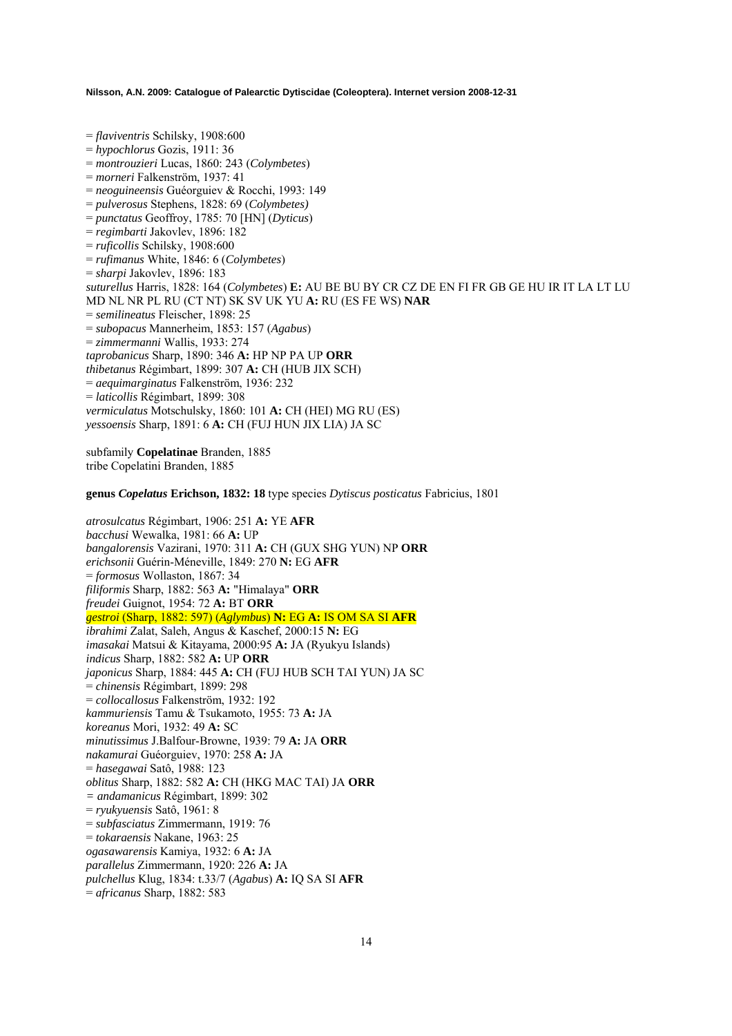= *flaviventris* Schilsky, 1908:600
= *hypochlorus* Gozis, 1911: 36
= *montrouzieri* Lucas, 1860: 243 (*Colymbetes*)
= *morneri* Falkenström, 1937: 41
= *neoguineensis* Guéorguiev & Rocchi, 1993: 149
= *pulverosus* Stephens, 1828: 69 (*Colymbetes)*
= *punctatus* Geoffroy, 1785: 70 [HN] (*Dyticus*)
= *regimbarti* Jakovlev, 1896: 182
= *ruficollis* Schilsky, 1908:600
= *rufimanus* White, 1846: 6 (*Colymbetes*)
= *sharpi* Jakovlev, 1896: 183
*suturellus* Harris, 1828: 164 (*Colymbetes*) **E:** AU BE BU BY CR CZ DE EN FI FR GB GE HU IR IT LA LT LU MD NL NR PL RU (CT NT) SK SV UK YU **A:** RU (ES FE WS) **NAR**
= *semilineatus* Fleischer, 1898: 25
= *subopacus* Mannerheim, 1853: 157 (*Agabus*)
= *zimmermanni* Wallis, 1933: 274
*taprobanicus* Sharp, 1890: 346 **A:** HP NP PA UP **ORR**
*thibetanus* Régimbart, 1899: 307 **A:** CH (HUB JIX SCH)
= *aequimarginatus* Falkenström, 1936: 232
= *laticollis* Régimbart, 1899: 308
*vermiculatus* Motschulsky, 1860: 101 **A:** CH (HEI) MG RU (ES)
*yessoensis* Sharp, 1891: 6 **A:** CH (FUJ HUN JIX LIA) JA SC

subfamily **Copelatinae** Branden, 1885
tribe Copelatini Branden, 1885

**genus *Copelatus* Erichson, 1832: 18** type species *Dytiscus posticatus* Fabricius, 1801

*atrosulcatus* Régimbart, 1906: 251 **A:** YE **AFR**
*bacchusi* Wewalka, 1981: 66 **A:** UP
*bangalorensis* Vazirani, 1970: 311 **A:** CH (GUX SHG YUN) NP **ORR**
*erichsonii* Guérin-Méneville, 1849: 270 **N:** EG **AFR**
= *formosus* Wollaston, 1867: 34
*filiformis* Sharp, 1882: 563 **A:** "Himalaya" **ORR**
*freudei* Guignot, 1954: 72 **A:** BT **ORR**
*gestroi* (Sharp, 1882: 597) (*Aglymbus*) **N:** EG **A:** IS OM SA SI **AFR**
*ibrahimi* Zalat, Saleh, Angus & Kaschef, 2000:15 **N:** EG
*imasakai* Matsui & Kitayama, 2000:95 **A:** JA (Ryukyu Islands)
*indicus* Sharp, 1882: 582 **A:** UP **ORR**
*japonicus* Sharp, 1884: 445 **A:** CH (FUJ HUB SCH TAI YUN) JA SC
= *chinensis* Régimbart, 1899: 298
= *collocallosus* Falkenström, 1932: 192
*kammuriensis* Tamu & Tsukamoto, 1955: 73 **A:** JA
*koreanus* Mori, 1932: 49 **A:** SC
*minutissimus* J.Balfour-Browne, 1939: 79 **A:** JA **ORR**
*nakamurai* Guéorguiev, 1970: 258 **A:** JA
= *hasegawai* Satô, 1988: 123
*oblitus* Sharp, 1882: 582 **A:** CH (HKG MAC TAI) JA **ORR**
= *andamanicus* Régimbart, 1899: 302
= *ryukyuensis* Satô, 1961: 8
= *subfasciatus* Zimmermann, 1919: 76
= *tokaraensis* Nakane, 1963: 25
*ogasawarensis* Kamiya, 1932: 6 **A:** JA
*parallelus* Zimmermann, 1920: 226 **A:** JA
*pulchellus* Klug, 1834: t.33/7 (*Agabus*) **A:** IQ SA SI **AFR**
= *africanus* Sharp, 1882: 583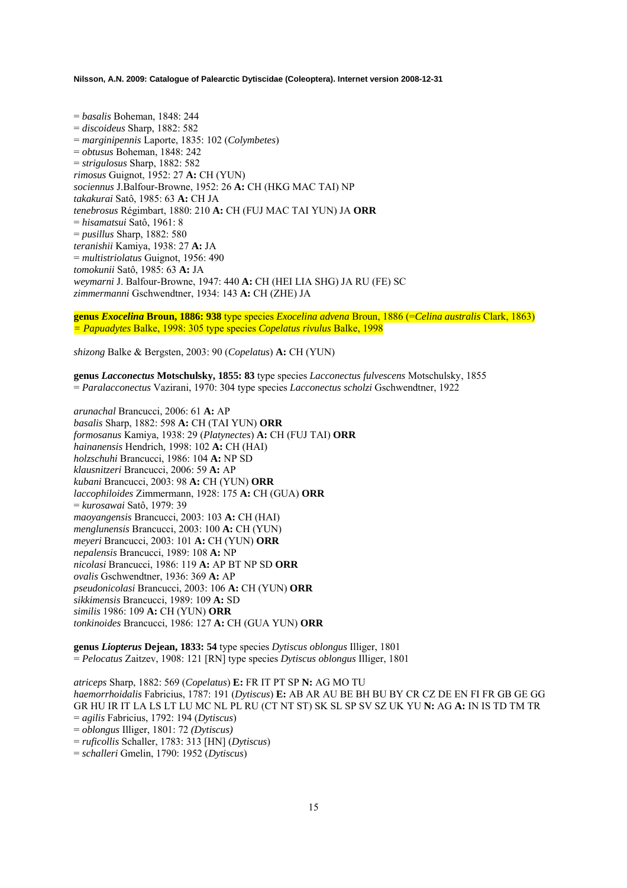= *basalis* Boheman, 1848: 244
= *discoideus* Sharp, 1882: 582
= *marginipennis* Laporte, 1835: 102 (*Colymbetes*)
= *obtusus* Boheman, 1848: 242
= *strigulosus* Sharp, 1882: 582
*rimosus* Guignot, 1952: 27 **A:** CH (YUN)
*sociennus* J.Balfour-Browne, 1952: 26 **A:** CH (HKG MAC TAI) NP
*takakurai* Satô, 1985: 63 **A:** CH JA
*tenebrosus* Régimbart, 1880: 210 **A:** CH (FUJ MAC TAI YUN) JA **ORR**
= *hisamatsui* Satô, 1961: 8
= *pusillus* Sharp, 1882: 580
*teranishii* Kamiya, 1938: 27 **A:** JA
= *multistriolatus* Guignot, 1956: 490
*tomokunii* Satô, 1985: 63 **A:** JA
*weymarni* J. Balfour-Browne, 1947: 440 **A:** CH (HEI LIA SHG) JA RU (FE) SC
*zimmermanni* Gschwendtner, 1934: 143 **A:** CH (ZHE) JA

**genus *Exocelina* Broun, 1886: 938** type species *Exocelina advena* Broun, 1886 (=*Celina australis* Clark, 1863)
= *Papuadytes* Balke, 1998: 305 type species *Copelatus rivulus* Balke, 1998

*shizong* Balke & Bergsten, 2003: 90 (*Copelatus*) **A:** CH (YUN)

**genus *Lacconectus* Motschulsky, 1855: 83** type species *Lacconectus fulvescens* Motschulsky, 1855
= *Paralacconectus* Vazirani, 1970: 304 type species *Lacconectus scholzi* Gschwendtner, 1922

*arunachal* Brancucci, 2006: 61 **A:** AP
*basalis* Sharp, 1882: 598 **A:** CH (TAI YUN) **ORR**
*formosanus* Kamiya, 1938: 29 (*Platynectes*) **A:** CH (FUJ TAI) **ORR**
*hainanensis* Hendrich, 1998: 102 **A:** CH (HAI)
*holzschuhi* Brancucci, 1986: 104 **A:** NP SD
*klausnitzeri* Brancucci, 2006: 59 **A:** AP
*kubani* Brancucci, 2003: 98 **A:** CH (YUN) **ORR**
*laccophiloides* Zimmermann, 1928: 175 **A:** CH (GUA) **ORR**
= *kurosawai* Satô, 1979: 39
*maoyangensis* Brancucci, 2003: 103 **A:** CH (HAI)
*menglunensis* Brancucci, 2003: 100 **A:** CH (YUN)
*meyeri* Brancucci, 2003: 101 **A:** CH (YUN) **ORR**
*nepalensis* Brancucci, 1989: 108 **A:** NP
*nicolasi* Brancucci, 1986: 119 **A:** AP BT NP SD **ORR**
*ovalis* Gschwendtner, 1936: 369 **A:** AP
*pseudonicolasi* Brancucci, 2003: 106 **A:** CH (YUN) **ORR**
*sikkimensis* Brancucci, 1989: 109 **A:** SD
*similis* 1986: 109 **A:** CH (YUN) **ORR**
*tonkinoides* Brancucci, 1986: 127 **A:** CH (GUA YUN) **ORR**

**genus *Liopterus* Dejean, 1833: 54** type species *Dytiscus oblongus* Illiger, 1801
= *Pelocatus* Zaitzev, 1908: 121 [RN] type species *Dytiscus oblongus* Illiger, 1801

*atriceps* Sharp, 1882: 569 (*Copelatus*) **E:** FR IT PT SP **N:** AG MO TU
*haemorrhoidalis* Fabricius, 1787: 191 (*Dytiscus*) **E:** AB AR AU BE BH BU BY CR CZ DE EN FI FR GB GE GG GR HU IR IT LA LS LT LU MC NL PL RU (CT NT ST) SK SL SP SV SZ UK YU **N:** AG **A:** IN IS TD TM TR
= *agilis* Fabricius, 1792: 194 (*Dytiscus*)
= *oblongus* Illiger, 1801: 72 *(Dytiscus)*
= *ruficollis* Schaller, 1783: 313 [HN] (*Dytiscus*)
= *schalleri* Gmelin, 1790: 1952 (*Dytiscus*)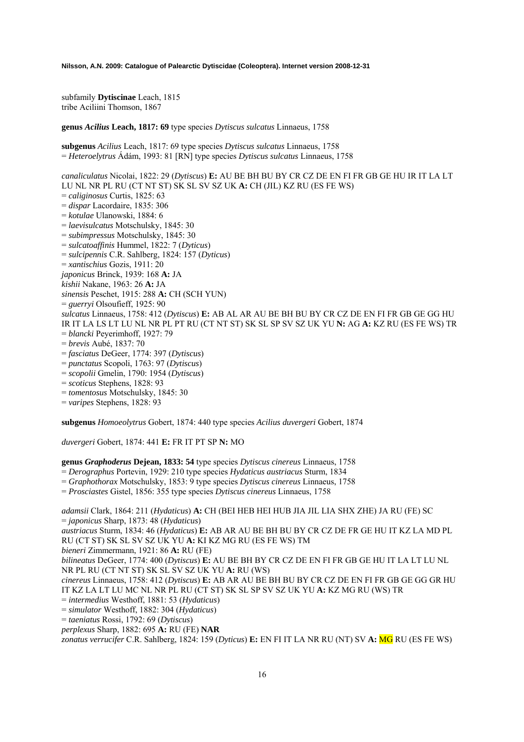subfamily **Dytiscinae** Leach, 1815
tribe Aciliini Thomson, 1867

**genus *Acilius* Leach, 1817: 69** type species *Dytiscus sulcatus* Linnaeus, 1758

**subgenus** *Acilius* Leach, 1817: 69 type species *Dytiscus sulcatus* Linnaeus, 1758
= *Heteroelytrus* Ádám, 1993: 81 [RN] type species *Dytiscus sulcatus* Linnaeus, 1758

*canaliculatus* Nicolai, 1822: 29 (*Dytiscus*) **E:** AU BE BH BU BY CR CZ DE EN FI FR GB GE HU IR IT LA LT LU NL NR PL RU (CT NT ST) SK SL SV SZ UK **A:** CH (JIL) KZ RU (ES FE WS)
= *caliginosus* Curtis, 1825: 63
= *dispar* Lacordaire, 1835: 306
= *kotulae* Ulanowski, 1884: 6
= *laevisulcatus* Motschulsky, 1845: 30
= *subimpressus* Motschulsky, 1845: 30
= *sulcatoaffinis* Hummel, 1822: 7 (*Dyticus*)
= *sulcipennis* C.R. Sahlberg, 1824: 157 (*Dyticus*)
= *xantischius* Gozis, 1911: 20
*japonicus* Brinck, 1939: 168 **A:** JA
*kishii* Nakane, 1963: 26 **A:** JA
*sinensis* Peschet, 1915: 288 **A:** CH (SCH YUN)
= *guerryi* Olsoufieff, 1925: 90
*sulcatus* Linnaeus, 1758: 412 (*Dytiscus*) **E:** AB AL AR AU BE BH BU BY CR CZ DE EN FI FR GB GE GG HU IR IT LA LS LT LU NL NR PL PT RU (CT NT ST) SK SL SP SV SZ UK YU **N:** AG **A:** KZ RU (ES FE WS) TR
= *blancki* Peyerimhoff, 1927: 79
= *brevis* Aubé, 1837: 70
= *fasciatus* DeGeer, 1774: 397 (*Dytiscus*)
= *punctatus* Scopoli, 1763: 97 (*Dytiscus*)
= *scopolii* Gmelin, 1790: 1954 (*Dytiscus*)
= *scoticus* Stephens, 1828: 93
= *tomentosus* Motschulsky, 1845: 30
= *varipes* Stephens, 1828: 93

**subgenus** *Homoeolytrus* Gobert, 1874: 440 type species *Acilius duvergeri* Gobert, 1874

*duvergeri* Gobert, 1874: 441 **E:** FR IT PT SP **N:** MO

**genus *Graphoderus* Dejean, 1833: 54** type species *Dytiscus cinereus* Linnaeus, 1758
= *Derographus* Portevin, 1929: 210 type species *Hydaticus austriacus* Sturm, 1834
= *Graphothorax* Motschulsky, 1853: 9 type species *Dytiscus cinereus* Linnaeus, 1758
= *Prosciastes* Gistel, 1856: 355 type species *Dytiscus cinereus* Linnaeus, 1758

*adamsii* Clark, 1864: 211 (*Hydaticus*) **A:** CH (BEI HEB HEI HUB JIA JIL LIA SHX ZHE) JA RU (FE) SC
= *japonicus* Sharp, 1873: 48 (*Hydaticus*)
*austriacus* Sturm, 1834: 46 (*Hydaticus*) **E:** AB AR AU BE BH BU BY CR CZ DE FR GE HU IT KZ LA MD PL RU (CT ST) SK SL SV SZ UK YU **A:** KI KZ MG RU (ES FE WS) TM
*bieneri* Zimmermann, 1921: 86 **A:** RU (FE)
*bilineatus* DeGeer, 1774: 400 (*Dytiscus*) **E:** AU BE BH BY CR CZ DE EN FI FR GB GE HU IT LA LT LU NL NR PL RU (CT NT ST) SK SL SV SZ UK YU **A:** RU (WS)
*cinereus* Linnaeus, 1758: 412 (*Dytiscus*) **E:** AB AR AU BE BH BU BY CR CZ DE EN FI FR GB GE GG GR HU IT KZ LA LT LU MC NL NR PL RU (CT ST) SK SL SP SV SZ UK YU **A:** KZ MG RU (WS) TR
= *intermedius* Westhoff, 1881: 53 (*Hydaticus*)
= *simulator* Westhoff, 1882: 304 (*Hydaticus*)
= *taeniatus* Rossi, 1792: 69 (*Dytiscus*)
*perplexus* Sharp, 1882: 695 **A:** RU (FE) **NAR**
*zonatus verrucifer* C.R. Sahlberg, 1824: 159 (*Dyticus*) **E:** EN FI IT LA NR RU (NT) SV **A:** MG RU (ES FE WS)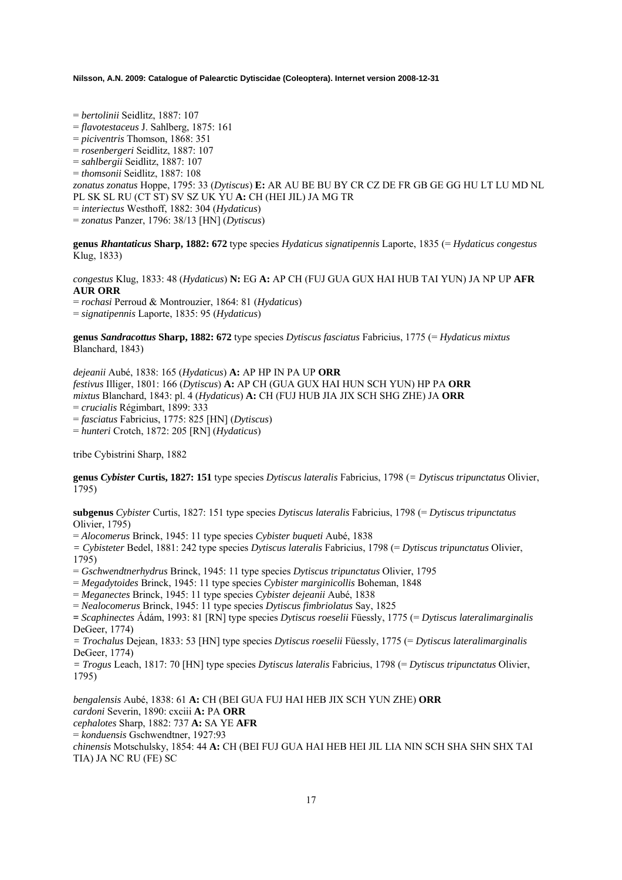= *bertolinii* Seidlitz, 1887: 107
= *flavotestaceus* J. Sahlberg, 1875: 161
= *piciventris* Thomson, 1868: 351
= *rosenbergeri* Seidlitz, 1887: 107
= *sahlbergii* Seidlitz, 1887: 107
= *thomsonii* Seidlitz, 1887: 108
*zonatus zonatus* Hoppe, 1795: 33 (*Dytiscus*) **E:** AR AU BE BU BY CR CZ DE FR GB GE GG HU LT LU MD NL PL SK SL RU (CT ST) SV SZ UK YU **A:** CH (HEI JIL) JA MG TR
= *interiectus* Westhoff, 1882: 304 (*Hydaticus*)
= *zonatus* Panzer, 1796: 38/13 [HN] (*Dytiscus*)

**genus *Rhantaticus* Sharp, 1882: 672** type species *Hydaticus signatipennis* Laporte, 1835 (= *Hydaticus congestus* Klug, 1833)

*congestus* Klug, 1833: 48 (*Hydaticus*) **N:** EG **A:** AP CH (FUJ GUA GUX HAI HUB TAI YUN) JA NP UP **AFR AUR ORR**
= *rochasi* Perroud & Montrouzier, 1864: 81 (*Hydaticus*)
= *signatipennis* Laporte, 1835: 95 (*Hydaticus*)

**genus *Sandracottus* Sharp, 1882: 672** type species *Dytiscus fasciatus* Fabricius, 1775 (= *Hydaticus mixtus* Blanchard, 1843)

*dejeanii* Aubé, 1838: 165 (*Hydaticus*) **A:** AP HP IN PA UP **ORR**
*festivus* Illiger, 1801: 166 (*Dytiscus*) **A:** AP CH (GUA GUX HAI HUN SCH YUN) HP PA **ORR**
*mixtus* Blanchard, 1843: pl. 4 (*Hydaticus*) **A:** CH (FUJ HUB JIA JIX SCH SHG ZHE) JA **ORR**
= *crucialis* Régimbart, 1899: 333
= *fasciatus* Fabricius, 1775: 825 [HN] (*Dytiscus*)
= *hunteri* Crotch, 1872: 205 [RN] (*Hydaticus*)

tribe Cybistrini Sharp, 1882

**genus *Cybister* Curtis, 1827: 151** type species *Dytiscus lateralis* Fabricius, 1798 (= *Dytiscus tripunctatus* Olivier, 1795)

**subgenus** *Cybister* Curtis, 1827: 151 type species *Dytiscus lateralis* Fabricius, 1798 (= *Dytiscus tripunctatus* Olivier, 1795)
= *Alocomerus* Brinck, 1945: 11 type species *Cybister buqueti* Aubé, 1838
= *Cybisteter* Bedel, 1881: 242 type species *Dytiscus lateralis* Fabricius, 1798 (= *Dytiscus tripunctatus* Olivier, 1795)
= *Gschwendtnerhydrus* Brinck, 1945: 11 type species *Dytiscus tripunctatus* Olivier, 1795
= *Megadytoides* Brinck, 1945: 11 type species *Cybister marginicollis* Boheman, 1848
= *Meganectes* Brinck, 1945: 11 type species *Cybister dejeanii* Aubé, 1838
= *Nealocomerus* Brinck, 1945: 11 type species *Dytiscus fimbriolatus* Say, 1825
= *Scaphinectes* Ádám, 1993: 81 [RN] type species *Dytiscus roeselii* Füessly, 1775 (= *Dytiscus lateralimarginalis* DeGeer, 1774)
= *Trochalus* Dejean, 1833: 53 [HN] type species *Dytiscus roeselii* Füessly, 1775 (= *Dytiscus lateralimarginalis* DeGeer, 1774)
= *Trogus* Leach, 1817: 70 [HN] type species *Dytiscus lateralis* Fabricius, 1798 (= *Dytiscus tripunctatus* Olivier, 1795)

*bengalensis* Aubé, 1838: 61 **A:** CH (BEI GUA FUJ HAI HEB JIX SCH YUN ZHE) **ORR**
*cardoni* Severin, 1890: cxciii **A:** PA **ORR**
*cephalotes* Sharp, 1882: 737 **A:** SA YE **AFR**
= *konduensis* Gschwendtner, 1927:93
*chinensis* Motschulsky, 1854: 44 **A:** CH (BEI FUJ GUA HAI HEB HEI JIL LIA NIN SCH SHA SHN SHX TAI TIA) JA NC RU (FE) SC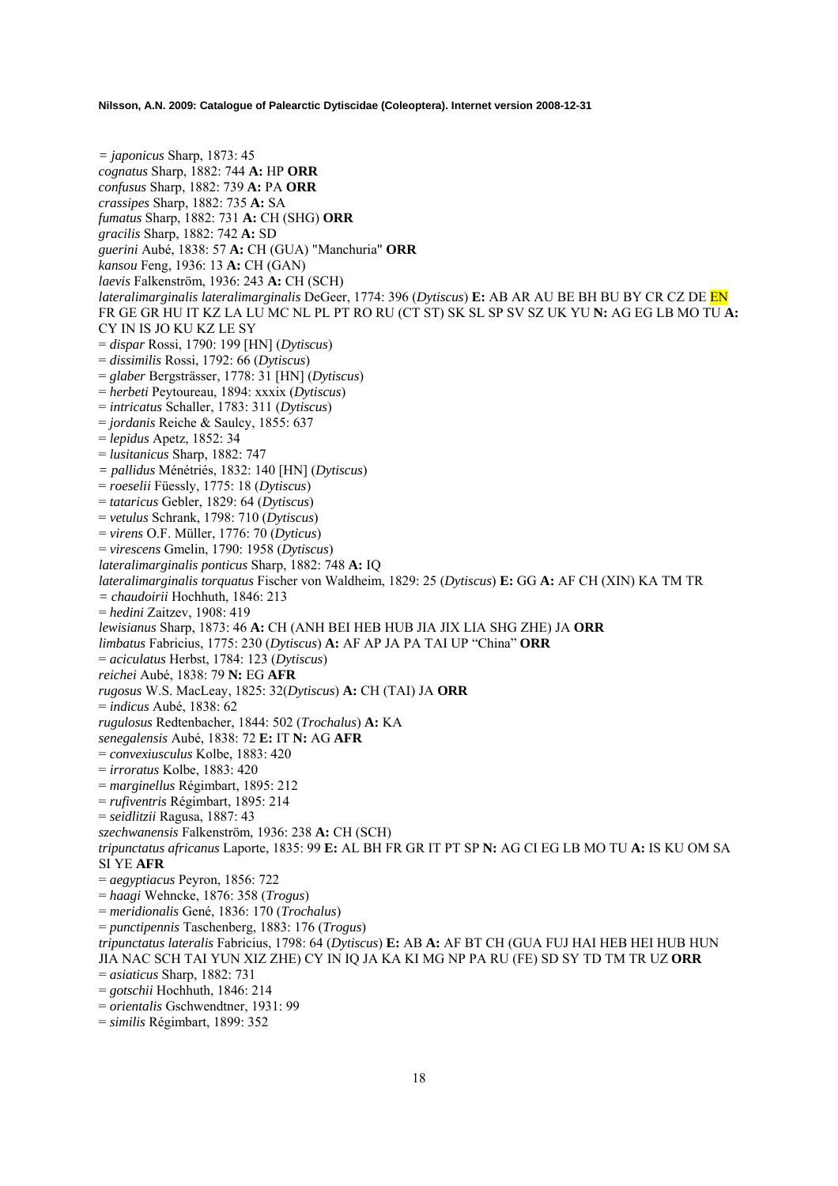*= japonicus* Sharp, 1873: 45
*cognatus* Sharp, 1882: 744 **A:** HP **ORR**
*confusus* Sharp, 1882: 739 **A:** PA **ORR**
*crassipes* Sharp, 1882: 735 **A:** SA
*fumatus* Sharp, 1882: 731 **A:** CH (SHG) **ORR**
*gracilis* Sharp, 1882: 742 **A:** SD
*guerini* Aubé, 1838: 57 **A:** CH (GUA) "Manchuria" **ORR**
*kansou* Feng, 1936: 13 **A:** CH (GAN)
*laevis* Falkenström, 1936: 243 **A:** CH (SCH)
*lateralimarginalis lateralimarginalis* DeGeer, 1774: 396 (*Dytiscus*) **E:** AB AR AU BE BH BU BY CR CZ DE EN FR GE GR HU IT KZ LA LU MC NL PL PT RO RU (CT ST) SK SL SP SV SZ UK YU **N:** AG EG LB MO TU **A:** CY IN IS JO KU KZ LE SY
= *dispar* Rossi, 1790: 199 [HN] (*Dytiscus*)
= *dissimilis* Rossi, 1792: 66 (*Dytiscus*)
= *glaber* Bergsträsser, 1778: 31 [HN] (*Dytiscus*)
= *herbeti* Peytoureau, 1894: xxxix (*Dytiscus*)
= *intricatus* Schaller, 1783: 311 (*Dytiscus*)
= *jordanis* Reiche & Saulcy, 1855: 637
= *lepidus* Apetz, 1852: 34
= *lusitanicus* Sharp, 1882: 747
*= pallidus* Ménétriés, 1832: 140 [HN] (*Dytiscus*)
= *roeselii* Füessly, 1775: 18 (*Dytiscus*)
= *tataricus* Gebler, 1829: 64 (*Dytiscus*)
= *vetulus* Schrank, 1798: 710 (*Dytiscus*)
= *virens* O.F. Müller, 1776: 70 (*Dyticus*)
= *virescens* Gmelin, 1790: 1958 (*Dytiscus*)
*lateralimarginalis ponticus* Sharp, 1882: 748 **A:** IQ
*lateralimarginalis torquatus* Fischer von Waldheim, 1829: 25 (*Dytiscus*) **E:** GG **A:** AF CH (XIN) KA TM TR
*= chaudoirii* Hochhuth, 1846: 213
= *hedini* Zaitzev, 1908: 419
*lewisianus* Sharp, 1873: 46 **A:** CH (ANH BEI HEB HUB JIA JIX LIA SHG ZHE) JA **ORR**
*limbatus* Fabricius, 1775: 230 (*Dytiscus*) **A:** AF AP JA PA TAI UP "China" **ORR**
= *aciculatus* Herbst, 1784: 123 (*Dytiscus*)
*reichei* Aubé, 1838: 79 **N:** EG **AFR**
*rugosus* W.S. MacLeay, 1825: 32(*Dytiscus*) **A:** CH (TAI) JA **ORR**
= *indicus* Aubé, 1838: 62
*rugulosus* Redtenbacher, 1844: 502 (*Trochalus*) **A:** KA
*senegalensis* Aubé, 1838: 72 **E:** IT **N:** AG **AFR**
= *convexiusculus* Kolbe, 1883: 420
= *irroratus* Kolbe, 1883: 420
= *marginellus* Régimbart, 1895: 212
= *rufiventris* Régimbart, 1895: 214
= *seidlitzii* Ragusa, 1887: 43
*szechwanensis* Falkenström, 1936: 238 **A:** CH (SCH)
*tripunctatus africanus* Laporte, 1835: 99 **E:** AL BH FR GR IT PT SP **N:** AG CI EG LB MO TU **A:** IS KU OM SA SI YE **AFR**
= *aegyptiacus* Peyron, 1856: 722
= *haagi* Wehncke, 1876: 358 (*Trogus*)
= *meridionalis* Gené, 1836: 170 (*Trochalus*)
= *punctipennis* Taschenberg, 1883: 176 (*Trogus*)
*tripunctatus lateralis* Fabricius, 1798: 64 (*Dytiscus*) **E:** AB **A:** AF BT CH (GUA FUJ HAI HEB HEI HUB HUN JIA NAC SCH TAI YUN XIZ ZHE) CY IN IQ JA KA KI MG NP PA RU (FE) SD SY TD TM TR UZ **ORR**
= *asiaticus* Sharp, 1882: 731
= *gotschii* Hochhuth, 1846: 214
= *orientalis* Gschwendtner, 1931: 99
= *similis* Régimbart, 1899: 352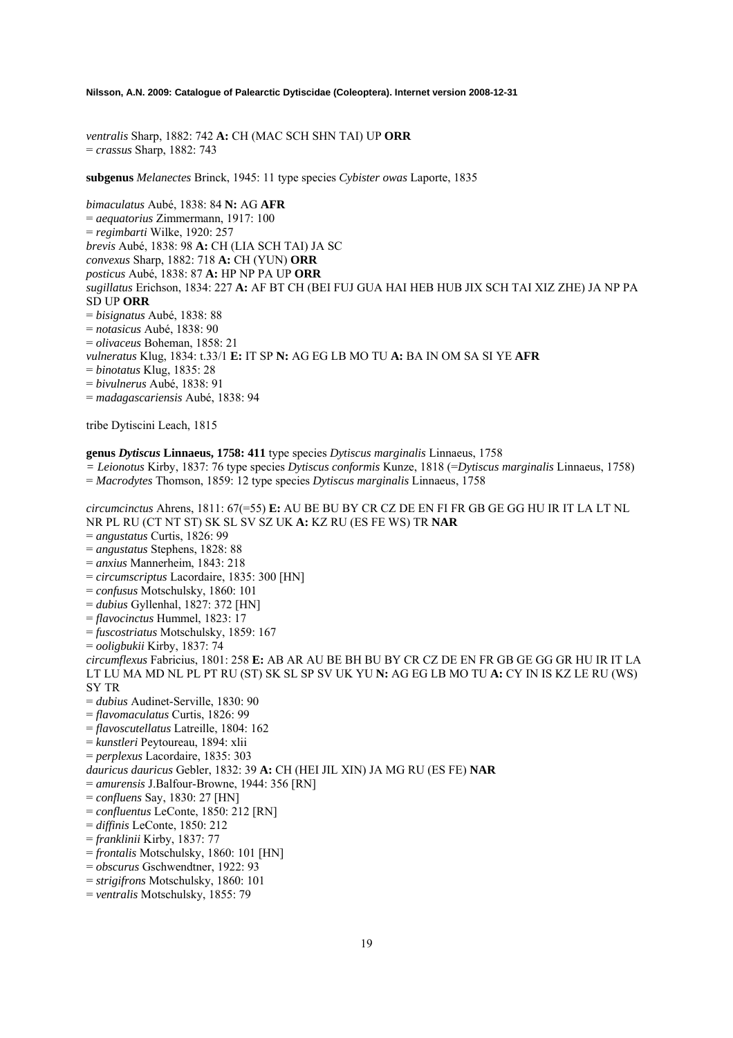*ventralis* Sharp, 1882: 742 **A:** CH (MAC SCH SHN TAI) UP **ORR**
= *crassus* Sharp, 1882: 743

**subgenus** *Melanectes* Brinck, 1945: 11 type species *Cybister owas* Laporte, 1835

*bimaculatus* Aubé, 1838: 84 **N:** AG **AFR**
= *aequatorius* Zimmermann, 1917: 100
= *regimbarti* Wilke, 1920: 257
*brevis* Aubé, 1838: 98 **A:** CH (LIA SCH TAI) JA SC
*convexus* Sharp, 1882: 718 **A:** CH (YUN) **ORR**
*posticus* Aubé, 1838: 87 **A:** HP NP PA UP **ORR**
*sugillatus* Erichson, 1834: 227 **A:** AF BT CH (BEI FUJ GUA HAI HEB HUB JIX SCH TAI XIZ ZHE) JA NP PA SD UP **ORR**
= *bisignatus* Aubé, 1838: 88
= *notasicus* Aubé, 1838: 90
= *olivaceus* Boheman, 1858: 21
*vulneratus* Klug, 1834: t.33/1 **E:** IT SP **N:** AG EG LB MO TU **A:** BA IN OM SA SI YE **AFR**
= *binotatus* Klug, 1835: 28
= *bivulnerus* Aubé, 1838: 91
= *madagascariensis* Aubé, 1838: 94

tribe Dytiscini Leach, 1815

**genus** ***Dytiscus*** **Linnaeus, 1758: 411** type species *Dytiscus marginalis* Linnaeus, 1758
= *Leionotus* Kirby, 1837: 76 type species *Dytiscus conformis* Kunze, 1818 (=*Dytiscus marginalis* Linnaeus, 1758)
= *Macrodytes* Thomson, 1859: 12 type species *Dytiscus marginalis* Linnaeus, 1758

*circumcinctus* Ahrens, 1811: 67(=55) **E:** AU BE BU BY CR CZ DE EN FI FR GB GE GG HU IR IT LA LT NL NR PL RU (CT NT ST) SK SL SV SZ UK **A:** KZ RU (ES FE WS) TR **NAR**
= *angustatus* Curtis, 1826: 99
= *angustatus* Stephens, 1828: 88
= *anxius* Mannerheim, 1843: 218
= *circumscriptus* Lacordaire, 1835: 300 [HN]
= *confusus* Motschulsky, 1860: 101
= *dubius* Gyllenhal, 1827: 372 [HN]
= *flavocinctus* Hummel, 1823: 17
= *fuscostriatus* Motschulsky, 1859: 167
= *ooligbukii* Kirby, 1837: 74
*circumflexus* Fabricius, 1801: 258 **E:** AB AR AU BE BH BU BY CR CZ DE EN FR GB GE GG GR HU IR IT LA LT LU MA MD NL PL PT RU (ST) SK SL SP SV UK YU **N:** AG EG LB MO TU **A:** CY IN IS KZ LE RU (WS) SY TR
= *dubius* Audinet-Serville, 1830: 90
= *flavomaculatus* Curtis, 1826: 99
= *flavoscutellatus* Latreille, 1804: 162
= *kunstleri* Peytoureau, 1894: xlii
= *perplexus* Lacordaire, 1835: 303
*dauricus dauricus* Gebler, 1832: 39 **A:** CH (HEI JIL XIN) JA MG RU (ES FE) **NAR**
= *amurensis* J.Balfour-Browne, 1944: 356 [RN]
= *confluens* Say, 1830: 27 [HN]
= *confluentus* LeConte, 1850: 212 [RN]
= *diffinis* LeConte, 1850: 212
= *franklinii* Kirby, 1837: 77
= *frontalis* Motschulsky, 1860: 101 [HN]
= *obscurus* Gschwendtner, 1922: 93
= *strigifrons* Motschulsky, 1860: 101
= *ventralis* Motschulsky, 1855: 79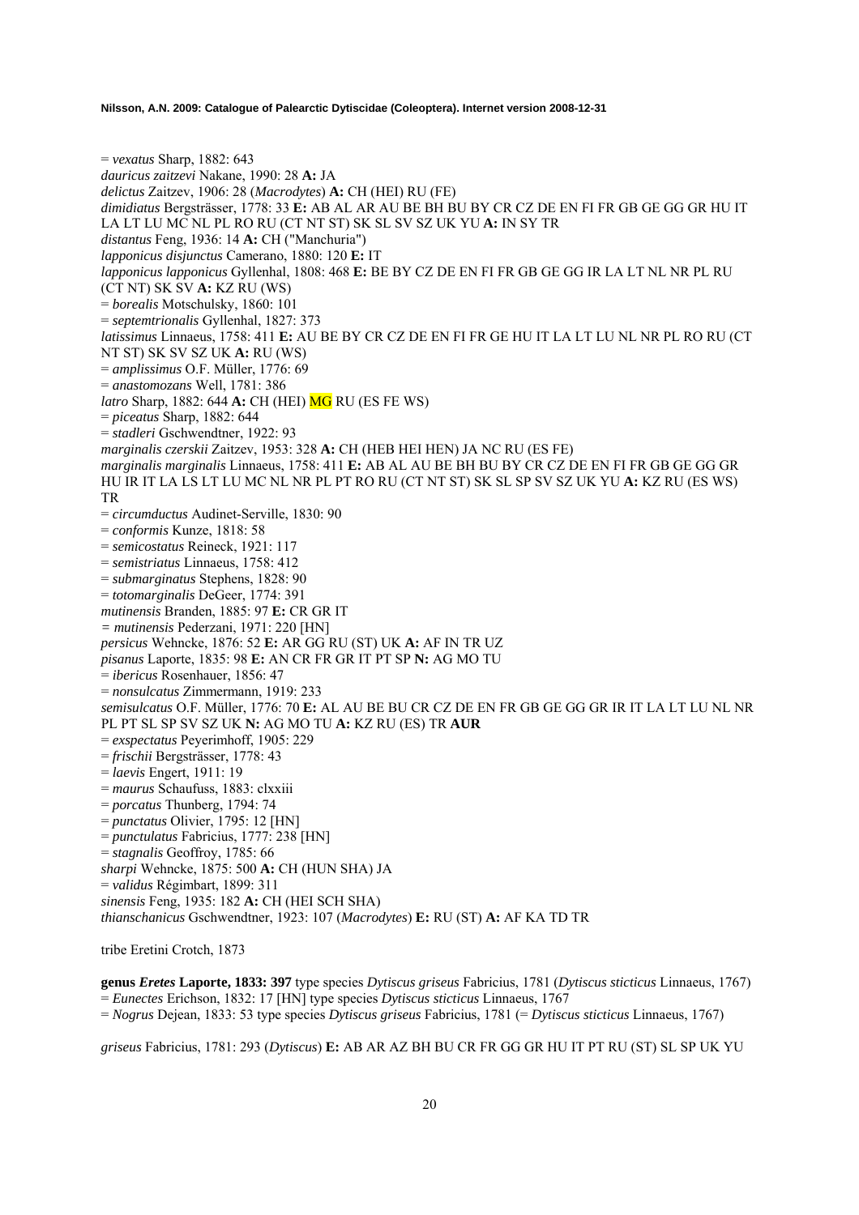= *vexatus* Sharp, 1882: 643
*dauricus zaitzevi* Nakane, 1990: 28 **A:** JA
*delictus* Zaitzev, 1906: 28 (*Macrodytes*) **A:** CH (HEI) RU (FE)
*dimidiatus* Bergsträsser, 1778: 33 **E:** AB AL AR AU BE BH BU BY CR CZ DE EN FI FR GB GE GG GR HU IT LA LT LU MC NL PL RO RU (CT NT ST) SK SL SV SZ UK YU **A:** IN SY TR
*distantus* Feng, 1936: 14 **A:** CH ("Manchuria")
*lapponicus disjunctus* Camerano, 1880: 120 **E:** IT
*lapponicus lapponicus* Gyllenhal, 1808: 468 **E:** BE BY CZ DE EN FI FR GB GE GG IR LA LT NL NR PL RU (CT NT) SK SV **A:** KZ RU (WS)
= *borealis* Motschulsky, 1860: 101
= *septemtrionalis* Gyllenhal, 1827: 373
*latissimus* Linnaeus, 1758: 411 **E:** AU BE BY CR CZ DE EN FI FR GE HU IT LA LT LU NL NR PL RO RU (CT NT ST) SK SV SZ UK **A:** RU (WS)
= *amplissimus* O.F. Müller, 1776: 69
= *anastomozans* Well, 1781: 386
*latro* Sharp, 1882: 644 **A:** CH (HEI) MG RU (ES FE WS)
= *piceatus* Sharp, 1882: 644
= *stadleri* Gschwendtner, 1922: 93
*marginalis czerskii* Zaitzev, 1953: 328 **A:** CH (HEB HEI HEN) JA NC RU (ES FE)
*marginalis marginalis* Linnaeus, 1758: 411 **E:** AB AL AU BE BH BU BY CR CZ DE EN FI FR GB GE GG GR HU IR IT LA LS LT LU MC NL NR PL PT RO RU (CT NT ST) SK SL SP SV SZ UK YU **A:** KZ RU (ES WS) TR
= *circumductus* Audinet-Serville, 1830: 90
= *conformis* Kunze, 1818: 58
= *semicostatus* Reineck, 1921: 117
= *semistriatus* Linnaeus, 1758: 412
= *submarginatus* Stephens, 1828: 90
= *totomarginalis* DeGeer, 1774: 391
*mutinensis* Branden, 1885: 97 **E:** CR GR IT
= *mutinensis* Pederzani, 1971: 220 [HN]
*persicus* Wehncke, 1876: 52 **E:** AR GG RU (ST) UK **A:** AF IN TR UZ
*pisanus* Laporte, 1835: 98 **E:** AN CR FR GR IT PT SP **N:** AG MO TU
= *ibericus* Rosenhauer, 1856: 47
= *nonsulcatus* Zimmermann, 1919: 233
*semisulcatus* O.F. Müller, 1776: 70 **E:** AL AU BE BU CR CZ DE EN FR GB GE GG GR IR IT LA LT LU NL NR PL PT SL SP SV SZ UK **N:** AG MO TU **A:** KZ RU (ES) TR **AUR**
= *exspectatus* Peyerimhoff, 1905: 229
= *frischii* Bergsträsser, 1778: 43
= *laevis* Engert, 1911: 19
= *maurus* Schaufuss, 1883: clxxiii
= *porcatus* Thunberg, 1794: 74
= *punctatus* Olivier, 1795: 12 [HN]
= *punctulatus* Fabricius, 1777: 238 [HN]
= *stagnalis* Geoffroy, 1785: 66
*sharpi* Wehncke, 1875: 500 **A:** CH (HUN SHA) JA
= *validus* Régimbart, 1899: 311
*sinensis* Feng, 1935: 182 **A:** CH (HEI SCH SHA)
*thianschanicus* Gschwendtner, 1923: 107 (*Macrodytes*) **E:** RU (ST) **A:** AF KA TD TR

tribe Eretini Crotch, 1873

**genus *Eretes* Laporte, 1833: 397** type species *Dytiscus griseus* Fabricius, 1781 (*Dytiscus sticticus* Linnaeus, 1767)
= *Eunectes* Erichson, 1832: 17 [HN] type species *Dytiscus sticticus* Linnaeus, 1767
= *Nogrus* Dejean, 1833: 53 type species *Dytiscus griseus* Fabricius, 1781 (= *Dytiscus sticticus* Linnaeus, 1767)

*griseus* Fabricius, 1781: 293 (*Dytiscus*) **E:** AB AR AZ BH BU CR FR GG GR HU IT PT RU (ST) SL SP UK YU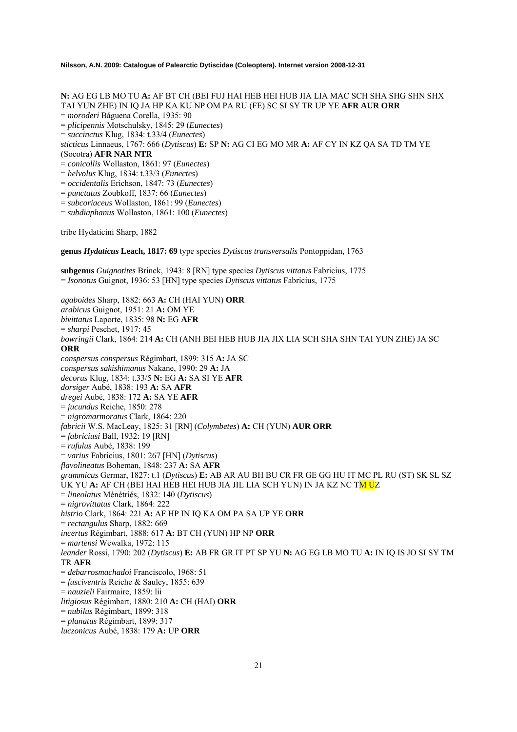**N:** AG EG LB MO TU **A:** AF BT CH (BEI FUJ HAI HEB HEI HUB JIA LIA MAC SCH SHA SHG SHN SHX TAI YUN ZHE) IN IQ JA HP KA KU NP OM PA RU (FE) SC SI SY TR UP YE **AFR AUR ORR**
= *moroderi* Báguena Corella, 1935: 90
= *plicipennis* Motschulsky, 1845: 29 (*Eunectes*)
= *succinctus* Klug, 1834: t.33/4 (*Eunectes*)
*sticticus* Linnaeus, 1767: 666 (*Dytiscus*) **E:** SP **N:** AG CI EG MO MR **A:** AF CY IN KZ QA SA TD TM YE (Socotra) **AFR NAR NTR**
= *conicollis* Wollaston, 1861: 97 (*Eunectes*)
= *helvolus* Klug, 1834: t.33/3 (*Eunectes*)
= *occidentalis* Erichson, 1847: 73 (*Eunectes*)
= *punctatus* Zoubkoff, 1837: 66 (*Eunectes*)
= *subcoriaceus* Wollaston, 1861: 99 (*Eunectes*)
= *subdiaphanus* Wollaston, 1861: 100 (*Eunectes*)

tribe Hydaticini Sharp, 1882

**genus *Hydaticus* Leach, 1817: 69** type species *Dytiscus transversalis* Pontoppidan, 1763

**subgenus** *Guignotites* Brinck, 1943: 8 [RN] type species *Dytiscus vittatus* Fabricius, 1775
= *Isonotus* Guignot, 1936: 53 [HN] type species *Dytiscus vittatus* Fabricius, 1775

*agaboides* Sharp, 1882: 663 **A:** CH (HAI YUN) **ORR**
*arabicus* Guignot, 1951: 21 **A:** OM YE
*bivittatus* Laporte, 1835: 98 **N:** EG **AFR**
= *sharpi* Peschet, 1917: 45
*bowringii* Clark, 1864: 214 **A:** CH (ANH BEI HEB HUB JIA JIX LIA SCH SHA SHN TAI YUN ZHE) JA SC **ORR**
*conspersus conspersus* Régimbart, 1899: 315 **A:** JA SC
*conspersus sakishimanus* Nakane, 1990: 29 **A:** JA
*decorus* Klug, 1834: t.33/5 **N:** EG **A:** SA SI YE **AFR**
*dorsiger* Aubé, 1838: 193 **A:** SA **AFR**
*dregei* Aubé, 1838: 172 **A:** SA YE **AFR**
= *jucundus* Reiche, 1850: 278
= *nigromarmoratus* Clark, 1864: 220
*fabricii* W.S. MacLeay, 1825: 31 [RN] (*Colymbetes*) **A:** CH (YUN) **AUR ORR**
= *fabriciusi* Ball, 1932: 19 [RN]
= *rufulus* Aubé, 1838: 199
= *varius* Fabricius, 1801: 267 [HN] (*Dytiscus*)
*flavolineatus* Boheman, 1848: 237 **A:** SA **AFR**
*grammicus* Germar, 1827: t.1 (*Dytiscus*) **E:** AB AR AU BH BU CR FR GE GG HU IT MC PL RU (ST) SK SL SZ UK YU **A:** AF CH (BEI HAI HEB HEI HUB JIA JIL LIA SCH YUN) IN JA KZ NC TM UZ
= *lineolatus* Ménétriés, 1832: 140 (*Dytiscus*)
= *nigrovittatus* Clark, 1864: 222
*histrio* Clark, 1864: 221 **A:** AF HP IN IQ KA OM PA SA UP YE **ORR**
= *rectangulus* Sharp, 1882: 669
*incertus* Régimbart, 1888: 617 **A:** BT CH (YUN) HP NP **ORR**
= *martensi* Wewalka, 1972: 115
*leander* Rossi, 1790: 202 (*Dytiscus*) **E:** AB FR GR IT PT SP YU **N:** AG EG LB MO TU **A:** IN IQ IS JO SI SY TM TR **AFR**
= *debarrosmachadoi* Franciscolo, 1968: 51
= *fusciventris* Reiche & Saulcy, 1855: 639
= *nauzieli* Fairmaire, 1859: lii
*litigiosus* Régimbart, 1880: 210 **A:** CH (HAI) **ORR**
= *nubilus* Régimbart, 1899: 318
= *planatus* Régimbart, 1899: 317
*luczonicus* Aubé, 1838: 179 **A:** UP **ORR**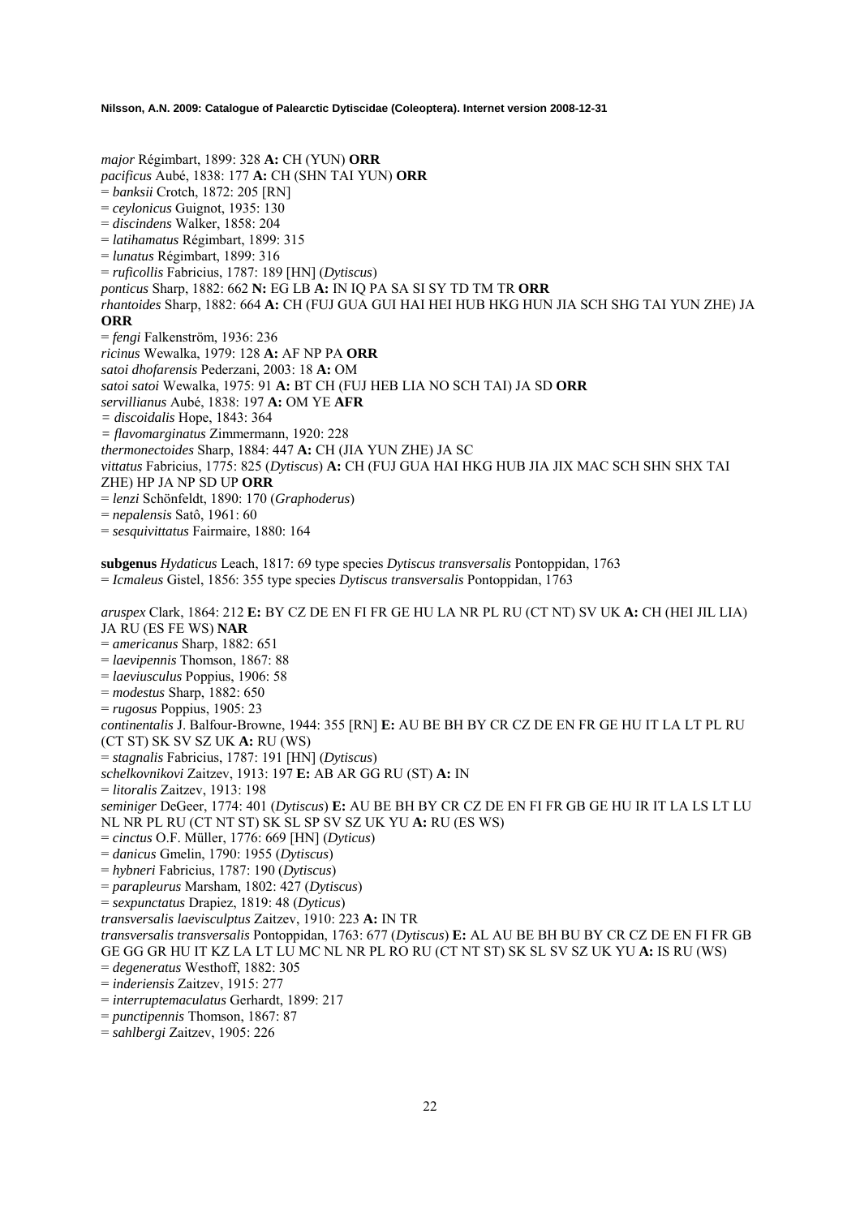*major* Régimbart, 1899: 328 **A:** CH (YUN) **ORR**
*pacificus* Aubé, 1838: 177 **A:** CH (SHN TAI YUN) **ORR**
= *banksii* Crotch, 1872: 205 [RN]
= *ceylonicus* Guignot, 1935: 130
= *discindens* Walker, 1858: 204
= *latihamatus* Régimbart, 1899: 315
= *lunatus* Régimbart, 1899: 316
= *ruficollis* Fabricius, 1787: 189 [HN] (*Dytiscus*)
*ponticus* Sharp, 1882: 662 **N:** EG LB **A:** IN IQ PA SA SI SY TD TM TR **ORR**
*rhantoides* Sharp, 1882: 664 **A:** CH (FUJ GUA GUI HAI HEI HUB HKG HUN JIA SCH SHG TAI YUN ZHE) JA **ORR**
= *fengi* Falkenström, 1936: 236
*ricinus* Wewalka, 1979: 128 **A:** AF NP PA **ORR**
*satoi dhofarensis* Pederzani, 2003: 18 **A:** OM
*satoi satoi* Wewalka, 1975: 91 **A:** BT CH (FUJ HEB LIA NO SCH TAI) JA SD **ORR**
*servillianus* Aubé, 1838: 197 **A:** OM YE **AFR**
= *discoidalis* Hope, 1843: 364
= *flavomarginatus* Zimmermann, 1920: 228
*thermonectoides* Sharp, 1884: 447 **A:** CH (JIA YUN ZHE) JA SC
*vittatus* Fabricius, 1775: 825 (*Dytiscus*) **A:** CH (FUJ GUA HAI HKG HUB JIA JIX MAC SCH SHN SHX TAI ZHE) HP JA NP SD UP **ORR**
= *lenzi* Schönfeldt, 1890: 170 (*Graphoderus*)
= *nepalensis* Satô, 1961: 60
= *sesquivittatus* Fairmaire, 1880: 164

**subgenus** *Hydaticus* Leach, 1817: 69 type species *Dytiscus transversalis* Pontoppidan, 1763
= *Icmaleus* Gistel, 1856: 355 type species *Dytiscus transversalis* Pontoppidan, 1763

*aruspex* Clark, 1864: 212 **E:** BY CZ DE EN FI FR GE HU LA NR PL RU (CT NT) SV UK **A:** CH (HEI JIL LIA) JA RU (ES FE WS) **NAR**
= *americanus* Sharp, 1882: 651
= *laevipennis* Thomson, 1867: 88
= *laeviusculus* Poppius, 1906: 58
= *modestus* Sharp, 1882: 650
= *rugosus* Poppius, 1905: 23
*continentalis* J. Balfour-Browne, 1944: 355 [RN] **E:** AU BE BH BY CR CZ DE EN FR GE HU IT LA LT PL RU (CT ST) SK SV SZ UK **A:** RU (WS)
= *stagnalis* Fabricius, 1787: 191 [HN] (*Dytiscus*)
*schelkovnikovi* Zaitzev, 1913: 197 **E:** AB AR GG RU (ST) **A:** IN
= *litoralis* Zaitzev, 1913: 198
*seminiger* DeGeer, 1774: 401 (*Dytiscus*) **E:** AU BE BH BY CR CZ DE EN FI FR GB GE HU IR IT LA LS LT LU NL NR PL RU (CT NT ST) SK SL SP SV SZ UK YU **A:** RU (ES WS)
= *cinctus* O.F. Müller, 1776: 669 [HN] (*Dyticus*)
= *danicus* Gmelin, 1790: 1955 (*Dytiscus*)
= *hybneri* Fabricius, 1787: 190 (*Dytiscus*)
= *parapleurus* Marsham, 1802: 427 (*Dytiscus*)
= *sexpunctatus* Drapiez, 1819: 48 (*Dyticus*)
*transversalis laevisculptus* Zaitzev, 1910: 223 **A:** IN TR
*transversalis transversalis* Pontoppidan, 1763: 677 (*Dytiscus*) **E:** AL AU BE BH BU BY CR CZ DE EN FI FR GB GE GG GR HU IT KZ LA LT LU MC NL NR PL RO RU (CT NT ST) SK SL SV SZ UK YU **A:** IS RU (WS)
= *degeneratus* Westhoff, 1882: 305
= *inderiensis* Zaitzev, 1915: 277
= *interruptemaculatus* Gerhardt, 1899: 217
= *punctipennis* Thomson, 1867: 87
= *sahlbergi* Zaitzev, 1905: 226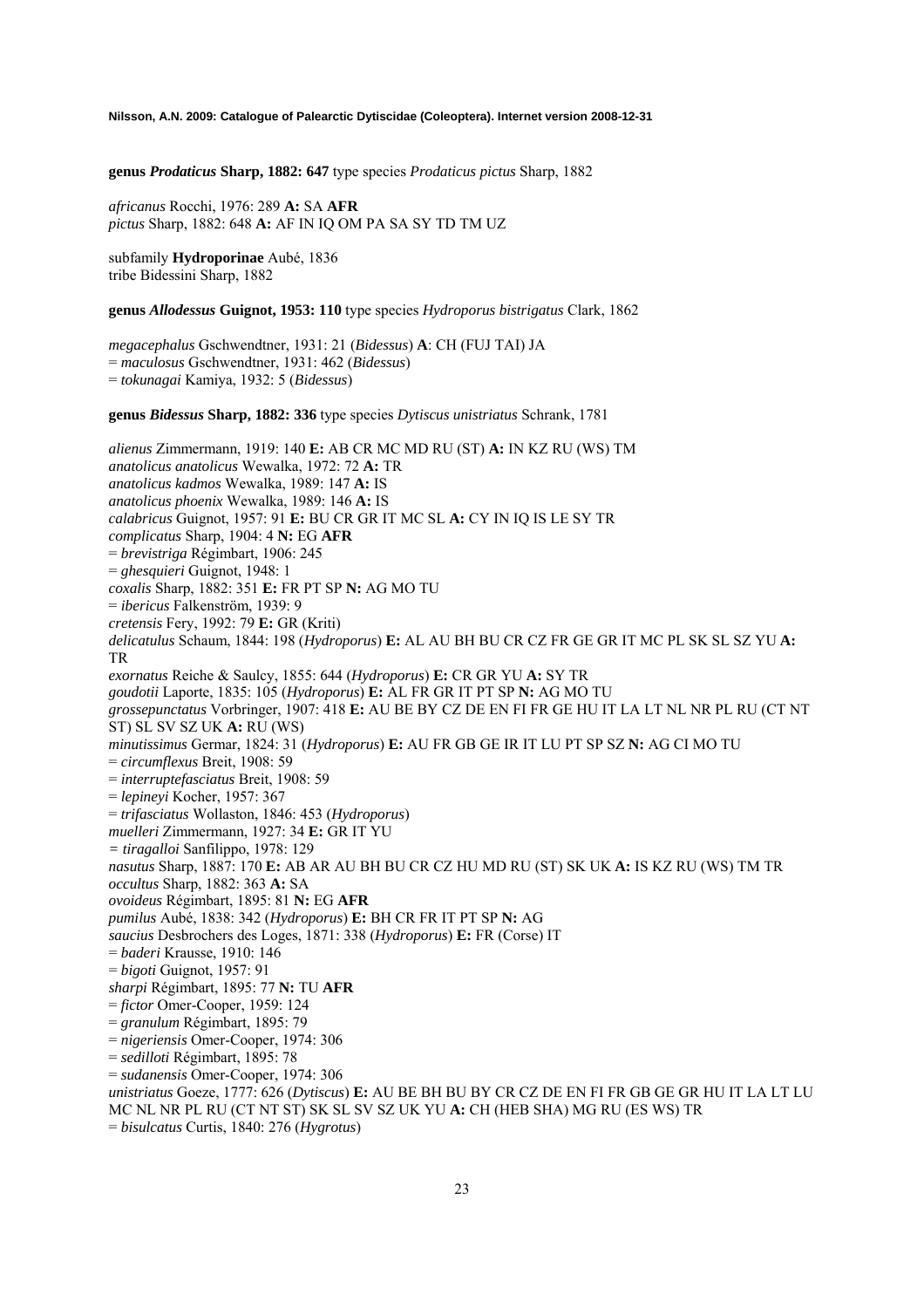**genus *Prodaticus* Sharp, 1882: 647** type species *Prodaticus pictus* Sharp, 1882

*africanus* Rocchi, 1976: 289 **A:** SA **AFR**
*pictus* Sharp, 1882: 648 **A:** AF IN IQ OM PA SA SY TD TM UZ

subfamily **Hydroporinae** Aubé, 1836
tribe Bidessini Sharp, 1882

**genus *Allodessus* Guignot, 1953: 110** type species *Hydroporus bistrigatus* Clark, 1862

*megacephalus* Gschwendtner, 1931: 21 (*Bidessus*) **A**: CH (FUJ TAI) JA
= *maculosus* Gschwendtner, 1931: 462 (*Bidessus*)
= *tokunagai* Kamiya, 1932: 5 (*Bidessus*)

**genus *Bidessus* Sharp, 1882: 336** type species *Dytiscus unistriatus* Schrank, 1781

*alienus* Zimmermann, 1919: 140 **E:** AB CR MC MD RU (ST) **A:** IN KZ RU (WS) TM
*anatolicus anatolicus* Wewalka, 1972: 72 **A:** TR
*anatolicus kadmos* Wewalka, 1989: 147 **A:** IS
*anatolicus phoenix* Wewalka, 1989: 146 **A:** IS
*calabricus* Guignot, 1957: 91 **E:** BU CR GR IT MC SL **A:** CY IN IQ IS LE SY TR
*complicatus* Sharp, 1904: 4 **N:** EG **AFR**
= *brevistriga* Régimbart, 1906: 245
= *ghesquieri* Guignot, 1948: 1
*coxalis* Sharp, 1882: 351 **E:** FR PT SP **N:** AG MO TU
= *ibericus* Falkenström, 1939: 9
*cretensis* Fery, 1992: 79 **E:** GR (Kriti)
*delicatulus* Schaum, 1844: 198 (*Hydroporus*) **E:** AL AU BH BU CR CZ FR GE GR IT MC PL SK SL SZ YU **A:** TR
*exornatus* Reiche & Saulcy, 1855: 644 (*Hydroporus*) **E:** CR GR YU **A:** SY TR
*goudotii* Laporte, 1835: 105 (*Hydroporus*) **E:** AL FR GR IT PT SP **N:** AG MO TU
*grossepunctatus* Vorbringer, 1907: 418 **E:** AU BE BY CZ DE EN FI FR GE HU IT LA LT NL NR PL RU (CT NT ST) SL SV SZ UK **A:** RU (WS)
*minutissimus* Germar, 1824: 31 (*Hydroporus*) **E:** AU FR GB GE IR IT LU PT SP SZ **N:** AG CI MO TU
= *circumflexus* Breit, 1908: 59
= *interruptefasciatus* Breit, 1908: 59
= *lepineyi* Kocher, 1957: 367
= *trifasciatus* Wollaston, 1846: 453 (*Hydroporus*)
*muelleri* Zimmermann, 1927: 34 **E:** GR IT YU
= *tiragalloi* Sanfilippo, 1978: 129
*nasutus* Sharp, 1887: 170 **E:** AB AR AU BH BU CR CZ HU MD RU (ST) SK UK **A:** IS KZ RU (WS) TM TR
*occultus* Sharp, 1882: 363 **A:** SA
*ovoideus* Régimbart, 1895: 81 **N:** EG **AFR**
*pumilus* Aubé, 1838: 342 (*Hydroporus*) **E:** BH CR FR IT PT SP **N:** AG
*saucius* Desbrochers des Loges, 1871: 338 (*Hydroporus*) **E:** FR (Corse) IT
= *baderi* Krausse, 1910: 146
= *bigoti* Guignot, 1957: 91
*sharpi* Régimbart, 1895: 77 **N:** TU **AFR**
= *fictor* Omer-Cooper, 1959: 124
= *granulum* Régimbart, 1895: 79
= *nigeriensis* Omer-Cooper, 1974: 306
= *sedilloti* Régimbart, 1895: 78
= *sudanensis* Omer-Cooper, 1974: 306
*unistriatus* Goeze, 1777: 626 (*Dytiscus*) **E:** AU BE BH BU BY CR CZ DE EN FI FR GB GE GR HU IT LA LT LU MC NL NR PL RU (CT NT ST) SK SL SV SZ UK YU **A:** CH (HEB SHA) MG RU (ES WS) TR
= *bisulcatus* Curtis, 1840: 276 (*Hygrotus*)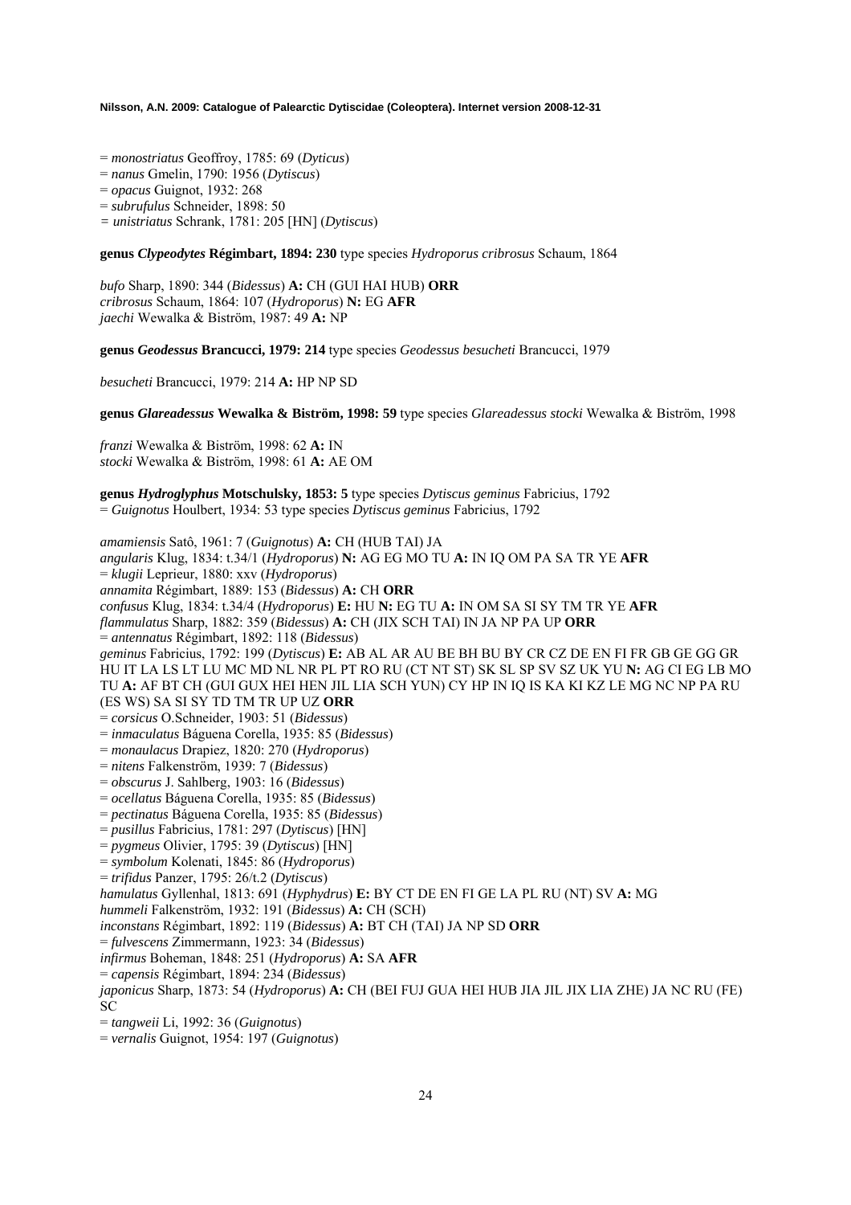= *monostriatus* Geoffroy, 1785: 69 (*Dyticus*)
= *nanus* Gmelin, 1790: 1956 (*Dytiscus*)
= *opacus* Guignot, 1932: 268
= *subrufulus* Schneider, 1898: 50
= *unistriatus* Schrank, 1781: 205 [HN] (*Dytiscus*)

**genus *Clypeodytes* Régimbart, 1894: 230** type species *Hydroporus cribrosus* Schaum, 1864

*bufo* Sharp, 1890: 344 (*Bidessus*) **A:** CH (GUI HAI HUB) **ORR**
*cribrosus* Schaum, 1864: 107 (*Hydroporus*) **N:** EG **AFR**
*jaechi* Wewalka & Biström, 1987: 49 **A:** NP

**genus *Geodessus* Brancucci, 1979: 214** type species *Geodessus besucheti* Brancucci, 1979

*besucheti* Brancucci, 1979: 214 **A:** HP NP SD

**genus *Glareadessus* Wewalka & Biström, 1998: 59** type species *Glareadessus stocki* Wewalka & Biström, 1998

*franzi* Wewalka & Biström, 1998: 62 **A:** IN
*stocki* Wewalka & Biström, 1998: 61 **A:** AE OM

**genus *Hydroglyphus* Motschulsky, 1853: 5** type species *Dytiscus geminus* Fabricius, 1792
= *Guignotus* Houlbert, 1934: 53 type species *Dytiscus geminus* Fabricius, 1792

*amamiensis* Satô, 1961: 7 (*Guignotus*) **A:** CH (HUB TAI) JA
*angularis* Klug, 1834: t.34/1 (*Hydroporus*) **N:** AG EG MO TU **A:** IN IQ OM PA SA TR YE **AFR**
= *klugii* Leprieur, 1880: xxv (*Hydroporus*)
*annamita* Régimbart, 1889: 153 (*Bidessus*) **A:** CH **ORR**
*confusus* Klug, 1834: t.34/4 (*Hydroporus*) **E:** HU **N:** EG TU **A:** IN OM SA SI SY TM TR YE **AFR**
*flammulatus* Sharp, 1882: 359 (*Bidessus*) **A:** CH (JIX SCH TAI) IN JA NP PA UP **ORR**
= *antennatus* Régimbart, 1892: 118 (*Bidessus*)
*geminus* Fabricius, 1792: 199 (*Dytiscus*) **E:** AB AL AR AU BE BH BU BY CR CZ DE EN FI FR GB GE GG GR HU IT LA LS LT LU MC MD NL NR PL PT RO RU (CT NT ST) SK SL SP SV SZ UK YU **N:** AG CI EG LB MO TU **A:** AF BT CH (GUI GUX HEI HEN JIL LIA SCH YUN) CY HP IN IQ IS KA KI KZ LE MG NC NP PA RU (ES WS) SA SI SY TD TM TR UP UZ **ORR**
= *corsicus* O.Schneider, 1903: 51 (*Bidessus*)
= *inmaculatus* Báguena Corella, 1935: 85 (*Bidessus*)
= *monaulacus* Drapiez, 1820: 270 (*Hydroporus*)
= *nitens* Falkenström, 1939: 7 (*Bidessus*)
= *obscurus* J. Sahlberg, 1903: 16 (*Bidessus*)
= *ocellatus* Báguena Corella, 1935: 85 (*Bidessus*)
= *pectinatus* Báguena Corella, 1935: 85 (*Bidessus*)
= *pusillus* Fabricius, 1781: 297 (*Dytiscus*) [HN]
= *pygmeus* Olivier, 1795: 39 (*Dytiscus*) [HN]
= *symbolum* Kolenati, 1845: 86 (*Hydroporus*)
= *trifidus* Panzer, 1795: 26/t.2 (*Dytiscus*)
*hamulatus* Gyllenhal, 1813: 691 (*Hyphydrus*) **E:** BY CT DE EN FI GE LA PL RU (NT) SV **A:** MG
*hummeli* Falkenström, 1932: 191 (*Bidessus*) **A:** CH (SCH)
*inconstans* Régimbart, 1892: 119 (*Bidessus*) **A:** BT CH (TAI) JA NP SD **ORR**
= *fulvescens* Zimmermann, 1923: 34 (*Bidessus*)
*infirmus* Boheman, 1848: 251 (*Hydroporus*) **A:** SA **AFR**
= *capensis* Régimbart, 1894: 234 (*Bidessus*)
*japonicus* Sharp, 1873: 54 (*Hydroporus*) **A:** CH (BEI FUJ GUA HEI HUB JIA JIL JIX LIA ZHE) JA NC RU (FE) SC
= *tangweii* Li, 1992: 36 (*Guignotus*)
= *vernalis* Guignot, 1954: 197 (*Guignotus*)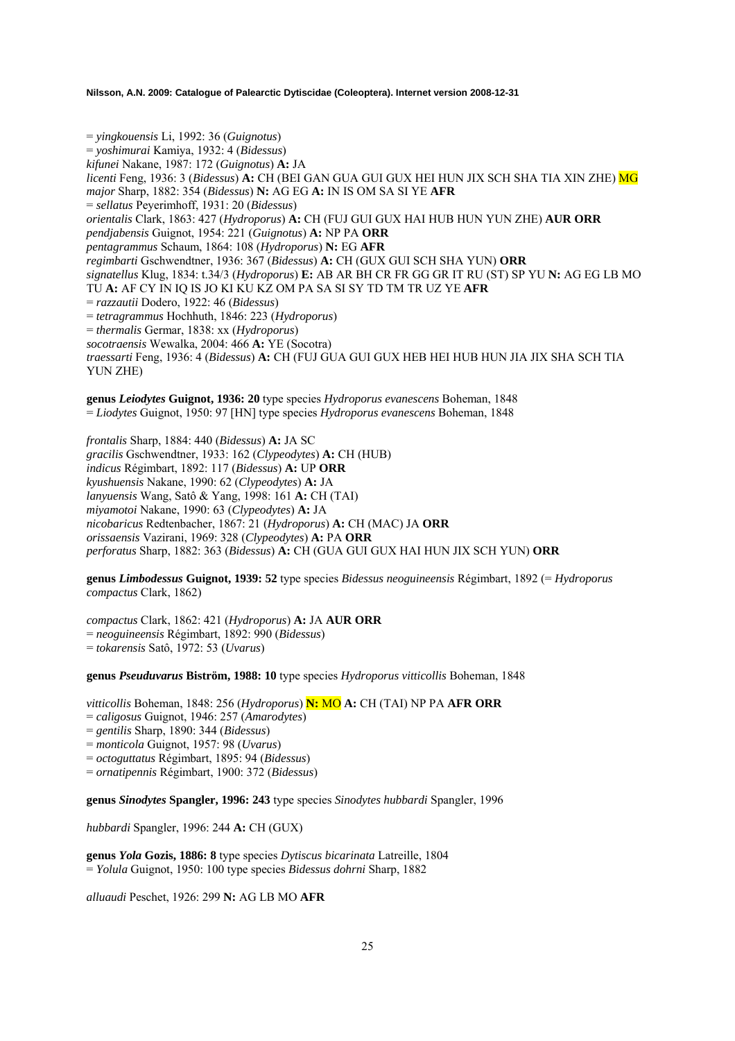= *yingkouensis* Li, 1992: 36 (*Guignotus*)
= *yoshimurai* Kamiya, 1932: 4 (*Bidessus*)
*kifunei* Nakane, 1987: 172 (*Guignotus*) **A:** JA
*licenti* Feng, 1936: 3 (*Bidessus*) **A:** CH (BEI GAN GUA GUI GUX HEI HUN JIX SCH SHA TIA XIN ZHE) MG
*major* Sharp, 1882: 354 (*Bidessus*) **N:** AG EG **A:** IN IS OM SA SI YE **AFR**
= *sellatus* Peyerimhoff, 1931: 20 (*Bidessus*)
*orientalis* Clark, 1863: 427 (*Hydroporus*) **A:** CH (FUJ GUI GUX HAI HUB HUN YUN ZHE) **AUR ORR**
*pendjabensis* Guignot, 1954: 221 (*Guignotus*) **A:** NP PA **ORR**
*pentagrammus* Schaum, 1864: 108 (*Hydroporus*) **N:** EG **AFR**
*regimbarti* Gschwendtner, 1936: 367 (*Bidessus*) **A:** CH (GUX GUI SCH SHA YUN) **ORR**
*signatellus* Klug, 1834: t.34/3 (*Hydroporus*) **E:** AB AR BH CR FR GG GR IT RU (ST) SP YU **N:** AG EG LB MO TU **A:** AF CY IN IQ IS JO KI KU KZ OM PA SA SI SY TD TM TR UZ YE **AFR**
= *razzautii* Dodero, 1922: 46 (*Bidessus*)
= *tetragrammus* Hochhuth, 1846: 223 (*Hydroporus*)
= *thermalis* Germar, 1838: xx (*Hydroporus*)
*socotraensis* Wewalka, 2004: 466 **A:** YE (Socotra)
*traessarti* Feng, 1936: 4 (*Bidessus*) **A:** CH (FUJ GUA GUI GUX HEB HEI HUB HUN JIA JIX SHA SCH TIA YUN ZHE)

**genus *Leiodytes* Guignot, 1936: 20** type species *Hydroporus evanescens* Boheman, 1848
= *Liodytes* Guignot, 1950: 97 [HN] type species *Hydroporus evanescens* Boheman, 1848

*frontalis* Sharp, 1884: 440 (*Bidessus*) **A:** JA SC
*gracilis* Gschwendtner, 1933: 162 (*Clypeodytes*) **A:** CH (HUB)
*indicus* Régimbart, 1892: 117 (*Bidessus*) **A:** UP **ORR**
*kyushuensis* Nakane, 1990: 62 (*Clypeodytes*) **A:** JA
*lanyuensis* Wang, Satô & Yang, 1998: 161 **A:** CH (TAI)
*miyamotoi* Nakane, 1990: 63 (*Clypeodytes*) **A:** JA
*nicobaricus* Redtenbacher, 1867: 21 (*Hydroporus*) **A:** CH (MAC) JA **ORR**
*orissaensis* Vazirani, 1969: 328 (*Clypeodytes*) **A:** PA **ORR**
*perforatus* Sharp, 1882: 363 (*Bidessus*) **A:** CH (GUA GUI GUX HAI HUN JIX SCH YUN) **ORR**

**genus *Limbodessus* Guignot, 1939: 52** type species *Bidessus neoguineensis* Régimbart, 1892 (= *Hydroporus compactus* Clark, 1862)

*compactus* Clark, 1862: 421 (*Hydroporus*) **A:** JA **AUR ORR**
= *neoguineensis* Régimbart, 1892: 990 (*Bidessus*)
= *tokarensis* Satô, 1972: 53 (*Uvarus*)

**genus *Pseuduvarus* Biström, 1988: 10** type species *Hydroporus vitticollis* Boheman, 1848

*vitticollis* Boheman, 1848: 256 (*Hydroporus*) **N:** MO **A:** CH (TAI) NP PA **AFR ORR**
= *caligosus* Guignot, 1946: 257 (*Amarodytes*)
= *gentilis* Sharp, 1890: 344 (*Bidessus*)
= *monticola* Guignot, 1957: 98 (*Uvarus*)
= *octoguttatus* Régimbart, 1895: 94 (*Bidessus*)
= *ornatipennis* Régimbart, 1900: 372 (*Bidessus*)

**genus *Sinodytes* Spangler, 1996: 243** type species *Sinodytes hubbardi* Spangler, 1996

*hubbardi* Spangler, 1996: 244 **A:** CH (GUX)

**genus *Yola* Gozis, 1886: 8** type species *Dytiscus bicarinata* Latreille, 1804
= *Yolula* Guignot, 1950: 100 type species *Bidessus dohrni* Sharp, 1882

*alluaudi* Peschet, 1926: 299 **N:** AG LB MO **AFR**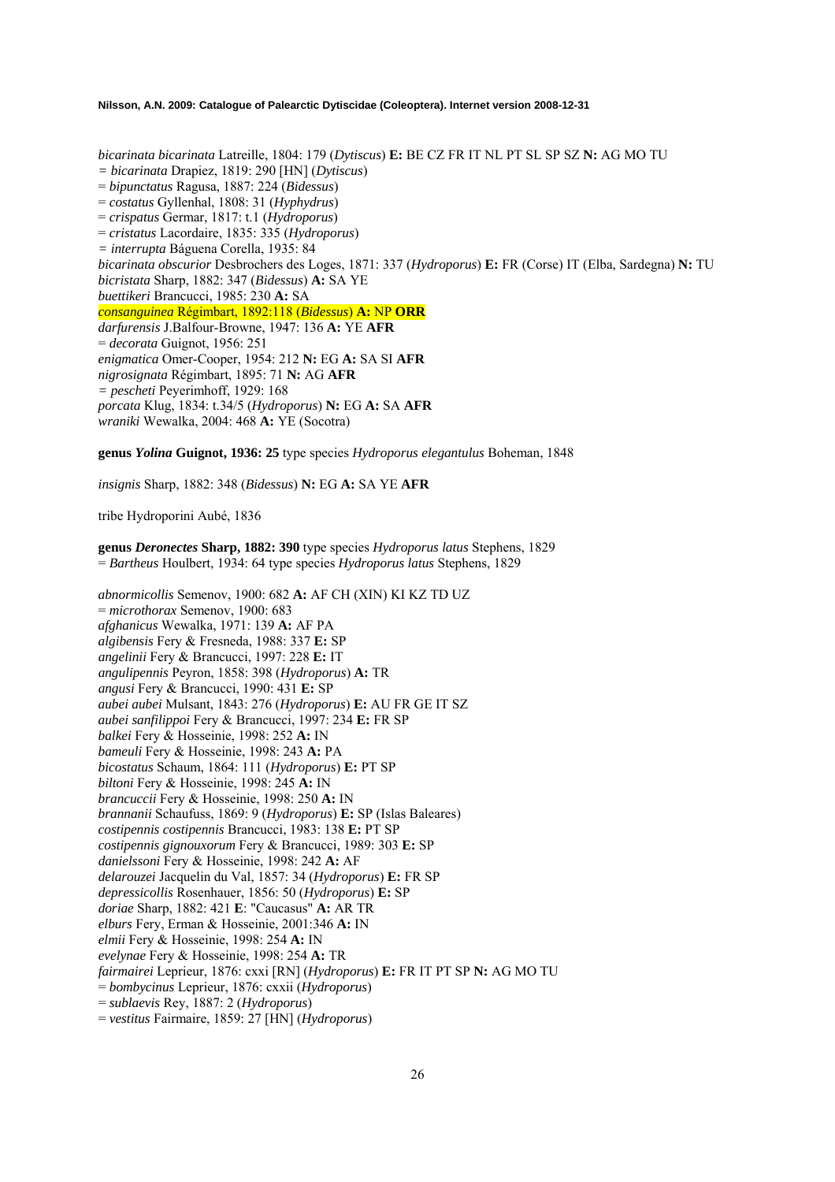*bicarinata bicarinata* Latreille, 1804: 179 (*Dytiscus*) **E:** BE CZ FR IT NL PT SL SP SZ **N:** AG MO TU
= *bicarinata* Drapiez, 1819: 290 [HN] (*Dytiscus*)
= *bipunctatus* Ragusa, 1887: 224 (*Bidessus*)
= *costatus* Gyllenhal, 1808: 31 (*Hyphydrus*)
= *crispatus* Germar, 1817: t.1 (*Hydroporus*)
= *cristatus* Lacordaire, 1835: 335 (*Hydroporus*)
= *interrupta* Báguena Corella, 1935: 84
*bicarinata obscurior* Desbrochers des Loges, 1871: 337 (*Hydroporus*) **E:** FR (Corse) IT (Elba, Sardegna) **N:** TU
*bicristata* Sharp, 1882: 347 (*Bidessus*) **A:** SA YE
*buettikeri* Brancucci, 1985: 230 **A:** SA
*consanguinea* Régimbart, 1892:118 (*Bidessus*) **A:** NP **ORR**
*darfurensis* J.Balfour-Browne, 1947: 136 **A:** YE **AFR**
= *decorata* Guignot, 1956: 251
*enigmatica* Omer-Cooper, 1954: 212 **N:** EG **A:** SA SI **AFR**
*nigrosignata* Régimbart, 1895: 71 **N:** AG **AFR**
= *pescheti* Peyerimhoff, 1929: 168
*porcata* Klug, 1834: t.34/5 (*Hydroporus*) **N:** EG **A:** SA **AFR**
*wraniki* Wewalka, 2004: 468 **A:** YE (Socotra)

**genus *Yolina* Guignot, 1936: 25** type species *Hydroporus elegantulus* Boheman, 1848

*insignis* Sharp, 1882: 348 (*Bidessus*) **N:** EG **A:** SA YE **AFR**

tribe Hydroporini Aubé, 1836

**genus *Deronectes* Sharp, 1882: 390** type species *Hydroporus latus* Stephens, 1829
= *Bartheus* Houlbert, 1934: 64 type species *Hydroporus latus* Stephens, 1829

*abnormicollis* Semenov, 1900: 682 **A:** AF CH (XIN) KI KZ TD UZ
= *microthorax* Semenov, 1900: 683
*afghanicus* Wewalka, 1971: 139 **A:** AF PA
*algibensis* Fery & Fresneda, 1988: 337 **E:** SP
*angelinii* Fery & Brancucci, 1997: 228 **E:** IT
*angulipennis* Peyron, 1858: 398 (*Hydroporus*) **A:** TR
*angusi* Fery & Brancucci, 1990: 431 **E:** SP
*aubei aubei* Mulsant, 1843: 276 (*Hydroporus*) **E:** AU FR GE IT SZ
*aubei sanfilippoi* Fery & Brancucci, 1997: 234 **E:** FR SP
*balkei* Fery & Hosseinie, 1998: 252 **A:** IN
*bameuli* Fery & Hosseinie, 1998: 243 **A:** PA
*bicostatus* Schaum, 1864: 111 (*Hydroporus*) **E:** PT SP
*biltoni* Fery & Hosseinie, 1998: 245 **A:** IN
*brancuccii* Fery & Hosseinie, 1998: 250 **A:** IN
*brannanii* Schaufuss, 1869: 9 (*Hydroporus*) **E:** SP (Islas Baleares)
*costipennis costipennis* Brancucci, 1983: 138 **E:** PT SP
*costipennis gignouxorum* Fery & Brancucci, 1989: 303 **E:** SP
*danielssoni* Fery & Hosseinie, 1998: 242 **A:** AF
*delarouzei* Jacquelin du Val, 1857: 34 (*Hydroporus*) **E:** FR SP
*depressicollis* Rosenhauer, 1856: 50 (*Hydroporus*) **E:** SP
*doriae* Sharp, 1882: 421 **E**: "Caucasus" **A:** AR TR
*elburs* Fery, Erman & Hosseinie, 2001:346 **A:** IN
*elmii* Fery & Hosseinie, 1998: 254 **A:** IN
*evelynae* Fery & Hosseinie, 1998: 254 **A:** TR
*fairmairei* Leprieur, 1876: cxxi [RN] (*Hydroporus*) **E:** FR IT PT SP **N:** AG MO TU
= *bombycinus* Leprieur, 1876: cxxii (*Hydroporus*)
= *sublaevis* Rey, 1887: 2 (*Hydroporus*)
= *vestitus* Fairmaire, 1859: 27 [HN] (*Hydroporus*)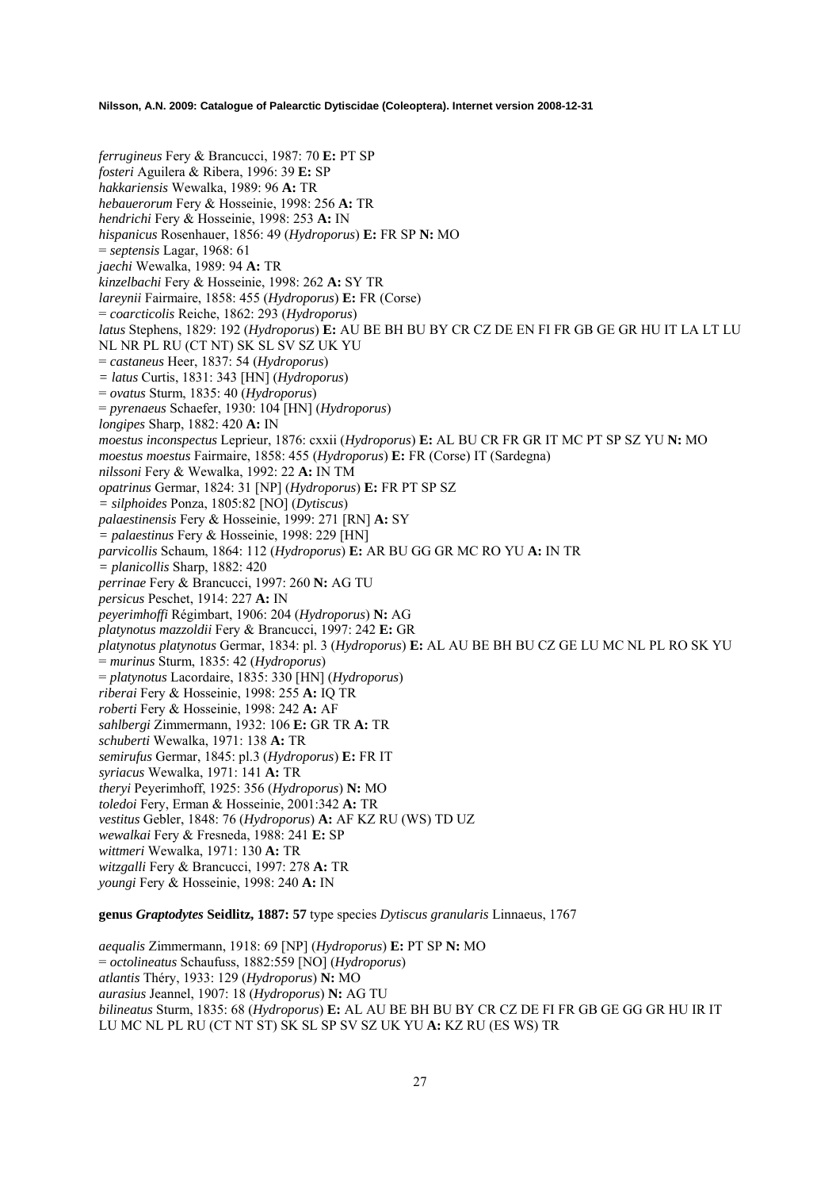*ferrugineus* Fery & Brancucci, 1987: 70 **E:** PT SP
*fosteri* Aguilera & Ribera, 1996: 39 **E:** SP
*hakkariensis* Wewalka, 1989: 96 **A:** TR
*hebauerorum* Fery & Hosseinie, 1998: 256 **A:** TR
*hendrichi* Fery & Hosseinie, 1998: 253 **A:** IN
*hispanicus* Rosenhauer, 1856: 49 (*Hydroporus*) **E:** FR SP **N:** MO
= *septensis* Lagar, 1968: 61
*jaechi* Wewalka, 1989: 94 **A:** TR
*kinzelbachi* Fery & Hosseinie, 1998: 262 **A:** SY TR
*lareynii* Fairmaire, 1858: 455 (*Hydroporus*) **E:** FR (Corse)
= *coarcticolis* Reiche, 1862: 293 (*Hydroporus*)
*latus* Stephens, 1829: 192 (*Hydroporus*) **E:** AU BE BH BU BY CR CZ DE EN FI FR GB GE GR HU IT LA LT LU NL NR PL RU (CT NT) SK SL SV SZ UK YU
= *castaneus* Heer, 1837: 54 (*Hydroporus*)
= *latus* Curtis, 1831: 343 [HN] (*Hydroporus*)
= *ovatus* Sturm, 1835: 40 (*Hydroporus*)
= *pyrenaeus* Schaefer, 1930: 104 [HN] (*Hydroporus*)
*longipes* Sharp, 1882: 420 **A:** IN
*moestus inconspectus* Leprieur, 1876: cxxii (*Hydroporus*) **E:** AL BU CR FR GR IT MC PT SP SZ YU **N:** MO
*moestus moestus* Fairmaire, 1858: 455 (*Hydroporus*) **E:** FR (Corse) IT (Sardegna)
*nilssoni* Fery & Wewalka, 1992: 22 **A:** IN TM
*opatrinus* Germar, 1824: 31 [NP] (*Hydroporus*) **E:** FR PT SP SZ
= *silphoides* Ponza, 1805:82 [NO] (*Dytiscus*)
*palaestinensis* Fery & Hosseinie, 1999: 271 [RN] **A:** SY
= *palaestinus* Fery & Hosseinie, 1998: 229 [HN]
*parvicollis* Schaum, 1864: 112 (*Hydroporus*) **E:** AR BU GG GR MC RO YU **A:** IN TR
= *planicollis* Sharp, 1882: 420
*perrinae* Fery & Brancucci, 1997: 260 **N:** AG TU
*persicus* Peschet, 1914: 227 **A:** IN
*peyerimhoffi* Régimbart, 1906: 204 (*Hydroporus*) **N:** AG
*platynotus mazzoldii* Fery & Brancucci, 1997: 242 **E:** GR
*platynotus platynotus* Germar, 1834: pl. 3 (*Hydroporus*) **E:** AL AU BE BH BU CZ GE LU MC NL PL RO SK YU
= *murinus* Sturm, 1835: 42 (*Hydroporus*)
= *platynotus* Lacordaire, 1835: 330 [HN] (*Hydroporus*)
*riberai* Fery & Hosseinie, 1998: 255 **A:** IQ TR
*roberti* Fery & Hosseinie, 1998: 242 **A:** AF
*sahlbergi* Zimmermann, 1932: 106 **E:** GR TR **A:** TR
*schuberti* Wewalka, 1971: 138 **A:** TR
*semirufus* Germar, 1845: pl.3 (*Hydroporus*) **E:** FR IT
*syriacus* Wewalka, 1971: 141 **A:** TR
*theryi* Peyerimhoff, 1925: 356 (*Hydroporus*) **N:** MO
*toledoi* Fery, Erman & Hosseinie, 2001:342 **A:** TR
*vestitus* Gebler, 1848: 76 (*Hydroporus*) **A:** AF KZ RU (WS) TD UZ
*wewalkai* Fery & Fresneda, 1988: 241 **E:** SP
*wittmeri* Wewalka, 1971: 130 **A:** TR
*witzgalli* Fery & Brancucci, 1997: 278 **A:** TR
*youngi* Fery & Hosseinie, 1998: 240 **A:** IN

**genus *Graptodytes* Seidlitz, 1887: 57** type species *Dytiscus granularis* Linnaeus, 1767

*aequalis* Zimmermann, 1918: 69 [NP] (*Hydroporus*) **E:** PT SP **N:** MO
= *octolineatus* Schaufuss, 1882:559 [NO] (*Hydroporus*)
*atlantis* Théry, 1933: 129 (*Hydroporus*) **N:** MO
*aurasius* Jeannel, 1907: 18 (*Hydroporus*) **N:** AG TU
*bilineatus* Sturm, 1835: 68 (*Hydroporus*) **E:** AL AU BE BH BU BY CR CZ DE FI FR GB GE GG GR HU IR IT LU MC NL PL RU (CT NT ST) SK SL SP SV SZ UK YU **A:** KZ RU (ES WS) TR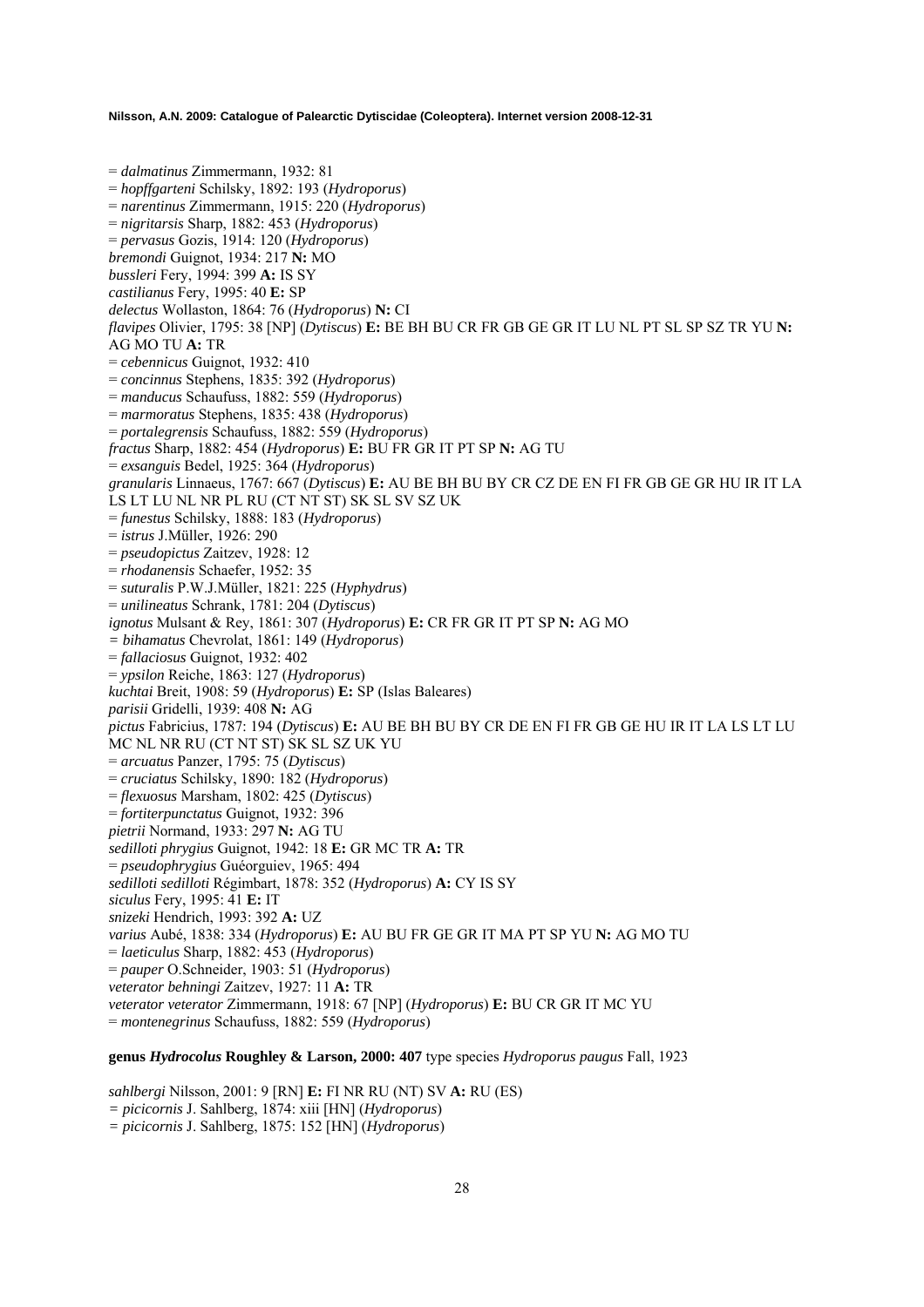= *dalmatinus* Zimmermann, 1932: 81
= *hopffgarteni* Schilsky, 1892: 193 (*Hydroporus*)
= *narentinus* Zimmermann, 1915: 220 (*Hydroporus*)
= *nigritarsis* Sharp, 1882: 453 (*Hydroporus*)
= *pervasus* Gozis, 1914: 120 (*Hydroporus*)
*bremondi* Guignot, 1934: 217 **N:** MO
*bussleri* Fery, 1994: 399 **A:** IS SY
*castilianus* Fery, 1995: 40 **E:** SP
*delectus* Wollaston, 1864: 76 (*Hydroporus*) **N:** CI
*flavipes* Olivier, 1795: 38 [NP] (*Dytiscus*) **E:** BE BH BU CR FR GB GE GR IT LU NL PT SL SP SZ TR YU **N:** AG MO TU **A:** TR
= *cebennicus* Guignot, 1932: 410
= *concinnus* Stephens, 1835: 392 (*Hydroporus*)
= *manducus* Schaufuss, 1882: 559 (*Hydroporus*)
= *marmoratus* Stephens, 1835: 438 (*Hydroporus*)
= *portalegrensis* Schaufuss, 1882: 559 (*Hydroporus*)
*fractus* Sharp, 1882: 454 (*Hydroporus*) **E:** BU FR GR IT PT SP **N:** AG TU
= *exsanguis* Bedel, 1925: 364 (*Hydroporus*)
*granularis* Linnaeus, 1767: 667 (*Dytiscus*) **E:** AU BE BH BU BY CR CZ DE EN FI FR GB GE GR HU IR IT LA LS LT LU NL NR PL RU (CT NT ST) SK SL SV SZ UK
= *funestus* Schilsky, 1888: 183 (*Hydroporus*)
= *istrus* J.Müller, 1926: 290
= *pseudopictus* Zaitzev, 1928: 12
= *rhodanensis* Schaefer, 1952: 35
= *suturalis* P.W.J.Müller, 1821: 225 (*Hyphydrus*)
= *unilineatus* Schrank, 1781: 204 (*Dytiscus*)
*ignotus* Mulsant & Rey, 1861: 307 (*Hydroporus*) **E:** CR FR GR IT PT SP **N:** AG MO
= *bihamatus* Chevrolat, 1861: 149 (*Hydroporus*)
= *fallaciosus* Guignot, 1932: 402
= *ypsilon* Reiche, 1863: 127 (*Hydroporus*)
*kuchtai* Breit, 1908: 59 (*Hydroporus*) **E:** SP (Islas Baleares)
*parisii* Gridelli, 1939: 408 **N:** AG
*pictus* Fabricius, 1787: 194 (*Dytiscus*) **E:** AU BE BH BU BY CR DE EN FI FR GB GE HU IR IT LA LS LT LU MC NL NR RU (CT NT ST) SK SL SZ UK YU
= *arcuatus* Panzer, 1795: 75 (*Dytiscus*)
= *cruciatus* Schilsky, 1890: 182 (*Hydroporus*)
= *flexuosus* Marsham, 1802: 425 (*Dytiscus*)
= *fortiterpunctatus* Guignot, 1932: 396
*pietrii* Normand, 1933: 297 **N:** AG TU
*sedilloti phrygius* Guignot, 1942: 18 **E:** GR MC TR **A:** TR
= *pseudophrygius* Guéorguiev, 1965: 494
*sedilloti sedilloti* Régimbart, 1878: 352 (*Hydroporus*) **A:** CY IS SY
*siculus* Fery, 1995: 41 **E:** IT
*snizeki* Hendrich, 1993: 392 **A:** UZ
*varius* Aubé, 1838: 334 (*Hydroporus*) **E:** AU BU FR GE GR IT MA PT SP YU **N:** AG MO TU
= *laeticulus* Sharp, 1882: 453 (*Hydroporus*)
= *pauper* O.Schneider, 1903: 51 (*Hydroporus*)
*veterator behningi* Zaitzev, 1927: 11 **A:** TR
*veterator veterator* Zimmermann, 1918: 67 [NP] (*Hydroporus*) **E:** BU CR GR IT MC YU
= *montenegrinus* Schaufuss, 1882: 559 (*Hydroporus*)

**genus *Hydrocolus* Roughley & Larson, 2000: 407** type species *Hydroporus paugus* Fall, 1923

*sahlbergi* Nilsson, 2001: 9 [RN] **E:** FI NR RU (NT) SV **A:** RU (ES)
= *picicornis* J. Sahlberg, 1874: xiii [HN] (*Hydroporus*)
= *picicornis* J. Sahlberg, 1875: 152 [HN] (*Hydroporus*)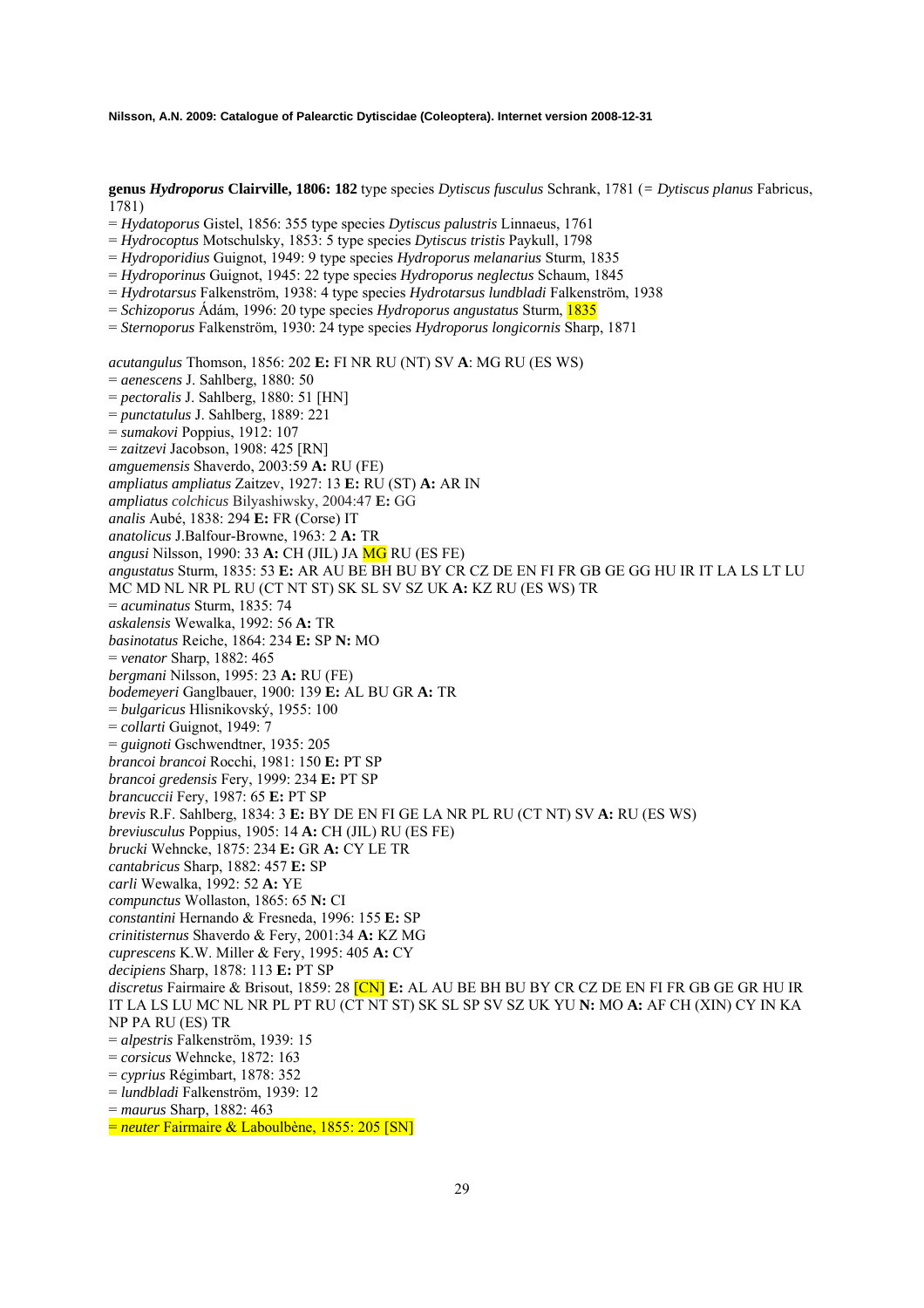**genus *Hydroporus* Clairville, 1806: 182** type species *Dytiscus fusculus* Schrank, 1781 (= *Dytiscus planus* Fabricus, 1781)
= *Hydatoporus* Gistel, 1856: 355 type species *Dytiscus palustris* Linnaeus, 1761
= *Hydrocoptus* Motschulsky, 1853: 5 type species *Dytiscus tristis* Paykull, 1798
= *Hydroporidius* Guignot, 1949: 9 type species *Hydroporus melanarius* Sturm, 1835
= *Hydroporinus* Guignot, 1945: 22 type species *Hydroporus neglectus* Schaum, 1845
= *Hydrotarsus* Falkenström, 1938: 4 type species *Hydrotarsus lundbladi* Falkenström, 1938
= *Schizoporus* Ádám, 1996: 20 type species *Hydroporus angustatus* Sturm, 1835
= *Sternoporus* Falkenström, 1930: 24 type species *Hydroporus longicornis* Sharp, 1871

*acutangulus* Thomson, 1856: 202 **E:** FI NR RU (NT) SV **A**: MG RU (ES WS)
= *aenescens* J. Sahlberg, 1880: 50
= *pectoralis* J. Sahlberg, 1880: 51 [HN]
= *punctatulus* J. Sahlberg, 1889: 221
= *sumakovi* Poppius, 1912: 107
= *zaitzevi* Jacobson, 1908: 425 [RN]
*amguemensis* Shaverdo, 2003:59 **A:** RU (FE)
*ampliatus ampliatus* Zaitzev, 1927: 13 **E:** RU (ST) **A:** AR IN
*ampliatus colchicus* Bilyashiwsky, 2004:47 **E:** GG
*analis* Aubé, 1838: 294 **E:** FR (Corse) IT
*anatolicus* J.Balfour-Browne, 1963: 2 **A:** TR
*angusi* Nilsson, 1990: 33 **A:** CH (JIL) JA MG RU (ES FE)
*angustatus* Sturm, 1835: 53 **E:** AR AU BE BH BU BY CR CZ DE EN FI FR GB GE GG HU IR IT LA LS LT LU MC MD NL NR PL RU (CT NT ST) SK SL SV SZ UK **A:** KZ RU (ES WS) TR
= *acuminatus* Sturm, 1835: 74
*askalensis* Wewalka, 1992: 56 **A:** TR
*basinotatus* Reiche, 1864: 234 **E:** SP **N:** MO
= *venator* Sharp, 1882: 465
*bergmani* Nilsson, 1995: 23 **A:** RU (FE)
*bodemeyeri* Ganglbauer, 1900: 139 **E:** AL BU GR **A:** TR
= *bulgaricus* Hlisnikovský, 1955: 100
= *collarti* Guignot, 1949: 7
= *guignoti* Gschwendtner, 1935: 205
*brancoi brancoi* Rocchi, 1981: 150 **E:** PT SP
*brancoi gredensis* Fery, 1999: 234 **E:** PT SP
*brancuccii* Fery, 1987: 65 **E:** PT SP
*brevis* R.F. Sahlberg, 1834: 3 **E:** BY DE EN FI GE LA NR PL RU (CT NT) SV **A:** RU (ES WS)
*breviusculus* Poppius, 1905: 14 **A:** CH (JIL) RU (ES FE)
*brucki* Wehncke, 1875: 234 **E:** GR **A:** CY LE TR
*cantabricus* Sharp, 1882: 457 **E:** SP
*carli* Wewalka, 1992: 52 **A:** YE
*compunctus* Wollaston, 1865: 65 **N:** CI
*constantini* Hernando & Fresneda, 1996: 155 **E:** SP
*crinitisternus* Shaverdo & Fery, 2001:34 **A:** KZ MG
*cuprescens* K.W. Miller & Fery, 1995: 405 **A:** CY
*decipiens* Sharp, 1878: 113 **E:** PT SP
*discretus* Fairmaire & Brisout, 1859: 28 [CN] **E:** AL AU BE BH BU BY CR CZ DE EN FI FR GB GE GR HU IR IT LA LS LU MC NL NR PL PT RU (CT NT ST) SK SL SP SV SZ UK YU **N:** MO **A:** AF CH (XIN) CY IN KA NP PA RU (ES) TR
= *alpestris* Falkenström, 1939: 15
= *corsicus* Wehncke, 1872: 163
= *cyprius* Régimbart, 1878: 352
= *lundbladi* Falkenström, 1939: 12
= *maurus* Sharp, 1882: 463
= *neuter* Fairmaire & Laboulbène, 1855: 205 [SN]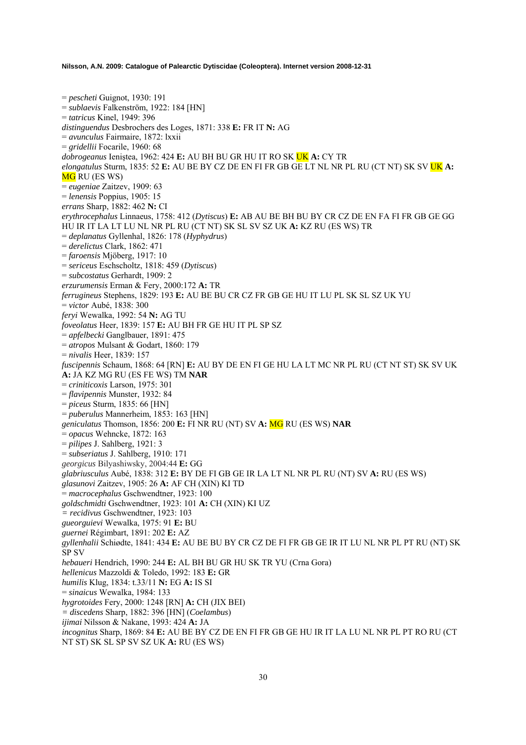= *pescheti* Guignot, 1930: 191
= *sublaevis* Falkenström, 1922: 184 [HN]
= *tatricus* Kinel, 1949: 396
*distinguendus* Desbrochers des Loges, 1871: 338 **E:** FR IT **N:** AG
= *avunculus* Fairmaire, 1872: lxxii
= *gridellii* Focarile, 1960: 68
*dobrogeanus* Ieniştea, 1962: 424 **E:** AU BH BU GR HU IT RO SK UK **A:** CY TR
*elongatulus* Sturm, 1835: 52 **E:** AU BE BY CZ DE EN FI FR GB GE LT NL NR PL RU (CT NT) SK SV UK **A:** MG RU (ES WS)
= *eugeniae* Zaitzev, 1909: 63
= *lenensis* Poppius, 1905: 15
*errans* Sharp, 1882: 462 **N:** CI
*erythrocephalus* Linnaeus, 1758: 412 (*Dytiscus*) **E:** AB AU BE BH BU BY CR CZ DE EN FA FI FR GB GE GG HU IR IT LA LT LU NL NR PL RU (CT NT) SK SL SV SZ UK **A:** KZ RU (ES WS) TR
= *deplanatus* Gyllenhal, 1826: 178 (*Hyphydrus*)
= *derelictus* Clark, 1862: 471
= *faroensis* Mjöberg, 1917: 10
= *sericeus* Eschscholtz, 1818: 459 (*Dytiscus*)
= *subcostatus* Gerhardt, 1909: 2
*erzurumensis* Erman & Fery, 2000:172 **A:** TR
*ferrugineus* Stephens, 1829: 193 **E:** AU BE BU CR CZ FR GB GE HU IT LU PL SK SL SZ UK YU
= *victor* Aubé, 1838: 300
*feryi* Wewalka, 1992: 54 **N:** AG TU
*foveolatus* Heer, 1839: 157 **E:** AU BH FR GE HU IT PL SP SZ
= *apfelbecki* Ganglbauer, 1891: 475
= *atropos* Mulsant & Godart, 1860: 179
= *nivalis* Heer, 1839: 157
*fuscipennis* Schaum, 1868: 64 [RN] **E:** AU BY DE EN FI GE HU LA LT MC NR PL RU (CT NT ST) SK SV UK **A:** JA KZ MG RU (ES FE WS) TM **NAR**
= *criniticoxis* Larson, 1975: 301
= *flavipennis* Munster, 1932: 84
= *piceus* Sturm, 1835: 66 [HN]
= *puberulus* Mannerheim, 1853: 163 [HN]
*geniculatus* Thomson, 1856: 200 **E:** FI NR RU (NT) SV **A:** MG RU (ES WS) **NAR**
= *opacus* Wehncke, 1872: 163
= *pilipes* J. Sahlberg, 1921: 3
= *subseriatus* J. Sahlberg, 1910: 171
*georgicus* Bilyashiwsky, 2004:44 **E:** GG
*glabriusculus* Aubé, 1838: 312 **E:** BY DE FI GB GE IR LA LT NL NR PL RU (NT) SV **A:** RU (ES WS)
*glasunovi* Zaitzev, 1905: 26 **A:** AF CH (XIN) KI TD
= *macrocephalus* Gschwendtner, 1923: 100
*goldschmidti* Gschwendtner, 1923: 101 **A:** CH (XIN) KI UZ
= *recidivus* Gschwendtner, 1923: 103
*gueorguievi* Wewalka, 1975: 91 **E:** BU
*guernei* Régimbart, 1891: 202 **E:** AZ
*gyllenhalii* Schiødte, 1841: 434 **E:** AU BE BU BY CR CZ DE FI FR GB GE IR IT LU NL NR PL PT RU (NT) SK SP SV
*hebaueri* Hendrich, 1990: 244 **E:** AL BH BU GR HU SK TR YU (Crna Gora)
*hellenicus* Mazzoldi & Toledo, 1992: 183 **E:** GR
*humilis* Klug, 1834: t.33/11 **N:** EG **A:** IS SI
= *sinaicus* Wewalka, 1984: 133
*hygrotoides* Fery, 2000: 1248 [RN] **A:** CH (JIX BEI)
= *discedens* Sharp, 1882: 396 [HN] (*Coelambus*)
*ijimai* Nilsson & Nakane, 1993: 424 **A:** JA
*incognitus* Sharp, 1869: 84 **E:** AU BE BY CZ DE EN FI FR GB GE HU IR IT LA LU NL NR PL PT RO RU (CT NT ST) SK SL SP SV SZ UK **A:** RU (ES WS)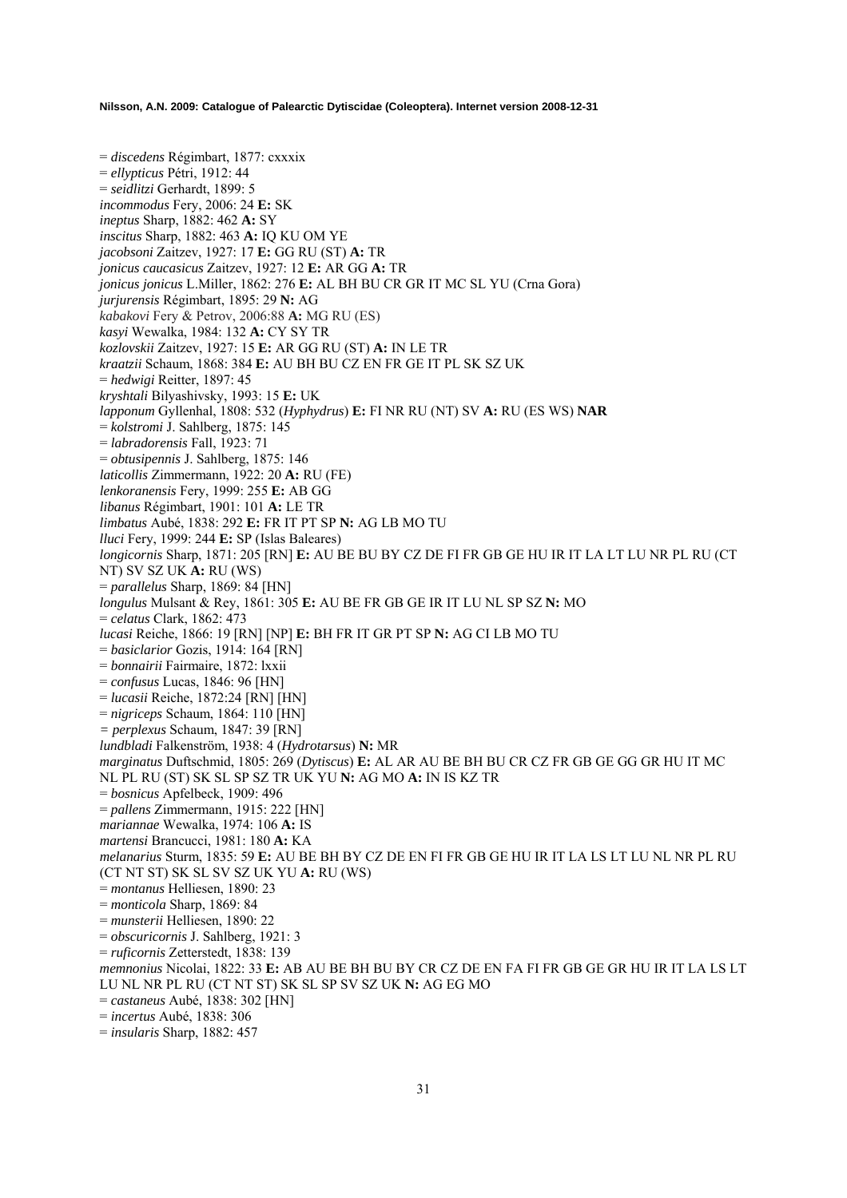= *discedens* Régimbart, 1877: cxxxix
= *ellypticus* Pétri, 1912: 44
= *seidlitzi* Gerhardt, 1899: 5
*incommodus* Fery, 2006: 24 **E:** SK
*ineptus* Sharp, 1882: 462 **A:** SY
*inscitus* Sharp, 1882: 463 **A:** IQ KU OM YE
*jacobsoni* Zaitzev, 1927: 17 **E:** GG RU (ST) **A:** TR
*jonicus caucasicus* Zaitzev, 1927: 12 **E:** AR GG **A:** TR
*jonicus jonicus* L.Miller, 1862: 276 **E:** AL BH BU CR GR IT MC SL YU (Crna Gora)
*jurjurensis* Régimbart, 1895: 29 **N:** AG
*kabakovi* Fery & Petrov, 2006:88 **A:** MG RU (ES)
*kasyi* Wewalka, 1984: 132 **A:** CY SY TR
*kozlovskii* Zaitzev, 1927: 15 **E:** AR GG RU (ST) **A:** IN LE TR
*kraatzii* Schaum, 1868: 384 **E:** AU BH BU CZ EN FR GE IT PL SK SZ UK
= *hedwigi* Reitter, 1897: 45
*kryshtali* Bilyashivsky, 1993: 15 **E:** UK
*lapponum* Gyllenhal, 1808: 532 (*Hyphydrus*) **E:** FI NR RU (NT) SV **A:** RU (ES WS) **NAR**
= *kolstromi* J. Sahlberg, 1875: 145
= *labradorensis* Fall, 1923: 71
= *obtusipennis* J. Sahlberg, 1875: 146
*laticollis* Zimmermann, 1922: 20 **A:** RU (FE)
*lenkoranensis* Fery, 1999: 255 **E:** AB GG
*libanus* Régimbart, 1901: 101 **A:** LE TR
*limbatus* Aubé, 1838: 292 **E:** FR IT PT SP **N:** AG LB MO TU
*lluci* Fery, 1999: 244 **E:** SP (Islas Baleares)
*longicornis* Sharp, 1871: 205 [RN] **E:** AU BE BU BY CZ DE FI FR GB GE HU IR IT LA LT LU NR PL RU (CT NT) SV SZ UK **A:** RU (WS)
= *parallelus* Sharp, 1869: 84 [HN]
*longulus* Mulsant & Rey, 1861: 305 **E:** AU BE FR GB GE IR IT LU NL SP SZ **N:** MO
= *celatus* Clark, 1862: 473
*lucasi* Reiche, 1866: 19 [RN] [NP] **E:** BH FR IT GR PT SP **N:** AG CI LB MO TU
= *basiclarior* Gozis, 1914: 164 [RN]
= *bonnairii* Fairmaire, 1872: lxxii
= *confusus* Lucas, 1846: 96 [HN]
= *lucasii* Reiche, 1872:24 [RN] [HN]
= *nigriceps* Schaum, 1864: 110 [HN]
= *perplexus* Schaum, 1847: 39 [RN]
*lundbladi* Falkenström, 1938: 4 (*Hydrotarsus*) **N:** MR
*marginatus* Duftschmid, 1805: 269 (*Dytiscus*) **E:** AL AR AU BE BH BU CR CZ FR GB GE GG GR HU IT MC NL PL RU (ST) SK SL SP SZ TR UK YU **N:** AG MO **A:** IN IS KZ TR
= *bosnicus* Apfelbeck, 1909: 496
= *pallens* Zimmermann, 1915: 222 [HN]
*mariannae* Wewalka, 1974: 106 **A:** IS
*martensi* Brancucci, 1981: 180 **A:** KA
*melanarius* Sturm, 1835: 59 **E:** AU BE BH BY CZ DE EN FI FR GB GE HU IR IT LA LS LT LU NL NR PL RU (CT NT ST) SK SL SV SZ UK YU **A:** RU (WS)
= *montanus* Helliesen, 1890: 23
= *monticola* Sharp, 1869: 84
= *munsterii* Helliesen, 1890: 22
= *obscuricornis* J. Sahlberg, 1921: 3
= *ruficornis* Zetterstedt, 1838: 139
*memnonius* Nicolai, 1822: 33 **E:** AB AR AU BE BH BU BY CR CZ DE EN FA FI FR GB GE GR HU IR IT LA LS LT LU NL NR PL RU (CT NT ST) SK SL SP SV SZ UK **N:** AG EG MO
= *castaneus* Aubé, 1838: 302 [HN]
= *incertus* Aubé, 1838: 306
= *insularis* Sharp, 1882: 457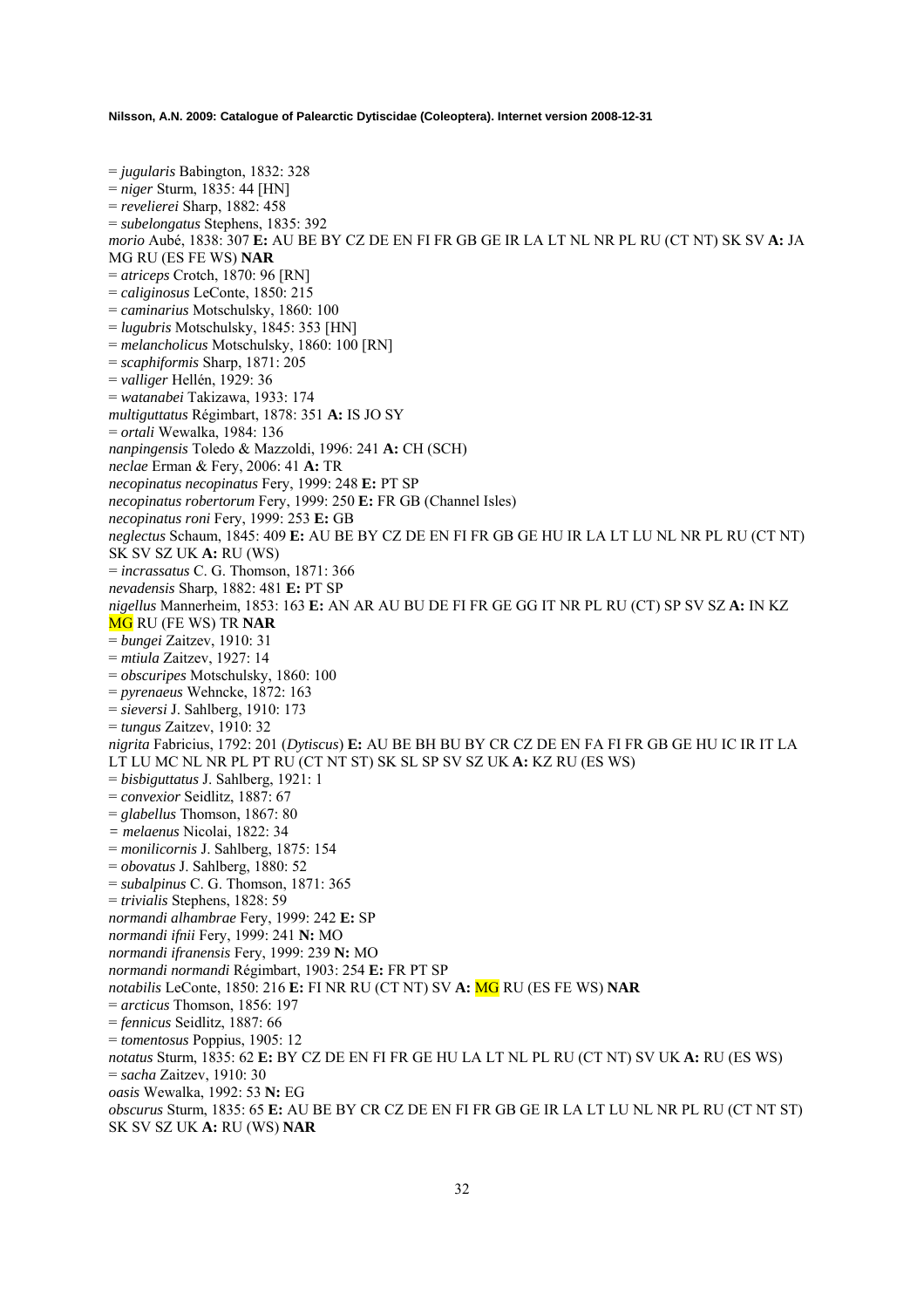= *jugularis* Babington, 1832: 328
= *niger* Sturm, 1835: 44 [HN]
= *revelierei* Sharp, 1882: 458
= *subelongatus* Stephens, 1835: 392
*morio* Aubé, 1838: 307 **E:** AU BE BY CZ DE EN FI FR GB GE IR LA LT NL NR PL RU (CT NT) SK SV **A:** JA MG RU (ES FE WS) **NAR**
= *atriceps* Crotch, 1870: 96 [RN]
= *caliginosus* LeConte, 1850: 215
= *caminarius* Motschulsky, 1860: 100
= *lugubris* Motschulsky, 1845: 353 [HN]
= *melancholicus* Motschulsky, 1860: 100 [RN]
= *scaphiformis* Sharp, 1871: 205
= *valliger* Hellén, 1929: 36
= *watanabei* Takizawa, 1933: 174
*multiguttatus* Régimbart, 1878: 351 **A:** IS JO SY
= *ortali* Wewalka, 1984: 136
*nanpingensis* Toledo & Mazzoldi, 1996: 241 **A:** CH (SCH)
*neclae* Erman & Fery, 2006: 41 **A:** TR
*necopinatus necopinatus* Fery, 1999: 248 **E:** PT SP
*necopinatus robertorum* Fery, 1999: 250 **E:** FR GB (Channel Isles)
*necopinatus roni* Fery, 1999: 253 **E:** GB
*neglectus* Schaum, 1845: 409 **E:** AU BE BY CZ DE EN FI FR GB GE HU IR LA LT LU NL NR PL RU (CT NT) SK SV SZ UK **A:** RU (WS)
= *incrassatus* C. G. Thomson, 1871: 366
*nevadensis* Sharp, 1882: 481 **E:** PT SP
*nigellus* Mannerheim, 1853: 163 **E:** AN AR AU BU DE FI FR GE GG IT NR PL RU (CT) SP SV SZ **A:** IN KZ MG RU (FE WS) TR **NAR**
= *bungei* Zaitzev, 1910: 31
= *mtiula* Zaitzev, 1927: 14
= *obscuripes* Motschulsky, 1860: 100
= *pyrenaeus* Wehncke, 1872: 163
= *sieversi* J. Sahlberg, 1910: 173
= *tungus* Zaitzev, 1910: 32
*nigrita* Fabricius, 1792: 201 (*Dytiscus*) **E:** AU BE BH BU BY CR CZ DE EN FA FI FR GB GE HU IC IR IT LA LT LU MC NL NR PL PT RU (CT NT ST) SK SL SP SV SZ UK **A:** KZ RU (ES WS)
= *bisbiguttatus* J. Sahlberg, 1921: 1
= *convexior* Seidlitz, 1887: 67
= *glabellus* Thomson, 1867: 80
= *melaenus* Nicolai, 1822: 34
= *monilicornis* J. Sahlberg, 1875: 154
= *obovatus* J. Sahlberg, 1880: 52
= *subalpinus* C. G. Thomson, 1871: 365
= *trivialis* Stephens, 1828: 59
*normandi alhambrae* Fery, 1999: 242 **E:** SP
*normandi ifnii* Fery, 1999: 241 **N:** MO
*normandi ifranensis* Fery, 1999: 239 **N:** MO
*normandi normandi* Régimbart, 1903: 254 **E:** FR PT SP
*notabilis* LeConte, 1850: 216 **E:** FI NR RU (CT NT) SV **A:** MG RU (ES FE WS) **NAR**
= *arcticus* Thomson, 1856: 197
= *fennicus* Seidlitz, 1887: 66
= *tomentosus* Poppius, 1905: 12
*notatus* Sturm, 1835: 62 **E:** BY CZ DE EN FI FR GE HU LA LT NL PL RU (CT NT) SV UK **A:** RU (ES WS)
= *sacha* Zaitzev, 1910: 30
*oasis* Wewalka, 1992: 53 **N:** EG
*obscurus* Sturm, 1835: 65 **E:** AU BE BY CR CZ DE EN FI FR GB GE IR LA LT LU NL NR PL RU (CT NT ST) SK SV SZ UK **A:** RU (WS) **NAR**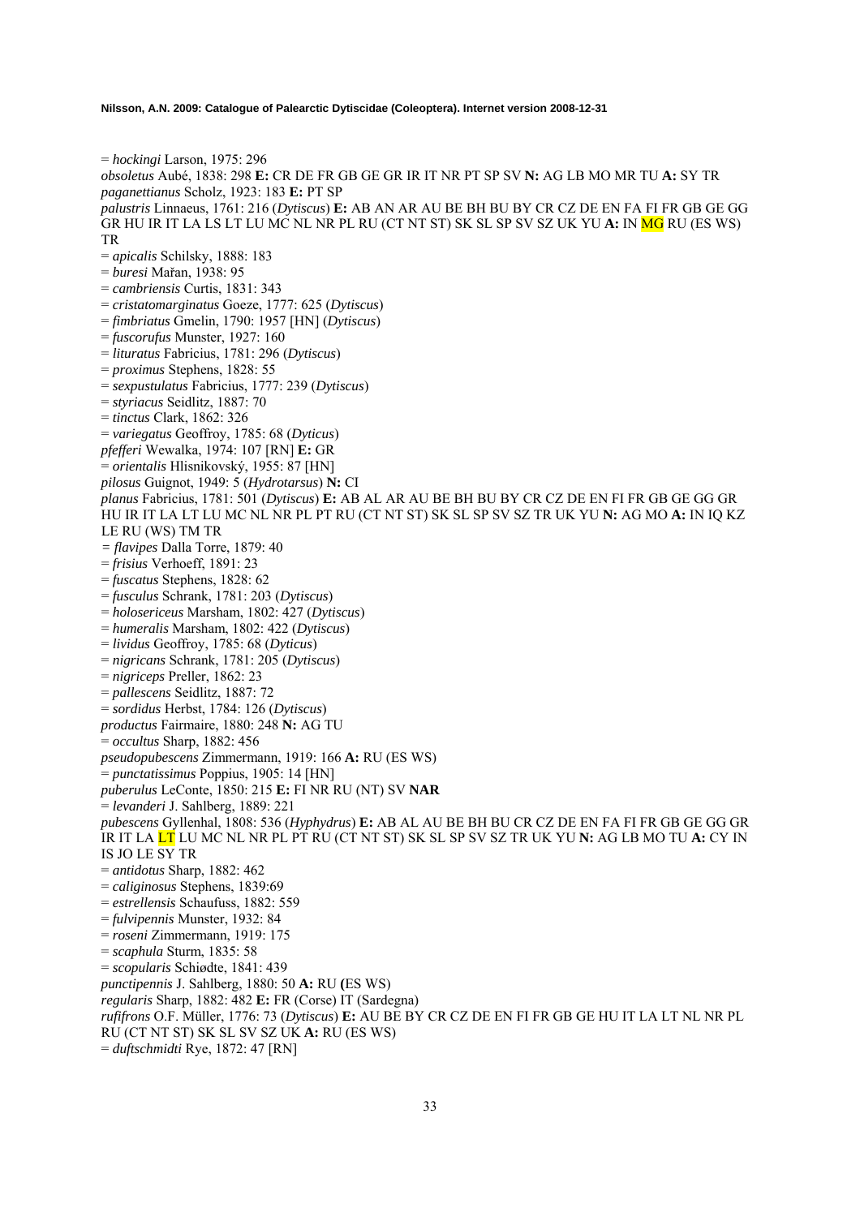= *hockingi* Larson, 1975: 296
*obsoletus* Aubé, 1838: 298 **E:** CR DE FR GB GE GR IR IT NR PT SP SV **N:** AG LB MO MR TU **A:** SY TR
*paganettianus* Scholz, 1923: 183 **E:** PT SP
*palustris* Linnaeus, 1761: 216 (*Dytiscus*) **E:** AB AN AR AU BE BH BU BY CR CZ DE EN FA FI FR GB GE GG GR HU IR IT LA LS LT LU MC NL NR PL RU (CT NT ST) SK SL SP SV SZ UK YU **A:** IN MG RU (ES WS) TR
= *apicalis* Schilsky, 1888: 183
= *buresi* Mařan, 1938: 95
= *cambriensis* Curtis, 1831: 343
= *cristatomarginatus* Goeze, 1777: 625 (*Dytiscus*)
= *fimbriatus* Gmelin, 1790: 1957 [HN] (*Dytiscus*)
= *fuscorufus* Munster, 1927: 160
= *lituratus* Fabricius, 1781: 296 (*Dytiscus*)
= *proximus* Stephens, 1828: 55
= *sexpustulatus* Fabricius, 1777: 239 (*Dytiscus*)
= *styriacus* Seidlitz, 1887: 70
= *tinctus* Clark, 1862: 326
= *variegatus* Geoffroy, 1785: 68 (*Dyticus*)
*pfefferi* Wewalka, 1974: 107 [RN] **E:** GR
= *orientalis* Hlisnikovský, 1955: 87 [HN]
*pilosus* Guignot, 1949: 5 (*Hydrotarsus*) **N:** CI
*planus* Fabricius, 1781: 501 (*Dytiscus*) **E:** AB AL AR AU BE BH BU BY CR CZ DE EN FI FR GB GE GG GR HU IR IT LA LT LU MC NL NR PL PT RU (CT NT ST) SK SL SP SV SZ TR UK YU **N:** AG MO **A:** IN IQ KZ LE RU (WS) TM TR
= *flavipes* Dalla Torre, 1879: 40
= *frisius* Verhoeff, 1891: 23
= *fuscatus* Stephens, 1828: 62
= *fusculus* Schrank, 1781: 203 (*Dytiscus*)
= *holosericeus* Marsham, 1802: 427 (*Dytiscus*)
= *humeralis* Marsham, 1802: 422 (*Dytiscus*)
= *lividus* Geoffroy, 1785: 68 (*Dyticus*)
= *nigricans* Schrank, 1781: 205 (*Dytiscus*)
= *nigriceps* Preller, 1862: 23
= *pallescens* Seidlitz, 1887: 72
= *sordidus* Herbst, 1784: 126 (*Dytiscus*)
*productus* Fairmaire, 1880: 248 **N:** AG TU
= *occultus* Sharp, 1882: 456
*pseudopubescens* Zimmermann, 1919: 166 **A:** RU (ES WS)
= *punctatissimus* Poppius, 1905: 14 [HN]
*puberulus* LeConte, 1850: 215 **E:** FI NR RU (NT) SV **NAR**
= *levanderi* J. Sahlberg, 1889: 221
*pubescens* Gyllenhal, 1808: 536 (*Hyphydrus*) **E:** AB AL AU BE BH BU CR CZ DE EN FA FI FR GB GE GG GR IR IT LA LT LU MC NL NR PL PT RU (CT NT ST) SK SL SP SV SZ TR UK YU **N:** AG LB MO TU **A:** CY IN IS JO LE SY TR
= *antidotus* Sharp, 1882: 462
= *caliginosus* Stephens, 1839:69
= *estrellensis* Schaufuss, 1882: 559
= *fulvipennis* Munster, 1932: 84
= *roseni* Zimmermann, 1919: 175
= *scaphula* Sturm, 1835: 58
= *scopularis* Schiødte, 1841: 439
*punctipennis* J. Sahlberg, 1880: 50 **A:** RU **(**ES WS)
*regularis* Sharp, 1882: 482 **E:** FR (Corse) IT (Sardegna)
*rufifrons* O.F. Müller, 1776: 73 (*Dytiscus*) **E:** AU BE BY CR CZ DE EN FI FR GB GE HU IT LA LT NL NR PL RU (CT NT ST) SK SL SV SZ UK **A:** RU (ES WS)
= *duftschmidti* Rye, 1872: 47 [RN]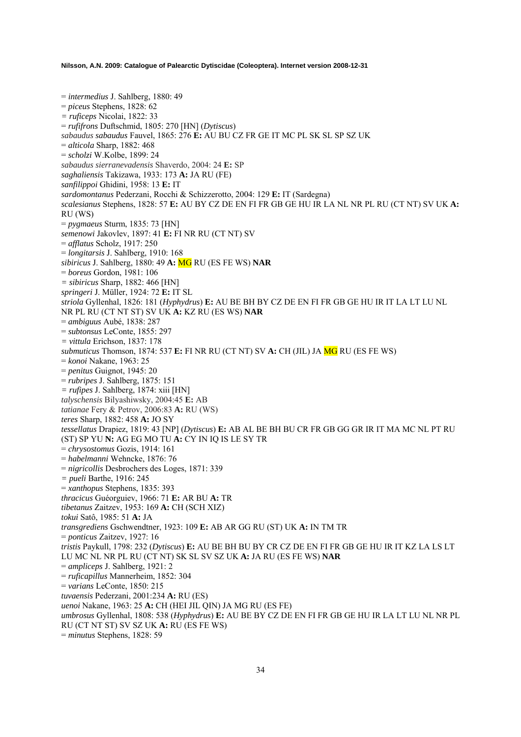= *intermedius* J. Sahlberg, 1880: 49
= *piceus* Stephens, 1828: 62
= *ruficeps* Nicolai, 1822: 33
= *rufifrons* Duftschmid, 1805: 270 [HN] (*Dytiscus*)
*sabaudus sabaudus* Fauvel, 1865: 276 **E:** AU BU CZ FR GE IT MC PL SK SL SP SZ UK
= *alticola* Sharp, 1882: 468
= *scholzi* W.Kolbe, 1899: 24
*sabaudus sierranevadensis* Shaverdo, 2004: 24 **E:** SP
*saghaliensis* Takizawa, 1933: 173 **A:** JA RU (FE)
*sanfilippoi* Ghidini, 1958: 13 **E:** IT
*sardomontanus* Pederzani, Rocchi & Schizzerotto, 2004: 129 **E:** IT (Sardegna)
*scalesianus* Stephens, 1828: 57 **E:** AU BY CZ DE EN FI FR GB GE HU IR LA NL NR PL RU (CT NT) SV UK **A:** RU (WS)
= *pygmaeus* Sturm, 1835: 73 [HN]
*semenowi* Jakovlev, 1897: 41 **E:** FI NR RU (CT NT) SV
= *afflatus* Scholz, 1917: 250
= *longitarsis* J. Sahlberg, 1910: 168
*sibiricus* J. Sahlberg, 1880: 49 **A:** MG RU (ES FE WS) **NAR**
= *boreus* Gordon, 1981: 106
= *sibiricus* Sharp, 1882: 466 [HN]
*springeri* J. Müller, 1924: 72 **E:** IT SL
*striola* Gyllenhal, 1826: 181 (*Hyphydrus*) **E:** AU BE BH BY CZ DE EN FI FR GB GE HU IR IT LA LT LU NL NR PL RU (CT NT ST) SV UK **A:** KZ RU (ES WS) **NAR**
= *ambiguus* Aubé, 1838: 287
= *subtonsus* LeConte, 1855: 297
= *vittula* Erichson, 1837: 178
*submuticus* Thomson, 1874: 537 **E:** FI NR RU (CT NT) SV **A:** CH (JIL) JA MG RU (ES FE WS)
= *konoi* Nakane, 1963: 25
= *penitus* Guignot, 1945: 20
= *rubripes* J. Sahlberg, 1875: 151
= *rufipes* J. Sahlberg, 1874: xiii [HN]
*talyschensis* Bilyashiwsky, 2004:45 **E:** AB
*tatianae* Fery & Petrov, 2006:83 **A:** RU (WS)
*teres* Sharp, 1882: 458 **A:** JO SY
*tessellatus* Drapiez, 1819: 43 [NP] (*Dytiscus*) **E:** AB AL BE BH BU CR FR GB GG GR IR IT MA MC NL PT RU (ST) SP YU **N:** AG EG MO TU **A:** CY IN IQ IS LE SY TR
= *chrysostomus* Gozis, 1914: 161
= *habelmanni* Wehncke, 1876: 76
= *nigricollis* Desbrochers des Loges, 1871: 339
= *pueli* Barthe, 1916: 245
= *xanthopus* Stephens, 1835: 393
*thracicus* Guéorguiev, 1966: 71 **E:** AR BU **A:** TR
*tibetanus* Zaitzev, 1953: 169 **A:** CH (SCH XIZ)
*tokui* Satô, 1985: 51 **A:** JA
*transgrediens* Gschwendtner, 1923: 109 **E:** AB AR GG RU (ST) UK **A:** IN TM TR
= *ponticus* Zaitzev, 1927: 16
*tristis* Paykull, 1798: 232 (*Dytiscus*) **E:** AU BE BH BU BY CR CZ DE EN FI FR GB GE HU IR IT KZ LA LS LT LU MC NL NR PL RU (CT NT) SK SL SV SZ UK **A:** JA RU (ES FE WS) **NAR**
= *ampliceps* J. Sahlberg, 1921: 2
= *ruficapillus* Mannerheim, 1852: 304
= *varians* LeConte, 1850: 215
*tuvaensis* Pederzani, 2001:234 **A:** RU (ES)
*uenoi* Nakane, 1963: 25 **A:** CH (HEI JIL QIN) JA MG RU (ES FE)
*umbrosus* Gyllenhal, 1808: 538 (*Hyphydrus*) **E:** AU BE BY CZ DE EN FI FR GB GE HU IR LA LT LU NL NR PL RU (CT NT ST) SV SZ UK **A:** RU (ES FE WS)
= *minutus* Stephens, 1828: 59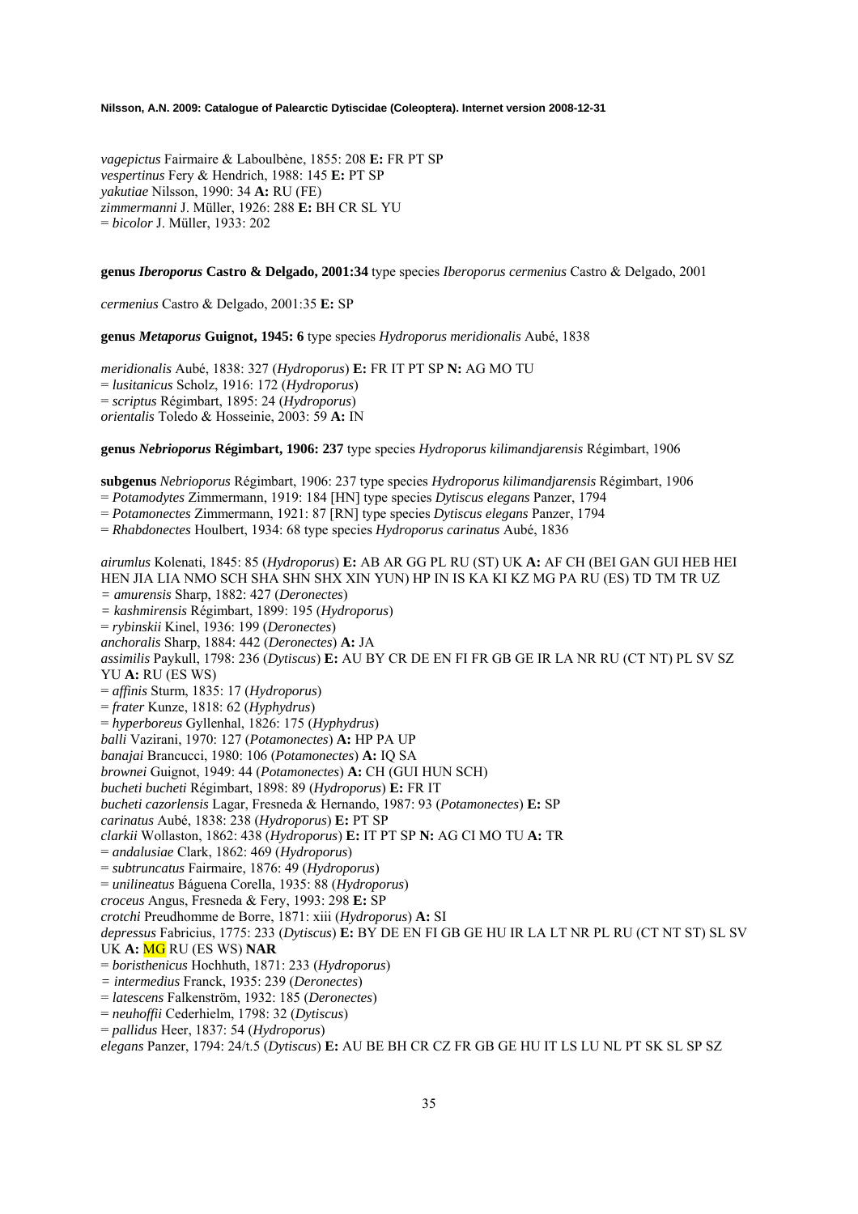*vagepictus* Fairmaire & Laboulbène, 1855: 208 **E:** FR PT SP
*vespertinus* Fery & Hendrich, 1988: 145 **E:** PT SP
*yakutiae* Nilsson, 1990: 34 **A:** RU (FE)
*zimmermanni* J. Müller, 1926: 288 **E:** BH CR SL YU
= *bicolor* J. Müller, 1933: 202

**genus *Iberoporus* Castro & Delgado, 2001:34** type species *Iberoporus cermenius* Castro & Delgado, 2001

*cermenius* Castro & Delgado, 2001:35 **E:** SP

**genus *Metaporus* Guignot, 1945: 6** type species *Hydroporus meridionalis* Aubé, 1838

*meridionalis* Aubé, 1838: 327 (*Hydroporus*) **E:** FR IT PT SP **N:** AG MO TU
= *lusitanicus* Scholz, 1916: 172 (*Hydroporus*)
= *scriptus* Régimbart, 1895: 24 (*Hydroporus*)
*orientalis* Toledo & Hosseinie, 2003: 59 **A:** IN

**genus *Nebrioporus* Régimbart, 1906: 237** type species *Hydroporus kilimandjarensis* Régimbart, 1906

**subgenus** *Nebrioporus* Régimbart, 1906: 237 type species *Hydroporus kilimandjarensis* Régimbart, 1906
= *Potamodytes* Zimmermann, 1919: 184 [HN] type species *Dytiscus elegans* Panzer, 1794
= *Potamonectes* Zimmermann, 1921: 87 [RN] type species *Dytiscus elegans* Panzer, 1794
= *Rhabdonectes* Houlbert, 1934: 68 type species *Hydroporus carinatus* Aubé, 1836

*airumlus* Kolenati, 1845: 85 (*Hydroporus*) **E:** AB AR GG PL RU (ST) UK **A:** AF CH (BEI GAN GUI HEB HEI HEN JIA LIA NMO SCH SHA SHN SHX XIN YUN) HP IN IS KA KI KZ MG PA RU (ES) TD TM TR UZ
= *amurensis* Sharp, 1882: 427 (*Deronectes*)
= *kashmirensis* Régimbart, 1899: 195 (*Hydroporus*)
= *rybinskii* Kinel, 1936: 199 (*Deronectes*)
*anchoralis* Sharp, 1884: 442 (*Deronectes*) **A:** JA
*assimilis* Paykull, 1798: 236 (*Dytiscus*) **E:** AU BY CR DE EN FI FR GB GE IR LA NR RU (CT NT) PL SV SZ YU **A:** RU (ES WS)
= *affinis* Sturm, 1835: 17 (*Hydroporus*)
= *frater* Kunze, 1818: 62 (*Hyphydrus*)
= *hyperboreus* Gyllenhal, 1826: 175 (*Hyphydrus*)
*balli* Vazirani, 1970: 127 (*Potamonectes*) **A:** HP PA UP
*banajai* Brancucci, 1980: 106 (*Potamonectes*) **A:** IQ SA
*brownei* Guignot, 1949: 44 (*Potamonectes*) **A:** CH (GUI HUN SCH)
*bucheti bucheti* Régimbart, 1898: 89 (*Hydroporus*) **E:** FR IT
*bucheti cazorlensis* Lagar, Fresneda & Hernando, 1987: 93 (*Potamonectes*) **E:** SP
*carinatus* Aubé, 1838: 238 (*Hydroporus*) **E:** PT SP
*clarkii* Wollaston, 1862: 438 (*Hydroporus*) **E:** IT PT SP **N:** AG CI MO TU **A:** TR
= *andalusiae* Clark, 1862: 469 (*Hydroporus*)
= *subtruncatus* Fairmaire, 1876: 49 (*Hydroporus*)
= *unilineatus* Báguena Corella, 1935: 88 (*Hydroporus*)
*croceus* Angus, Fresneda & Fery, 1993: 298 **E:** SP
*crotchi* Preudhomme de Borre, 1871: xiii (*Hydroporus*) **A:** SI
*depressus* Fabricius, 1775: 233 (*Dytiscus*) **E:** BY DE EN FI GB GE HU IR LA LT NR PL RU (CT NT ST) SL SV UK **A:** MG RU (ES WS) **NAR**
= *boristhenicus* Hochhuth, 1871: 233 (*Hydroporus*)
= *intermedius* Franck, 1935: 239 (*Deronectes*)
= *latescens* Falkenström, 1932: 185 (*Deronectes*)
= *neuhoffii* Cederhielm, 1798: 32 (*Dytiscus*)
= *pallidus* Heer, 1837: 54 (*Hydroporus*)
*elegans* Panzer, 1794: 24/t.5 (*Dytiscus*) **E:** AU BE BH CR CZ FR GB GE HU IT LS LU NL PT SK SL SP SZ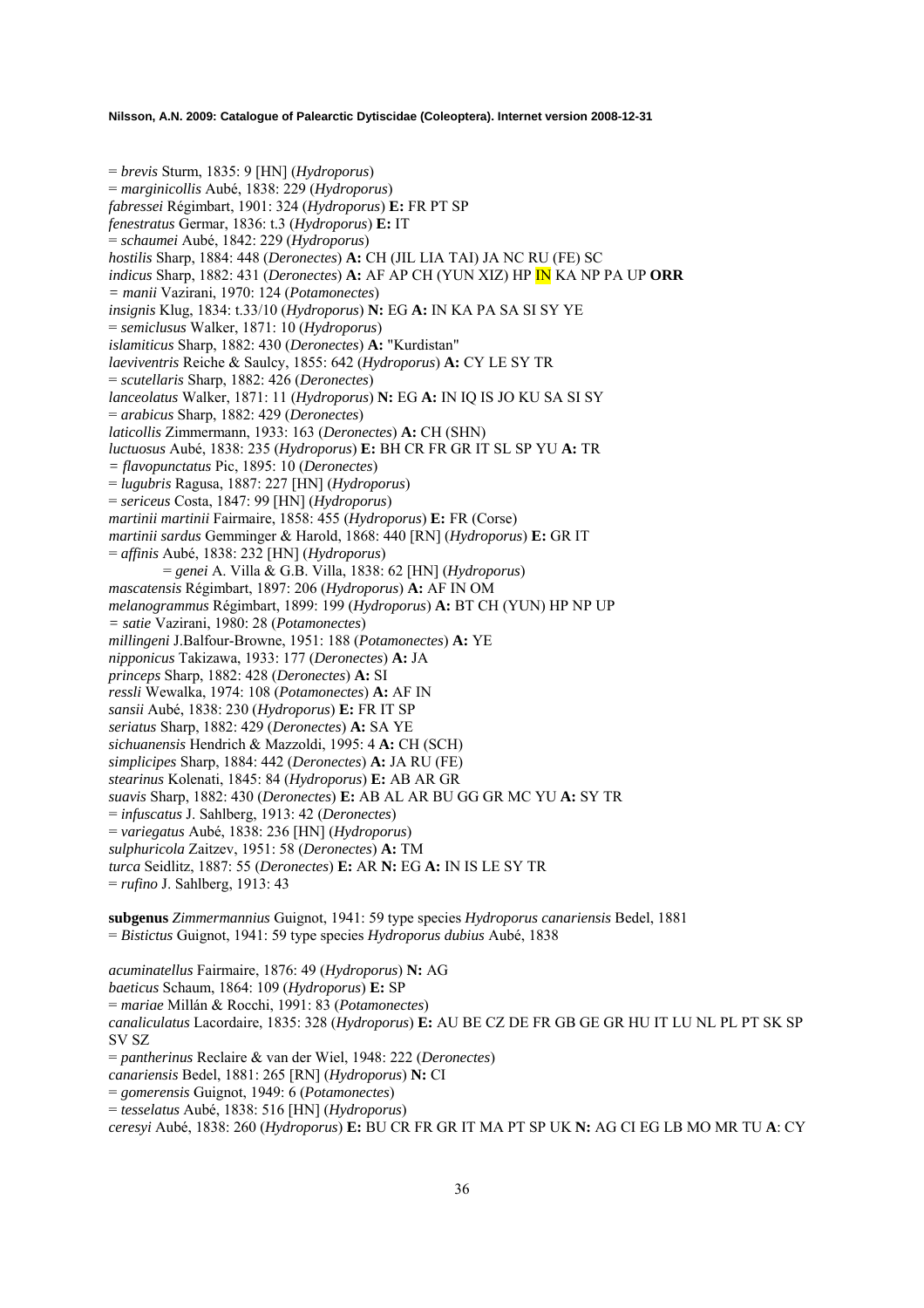= *brevis* Sturm, 1835: 9 [HN] (*Hydroporus*)
= *marginicollis* Aubé, 1838: 229 (*Hydroporus*)
*fabressei* Régimbart, 1901: 324 (*Hydroporus*) **E:** FR PT SP
*fenestratus* Germar, 1836: t.3 (*Hydroporus*) **E:** IT
= *schaumei* Aubé, 1842: 229 (*Hydroporus*)
*hostilis* Sharp, 1884: 448 (*Deronectes*) **A:** CH (JIL LIA TAI) JA NC RU (FE) SC
*indicus* Sharp, 1882: 431 (*Deronectes*) **A:** AF AP CH (YUN XIZ) HP IN KA NP PA UP **ORR**
*= manii* Vazirani, 1970: 124 (*Potamonectes*)
*insignis* Klug, 1834: t.33/10 (*Hydroporus*) **N:** EG **A:** IN KA PA SA SI SY YE
= *semiclusus* Walker, 1871: 10 (*Hydroporus*)
*islamiticus* Sharp, 1882: 430 (*Deronectes*) **A:** "Kurdistan"
*laeviventris* Reiche & Saulcy, 1855: 642 (*Hydroporus*) **A:** CY LE SY TR
= *scutellaris* Sharp, 1882: 426 (*Deronectes*)
*lanceolatus* Walker, 1871: 11 (*Hydroporus*) **N:** EG **A:** IN IQ IS JO KU SA SI SY
= *arabicus* Sharp, 1882: 429 (*Deronectes*)
*laticollis* Zimmermann, 1933: 163 (*Deronectes*) **A:** CH (SHN)
*luctuosus* Aubé, 1838: 235 (*Hydroporus*) **E:** BH CR FR GR IT SL SP YU **A:** TR
*= flavopunctatus* Pic, 1895: 10 (*Deronectes*)
= *lugubris* Ragusa, 1887: 227 [HN] (*Hydroporus*)
= *sericeus* Costa, 1847: 99 [HN] (*Hydroporus*)
*martinii martinii* Fairmaire, 1858: 455 (*Hydroporus*) **E:** FR (Corse)
*martinii sardus* Gemminger & Harold, 1868: 440 [RN] (*Hydroporus*) **E:** GR IT
= *affinis* Aubé, 1838: 232 [HN] (*Hydroporus*)
  = *genei* A. Villa & G.B. Villa, 1838: 62 [HN] (*Hydroporus*)
*mascatensis* Régimbart, 1897: 206 (*Hydroporus*) **A:** AF IN OM
*melanogrammus* Régimbart, 1899: 199 (*Hydroporus*) **A:** BT CH (YUN) HP NP UP
*= satie* Vazirani, 1980: 28 (*Potamonectes*)
*millingeni* J.Balfour-Browne, 1951: 188 (*Potamonectes*) **A:** YE
*nipponicus* Takizawa, 1933: 177 (*Deronectes*) **A:** JA
*princeps* Sharp, 1882: 428 (*Deronectes*) **A:** SI
*ressli* Wewalka, 1974: 108 (*Potamonectes*) **A:** AF IN
*sansii* Aubé, 1838: 230 (*Hydroporus*) **E:** FR IT SP
*seriatus* Sharp, 1882: 429 (*Deronectes*) **A:** SA YE
*sichuanensis* Hendrich & Mazzoldi, 1995: 4 **A:** CH (SCH)
*simplicipes* Sharp, 1884: 442 (*Deronectes*) **A:** JA RU (FE)
*stearinus* Kolenati, 1845: 84 (*Hydroporus*) **E:** AB AR GR
*suavis* Sharp, 1882: 430 (*Deronectes*) **E:** AB AL AR BU GG GR MC YU **A:** SY TR
= *infuscatus* J. Sahlberg, 1913: 42 (*Deronectes*)
= *variegatus* Aubé, 1838: 236 [HN] (*Hydroporus*)
*sulphuricola* Zaitzev, 1951: 58 (*Deronectes*) **A:** TM
*turca* Seidlitz, 1887: 55 (*Deronectes*) **E:** AR **N:** EG **A:** IN IS LE SY TR
= *rufino* J. Sahlberg, 1913: 43

**subgenus** *Zimmermannius* Guignot, 1941: 59 type species *Hydroporus canariensis* Bedel, 1881
= *Bistictus* Guignot, 1941: 59 type species *Hydroporus dubius* Aubé, 1838

*acuminatellus* Fairmaire, 1876: 49 (*Hydroporus*) **N:** AG
*baeticus* Schaum, 1864: 109 (*Hydroporus*) **E:** SP
= *mariae* Millán & Rocchi, 1991: 83 (*Potamonectes*)
*canaliculatus* Lacordaire, 1835: 328 (*Hydroporus*) **E:** AU BE CZ DE FR GB GE GR HU IT LU NL PL PT SK SP SV SZ
= *pantherinus* Reclaire & van der Wiel, 1948: 222 (*Deronectes*)
*canariensis* Bedel, 1881: 265 [RN] (*Hydroporus*) **N:** CI
= *gomerensis* Guignot, 1949: 6 (*Potamonectes*)
= *tesselatus* Aubé, 1838: 516 [HN] (*Hydroporus*)
*ceresyi* Aubé, 1838: 260 (*Hydroporus*) **E:** BU CR FR GR IT MA PT SP UK **N:** AG CI EG LB MO MR TU **A**: CY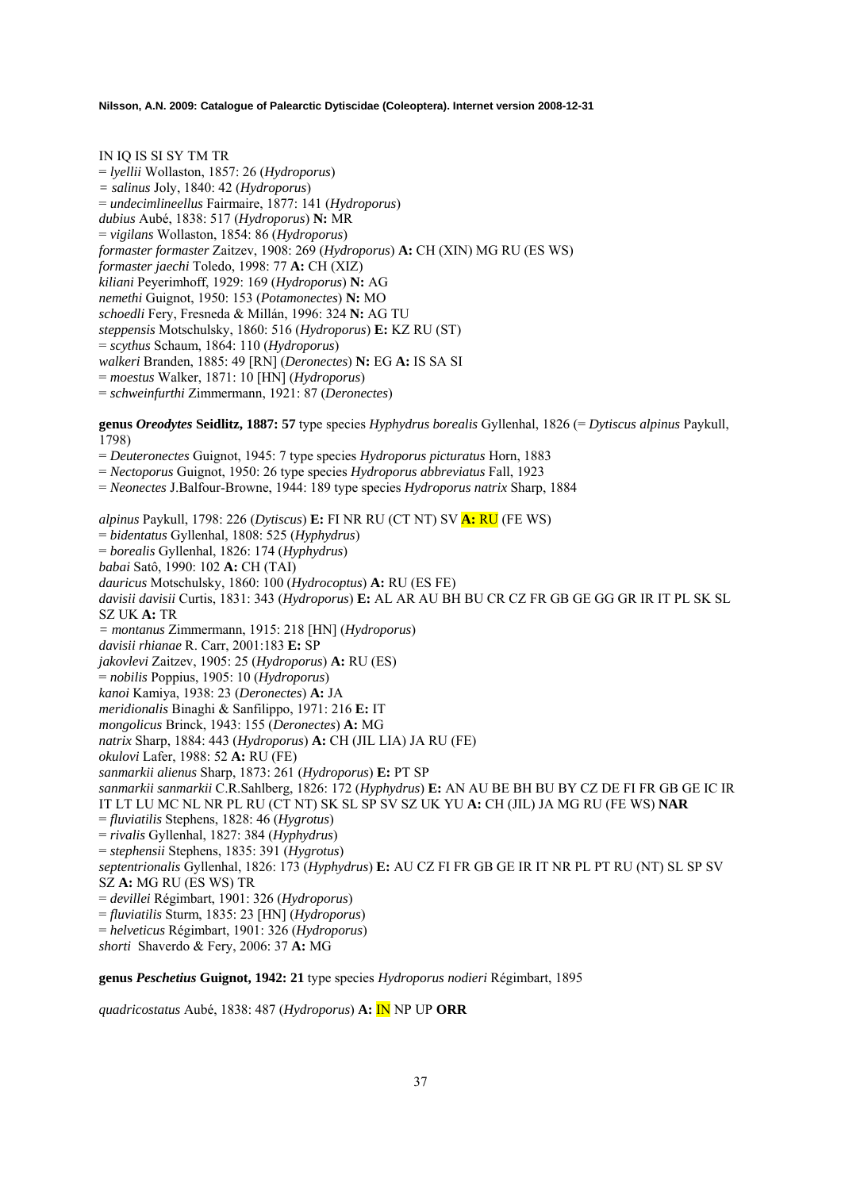IN IQ IS SI SY TM TR
= *lyellii* Wollaston, 1857: 26 (*Hydroporus*)
= *salinus* Joly, 1840: 42 (*Hydroporus*)
= *undecimlineellus* Fairmaire, 1877: 141 (*Hydroporus*)
*dubius* Aubé, 1838: 517 (*Hydroporus*) **N:** MR
= *vigilans* Wollaston, 1854: 86 (*Hydroporus*)
*formaster formaster* Zaitzev, 1908: 269 (*Hydroporus*) **A:** CH (XIN) MG RU (ES WS)
*formaster jaechi* Toledo, 1998: 77 **A:** CH (XIZ)
*kiliani* Peyerimhoff, 1929: 169 (*Hydroporus*) **N:** AG
*nemethi* Guignot, 1950: 153 (*Potamonectes*) **N:** MO
*schoedli* Fery, Fresneda & Millán, 1996: 324 **N:** AG TU
*steppensis* Motschulsky, 1860: 516 (*Hydroporus*) **E:** KZ RU (ST)
= *scythus* Schaum, 1864: 110 (*Hydroporus*)
*walkeri* Branden, 1885: 49 [RN] (*Deronectes*) **N:** EG **A:** IS SA SI
= *moestus* Walker, 1871: 10 [HN] (*Hydroporus*)
= *schweinfurthi* Zimmermann, 1921: 87 (*Deronectes*)

**genus *Oreodytes* Seidlitz, 1887: 57** type species *Hyphydrus borealis* Gyllenhal, 1826 (= *Dytiscus alpinus* Paykull, 1798)
= *Deuteronectes* Guignot, 1945: 7 type species *Hydroporus picturatus* Horn, 1883
= *Nectoporus* Guignot, 1950: 26 type species *Hydroporus abbreviatus* Fall, 1923
= *Neonectes* J.Balfour-Browne, 1944: 189 type species *Hydroporus natrix* Sharp, 1884

*alpinus* Paykull, 1798: 226 (*Dytiscus*) **E:** FI NR RU (CT NT) SV **A:** RU (FE WS)
= *bidentatus* Gyllenhal, 1808: 525 (*Hyphydrus*)
= *borealis* Gyllenhal, 1826: 174 (*Hyphydrus*)
*babai* Satô, 1990: 102 **A:** CH (TAI)
*dauricus* Motschulsky, 1860: 100 (*Hydrocoptus*) **A:** RU (ES FE)
*davisii davisii* Curtis, 1831: 343 (*Hydroporus*) **E:** AL AR AU BH BU CR CZ FR GB GE GG GR IR IT PL SK SL SZ UK **A:** TR
= *montanus* Zimmermann, 1915: 218 [HN] (*Hydroporus*)
*davisii rhianae* R. Carr, 2001:183 **E:** SP
*jakovlevi* Zaitzev, 1905: 25 (*Hydroporus*) **A:** RU (ES)
= *nobilis* Poppius, 1905: 10 (*Hydroporus*)
*kanoi* Kamiya, 1938: 23 (*Deronectes*) **A:** JA
*meridionalis* Binaghi & Sanfilippo, 1971: 216 **E:** IT
*mongolicus* Brinck, 1943: 155 (*Deronectes*) **A:** MG
*natrix* Sharp, 1884: 443 (*Hydroporus*) **A:** CH (JIL LIA) JA RU (FE)
*okulovi* Lafer, 1988: 52 **A:** RU (FE)
*sanmarkii alienus* Sharp, 1873: 261 (*Hydroporus*) **E:** PT SP
*sanmarkii sanmarkii* C.R.Sahlberg, 1826: 172 (*Hyphydrus*) **E:** AN AU BE BH BU BY CZ DE FI FR GB GE IC IR IT LT LU MC NL NR PL RU (CT NT) SK SL SP SV SZ UK YU **A:** CH (JIL) JA MG RU (FE WS) **NAR**
= *fluviatilis* Stephens, 1828: 46 (*Hygrotus*)
= *rivalis* Gyllenhal, 1827: 384 (*Hyphydrus*)
= *stephensii* Stephens, 1835: 391 (*Hygrotus*)
*septentrionalis* Gyllenhal, 1826: 173 (*Hyphydrus*) **E:** AU CZ FI FR GB GE IR IT NR PL PT RU (NT) SL SP SV SZ **A:** MG RU (ES WS) TR
= *devillei* Régimbart, 1901: 326 (*Hydroporus*)
= *fluviatilis* Sturm, 1835: 23 [HN] (*Hydroporus*)
= *helveticus* Régimbart, 1901: 326 (*Hydroporus*)
*shorti* Shaverdo & Fery, 2006: 37 **A:** MG

**genus *Peschetius* Guignot, 1942: 21** type species *Hydroporus nodieri* Régimbart, 1895

*quadricostatus* Aubé, 1838: 487 (*Hydroporus*) **A:** IN NP UP **ORR**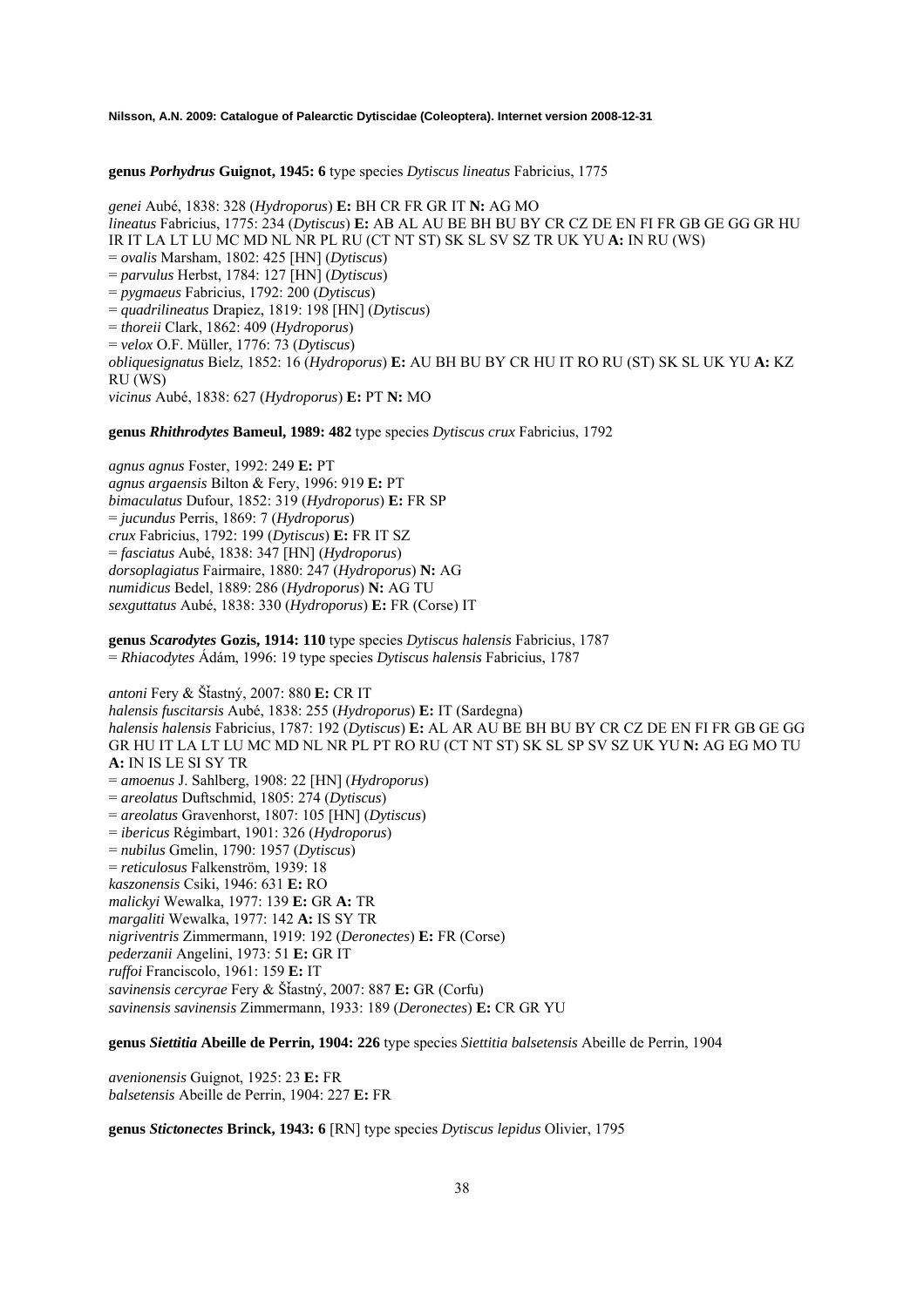**genus *Porhydrus* Guignot, 1945: 6** type species *Dytiscus lineatus* Fabricius, 1775

*genei* Aubé, 1838: 328 (*Hydroporus*) **E:** BH CR FR GR IT **N:** AG MO
*lineatus* Fabricius, 1775: 234 (*Dytiscus*) **E:** AB AL AU BE BH BU BY CR CZ DE EN FI FR GB GE GG GR HU IR IT LA LT LU MC MD NL NR PL RU (CT NT ST) SK SL SV SZ TR UK YU **A:** IN RU (WS)
= *ovalis* Marsham, 1802: 425 [HN] (*Dytiscus*)
= *parvulus* Herbst, 1784: 127 [HN] (*Dytiscus*)
= *pygmaeus* Fabricius, 1792: 200 (*Dytiscus*)
= *quadrilineatus* Drapiez, 1819: 198 [HN] (*Dytiscus*)
= *thoreii* Clark, 1862: 409 (*Hydroporus*)
= *velox* O.F. Müller, 1776: 73 (*Dytiscus*)
*obliquesignatus* Bielz, 1852: 16 (*Hydroporus*) **E:** AU BH BU BY CR HU IT RO RU (ST) SK SL UK YU **A:** KZ RU (WS)
*vicinus* Aubé, 1838: 627 (*Hydroporus*) **E:** PT **N:** MO

**genus *Rhithrodytes* Bameul, 1989: 482** type species *Dytiscus crux* Fabricius, 1792

*agnus agnus* Foster, 1992: 249 **E:** PT
*agnus argaensis* Bilton & Fery, 1996: 919 **E:** PT
*bimaculatus* Dufour, 1852: 319 (*Hydroporus*) **E:** FR SP
= *jucundus* Perris, 1869: 7 (*Hydroporus*)
*crux* Fabricius, 1792: 199 (*Dytiscus*) **E:** FR IT SZ
= *fasciatus* Aubé, 1838: 347 [HN] (*Hydroporus*)
*dorsoplagiatus* Fairmaire, 1880: 247 (*Hydroporus*) **N:** AG
*numidicus* Bedel, 1889: 286 (*Hydroporus*) **N:** AG TU
*sexguttatus* Aubé, 1838: 330 (*Hydroporus*) **E:** FR (Corse) IT

**genus *Scarodytes* Gozis, 1914: 110** type species *Dytiscus halensis* Fabricius, 1787
= *Rhiacodytes* Ádám, 1996: 19 type species *Dytiscus halensis* Fabricius, 1787

*antoni* Fery & Šťastný, 2007: 880 **E:** CR IT
*halensis fuscitarsis* Aubé, 1838: 255 (*Hydroporus*) **E:** IT (Sardegna)
*halensis halensis* Fabricius, 1787: 192 (*Dytiscus*) **E:** AL AR AU BE BH BU BY CR CZ DE EN FI FR GB GE GG GR HU IT LA LT LU MC MD NL NR PL PT RO RU (CT NT ST) SK SL SP SV SZ UK YU **N:** AG EG MO TU **A:** IN IS LE SI SY TR
= *amoenus* J. Sahlberg, 1908: 22 [HN] (*Hydroporus*)
= *areolatus* Duftschmid, 1805: 274 (*Dytiscus*)
= *areolatus* Gravenhorst, 1807: 105 [HN] (*Dytiscus*)
= *ibericus* Régimbart, 1901: 326 (*Hydroporus*)
= *nubilus* Gmelin, 1790: 1957 (*Dytiscus*)
= *reticulosus* Falkenström, 1939: 18
*kaszonensis* Csiki, 1946: 631 **E:** RO
*malickyi* Wewalka, 1977: 139 **E:** GR **A:** TR
*margaliti* Wewalka, 1977: 142 **A:** IS SY TR
*nigriventris* Zimmermann, 1919: 192 (*Deronectes*) **E:** FR (Corse)
*pederzanii* Angelini, 1973: 51 **E:** GR IT
*ruffoi* Franciscolo, 1961: 159 **E:** IT
*savinensis cercyrae* Fery & Šťastný, 2007: 887 **E:** GR (Corfu)
*savinensis savinensis* Zimmermann, 1933: 189 (*Deronectes*) **E:** CR GR YU

**genus *Siettitia* Abeille de Perrin, 1904: 226** type species *Siettitia balsetensis* Abeille de Perrin, 1904

*avenionensis* Guignot, 1925: 23 **E:** FR
*balsetensis* Abeille de Perrin, 1904: 227 **E:** FR

**genus *Stictonectes* Brinck, 1943: 6** [RN] type species *Dytiscus lepidus* Olivier, 1795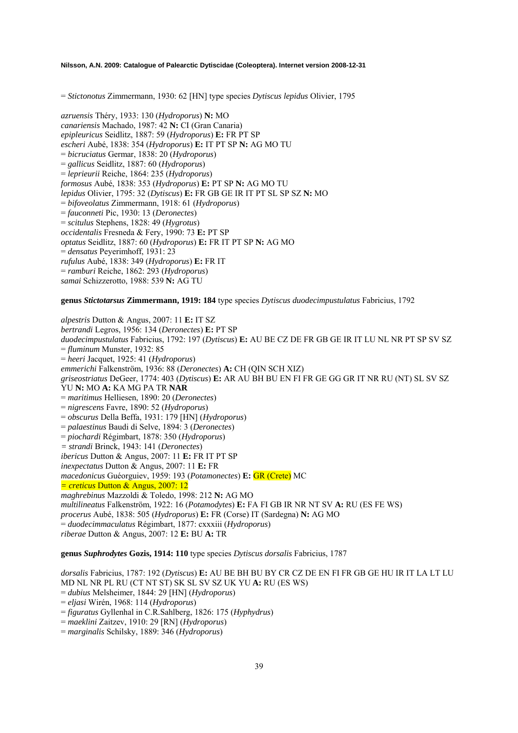= *Stictonotus* Zimmermann, 1930: 62 [HN] type species *Dytiscus lepidus* Olivier, 1795

*azruensis* Théry, 1933: 130 (*Hydroporus*) **N:** MO
*canariensis* Machado, 1987: 42 **N:** CI (Gran Canaria)
*epipleuricus* Seidlitz, 1887: 59 (*Hydroporus*) **E:** FR PT SP
*escheri* Aubé, 1838: 354 (*Hydroporus*) **E:** IT PT SP **N:** AG MO TU
= *bicruciatus* Germar, 1838: 20 (*Hydroporus*)
= *gallicus* Seidlitz, 1887: 60 (*Hydroporus*)
= *leprieurii* Reiche, 1864: 235 (*Hydroporus*)
*formosus* Aubé, 1838: 353 (*Hydroporus*) **E:** PT SP **N:** AG MO TU
*lepidus* Olivier, 1795: 32 (*Dytiscus*) **E:** FR GB GE IR IT PT SL SP SZ **N:** MO
= *bifoveolatus* Zimmermann, 1918: 61 (*Hydroporus*)
= *fauconneti* Pic, 1930: 13 (*Deronectes*)
= *scitulus* Stephens, 1828: 49 (*Hygrotus*)
*occidentalis* Fresneda & Fery, 1990: 73 **E:** PT SP
*optatus* Seidlitz, 1887: 60 (*Hydroporus*) **E:** FR IT PT SP **N:** AG MO
= *densatus* Peyerimhoff, 1931: 23
*rufulus* Aubé, 1838: 349 (*Hydroporus*) **E:** FR IT
= *ramburi* Reiche, 1862: 293 (*Hydroporus*)
*samai* Schizzerotto, 1988: 539 **N:** AG TU

**genus *Stictotarsus* Zimmermann, 1919: 184** type species *Dytiscus duodecimpustulatus* Fabricius, 1792

*alpestris* Dutton & Angus, 2007: 11 **E:** IT SZ
*bertrandi* Legros, 1956: 134 (*Deronectes*) **E:** PT SP
*duodecimpustulatus* Fabricius, 1792: 197 (*Dytiscus*) **E:** AU BE CZ DE FR GB GE IR IT LU NL NR PT SP SV SZ
= *fluminum* Munster, 1932: 85
= *heeri* Jacquet, 1925: 41 (*Hydroporus*)
*emmerichi* Falkenström, 1936: 88 (*Deronectes*) **A:** CH (QIN SCH XIZ)
*griseostriatus* DeGeer, 1774: 403 (*Dytiscus*) **E:** AR AU BH BU EN FI FR GE GG GR IT NR RU (NT) SL SV SZ YU **N:** MO **A:** KA MG PA TR **NAR**
= *maritimus* Helliesen, 1890: 20 (*Deronectes*)
= *nigrescens* Favre, 1890: 52 (*Hydroporus*)
= *obscurus* Della Beffa, 1931: 179 [HN] (*Hydroporus*)
= *palaestinus* Baudi di Selve, 1894: 3 (*Deronectes*)
= *piochardi* Régimbart, 1878: 350 (*Hydroporus*)
= *strandi* Brinck, 1943: 141 (*Deronectes*)
*ibericus* Dutton & Angus, 2007: 11 **E:** FR IT PT SP
*inexpectatus* Dutton & Angus, 2007: 11 **E:** FR
*macedonicus* Guéorguiev, 1959: 193 (*Potamonectes*) **E:** GR (Crete) MC
= *creticus* Dutton & Angus, 2007: 12
*maghrebinus* Mazzoldi & Toledo, 1998: 212 **N:** AG MO
*multilineatus* Falkenström, 1922: 16 (*Potamodytes*) **E:** FA FI GB IR NR NT SV **A:** RU (ES FE WS)
*procerus* Aubé, 1838: 505 (*Hydroporus*) **E:** FR (Corse) IT (Sardegna) **N:** AG MO
= *duodecimmaculatus* Régimbart, 1877: cxxxiii (*Hydroporus*)
*riberae* Dutton & Angus, 2007: 12 **E:** BU **A:** TR

**genus *Suphrodytes* Gozis, 1914: 110** type species *Dytiscus dorsalis* Fabricius, 1787

*dorsalis* Fabricius, 1787: 192 (*Dytiscus*) **E:** AU BE BH BU BY CR CZ DE EN FI FR GB GE HU IR IT LA LT LU MD NL NR PL RU (CT NT ST) SK SL SV SZ UK YU **A:** RU (ES WS)
= *dubius* Melsheimer, 1844: 29 [HN] (*Hydroporus*)
= *eljasi* Wirén, 1968: 114 (*Hydroporus*)
= *figuratus* Gyllenhal in C.R.Sahlberg, 1826: 175 (*Hyphydrus*)
= *maeklini* Zaitzev, 1910: 29 [RN] (*Hydroporus*)
= *marginalis* Schilsky, 1889: 346 (*Hydroporus*)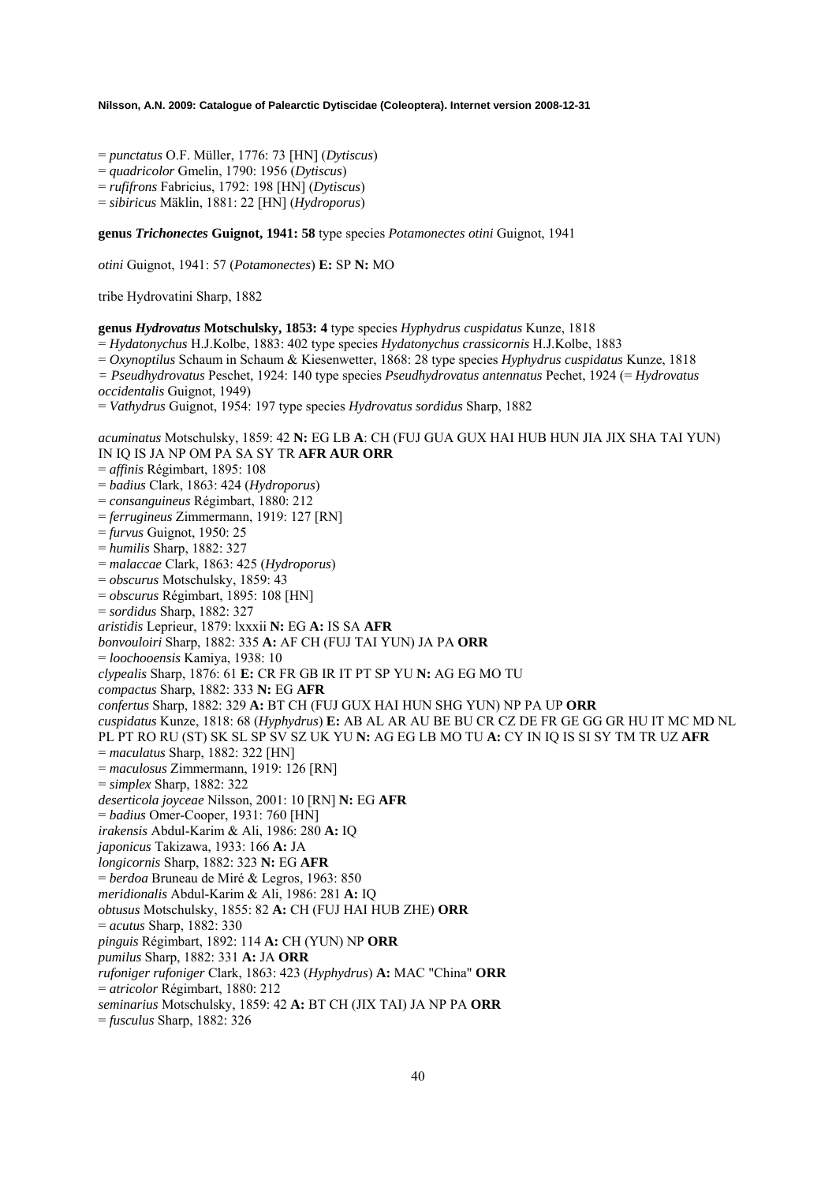= *punctatus* O.F. Müller, 1776: 73 [HN] (*Dytiscus*)
= *quadricolor* Gmelin, 1790: 1956 (*Dytiscus*)
= *rufifrons* Fabricius, 1792: 198 [HN] (*Dytiscus*)
= *sibiricus* Mäklin, 1881: 22 [HN] (*Hydroporus*)

**genus *Trichonectes* Guignot, 1941: 58** type species *Potamonectes otini* Guignot, 1941

*otini* Guignot, 1941: 57 (*Potamonectes*) **E:** SP **N:** MO

tribe Hydrovatini Sharp, 1882

**genus *Hydrovatus* Motschulsky, 1853: 4** type species *Hyphydrus cuspidatus* Kunze, 1818
= *Hydatonychus* H.J.Kolbe, 1883: 402 type species *Hydatonychus crassicornis* H.J.Kolbe, 1883
= *Oxynoptilus* Schaum in Schaum & Kiesenwetter, 1868: 28 type species *Hyphydrus cuspidatus* Kunze, 1818
= *Pseudhydrovatus* Peschet, 1924: 140 type species *Pseudhydrovatus antennatus* Pechet, 1924 (= *Hydrovatus occidentalis* Guignot, 1949)
= *Vathydrus* Guignot, 1954: 197 type species *Hydrovatus sordidus* Sharp, 1882

*acuminatus* Motschulsky, 1859: 42 **N:** EG LB **A**: CH (FUJ GUA GUX HAI HUB HUN JIA JIX SHA TAI YUN) IN IQ IS JA NP OM PA SA SY TR **AFR AUR ORR**
= *affinis* Régimbart, 1895: 108
= *badius* Clark, 1863: 424 (*Hydroporus*)
= *consanguineus* Régimbart, 1880: 212
= *ferrugineus* Zimmermann, 1919: 127 [RN]
= *furvus* Guignot, 1950: 25
= *humilis* Sharp, 1882: 327
= *malaccae* Clark, 1863: 425 (*Hydroporus*)
= *obscurus* Motschulsky, 1859: 43
= *obscurus* Régimbart, 1895: 108 [HN]
= *sordidus* Sharp, 1882: 327
*aristidis* Leprieur, 1879: lxxxii **N:** EG **A:** IS SA **AFR**
*bonvouloiri* Sharp, 1882: 335 **A:** AF CH (FUJ TAI YUN) JA PA **ORR**
= *loochooensis* Kamiya, 1938: 10
*clypealis* Sharp, 1876: 61 **E:** CR FR GB IR IT PT SP YU **N:** AG EG MO TU
*compactus* Sharp, 1882: 333 **N:** EG **AFR**
*confertus* Sharp, 1882: 329 **A:** BT CH (FUJ GUX HAI HUN SHG YUN) NP PA UP **ORR**
*cuspidatus* Kunze, 1818: 68 (*Hyphydrus*) **E:** AB AL AR AU BE BU CR CZ DE FR GE GG GR HU IT MC MD NL PL PT RO RU (ST) SK SL SP SV SZ UK YU **N:** AG EG LB MO TU **A:** CY IN IQ IS SI SY TM TR UZ **AFR**
= *maculatus* Sharp, 1882: 322 [HN]
= *maculosus* Zimmermann, 1919: 126 [RN]
= *simplex* Sharp, 1882: 322
*deserticola joyceae* Nilsson, 2001: 10 [RN] **N:** EG **AFR**
= *badius* Omer-Cooper, 1931: 760 [HN]
*irakensis* Abdul-Karim & Ali, 1986: 280 **A:** IQ
*japonicus* Takizawa, 1933: 166 **A:** JA
*longicornis* Sharp, 1882: 323 **N:** EG **AFR**
= *berdoa* Bruneau de Miré & Legros, 1963: 850
*meridionalis* Abdul-Karim & Ali, 1986: 281 **A:** IQ
*obtusus* Motschulsky, 1855: 82 **A:** CH (FUJ HAI HUB ZHE) **ORR**
= *acutus* Sharp, 1882: 330
*pinguis* Régimbart, 1892: 114 **A:** CH (YUN) NP **ORR**
*pumilus* Sharp, 1882: 331 **A:** JA **ORR**
*rufoniger rufoniger* Clark, 1863: 423 (*Hyphydrus*) **A:** MAC "China" **ORR**
= *atricolor* Régimbart, 1880: 212
*seminarius* Motschulsky, 1859: 42 **A:** BT CH (JIX TAI) JA NP PA **ORR**
= *fusculus* Sharp, 1882: 326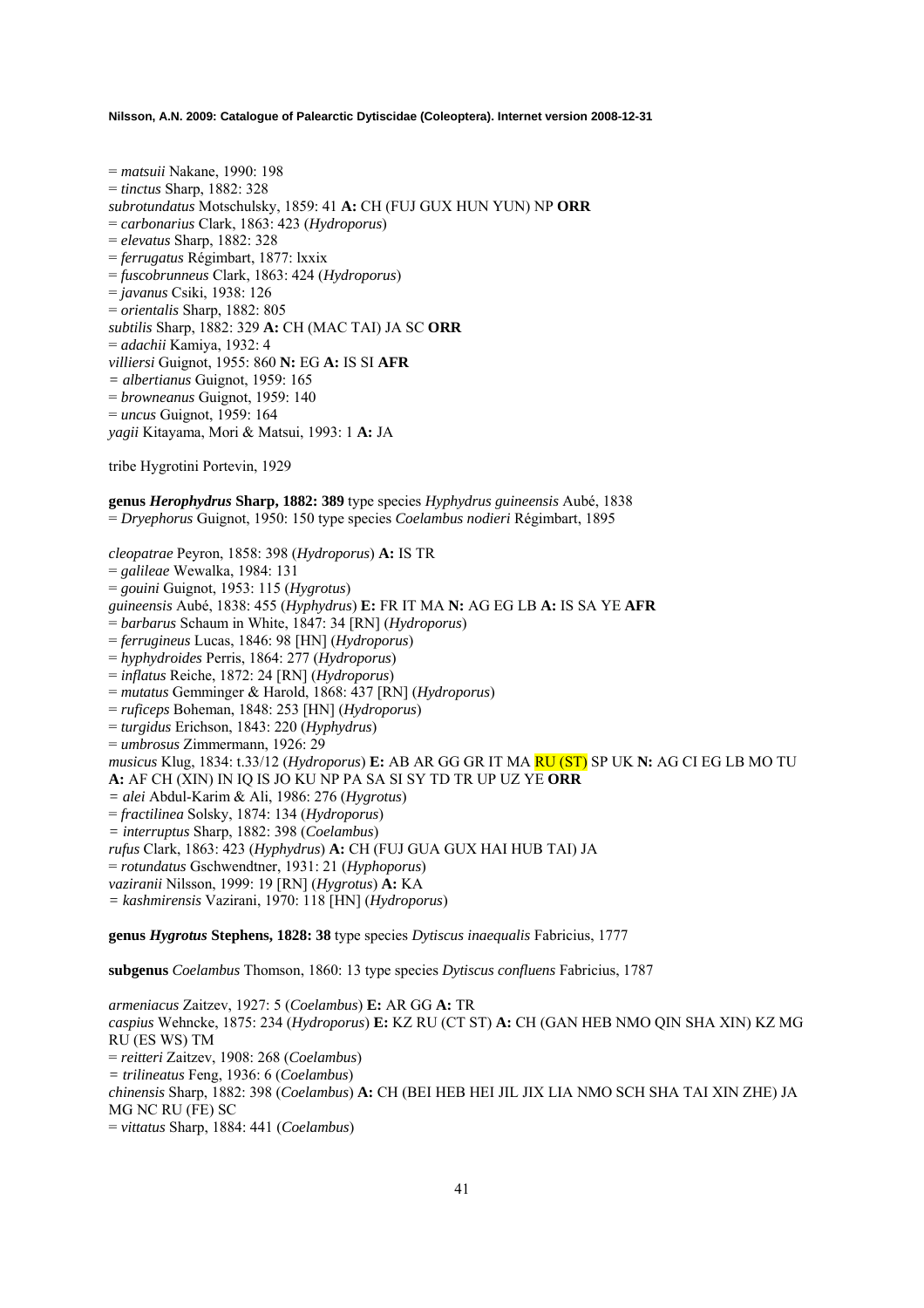= *matsuii* Nakane, 1990: 198
= *tinctus* Sharp, 1882: 328
*subrotundatus* Motschulsky, 1859: 41 **A:** CH (FUJ GUX HUN YUN) NP **ORR**
= *carbonarius* Clark, 1863: 423 (*Hydroporus*)
= *elevatus* Sharp, 1882: 328
= *ferrugatus* Régimbart, 1877: lxxix
= *fuscobrunneus* Clark, 1863: 424 (*Hydroporus*)
= *javanus* Csiki, 1938: 126
= *orientalis* Sharp, 1882: 805
*subtilis* Sharp, 1882: 329 **A:** CH (MAC TAI) JA SC **ORR**
= *adachii* Kamiya, 1932: 4
*villiersi* Guignot, 1955: 860 **N:** EG **A:** IS SI **AFR**
= *albertianus* Guignot, 1959: 165
= *browneanus* Guignot, 1959: 140
= *uncus* Guignot, 1959: 164
*yagii* Kitayama, Mori & Matsui, 1993: 1 **A:** JA

tribe Hygrotini Portevin, 1929

**genus *Herophydrus* Sharp, 1882: 389** type species *Hyphydrus guineensis* Aubé, 1838
= *Dryephorus* Guignot, 1950: 150 type species *Coelambus nodieri* Régimbart, 1895

*cleopatrae* Peyron, 1858: 398 (*Hydroporus*) **A:** IS TR
= *galileae* Wewalka, 1984: 131
= *gouini* Guignot, 1953: 115 (*Hygrotus*)
*guineensis* Aubé, 1838: 455 (*Hyphydrus*) **E:** FR IT MA **N:** AG EG LB **A:** IS SA YE **AFR**
= *barbarus* Schaum in White, 1847: 34 [RN] (*Hydroporus*)
= *ferrugineus* Lucas, 1846: 98 [HN] (*Hydroporus*)
= *hyphydroides* Perris, 1864: 277 (*Hydroporus*)
= *inflatus* Reiche, 1872: 24 [RN] (*Hydroporus*)
= *mutatus* Gemminger & Harold, 1868: 437 [RN] (*Hydroporus*)
= *ruficeps* Boheman, 1848: 253 [HN] (*Hydroporus*)
= *turgidus* Erichson, 1843: 220 (*Hyphydrus*)
= *umbrosus* Zimmermann, 1926: 29
*musicus* Klug, 1834: t.33/12 (*Hydroporus*) **E:** AB AR GG GR IT MA RU (ST) SP UK **N:** AG CI EG LB MO TU **A:** AF CH (XIN) IN IQ IS JO KU NP PA SA SI SY TD TR UP UZ YE **ORR**
= *alei* Abdul-Karim & Ali, 1986: 276 (*Hygrotus*)
= *fractilinea* Solsky, 1874: 134 (*Hydroporus*)
= *interruptus* Sharp, 1882: 398 (*Coelambus*)
*rufus* Clark, 1863: 423 (*Hyphydrus*) **A:** CH (FUJ GUA GUX HAI HUB TAI) JA
= *rotundatus* Gschwendtner, 1931: 21 (*Hyphoporus*)
*vaziranii* Nilsson, 1999: 19 [RN] (*Hygrotus*) **A:** KA
= *kashmirensis* Vazirani, 1970: 118 [HN] (*Hydroporus*)

**genus *Hygrotus* Stephens, 1828: 38** type species *Dytiscus inaequalis* Fabricius, 1777

**subgenus *Coelambus* Thomson, 1860: 13** type species *Dytiscus confluens* Fabricius, 1787

*armeniacus* Zaitzev, 1927: 5 (*Coelambus*) **E:** AR GG **A:** TR
*caspius* Wehncke, 1875: 234 (*Hydroporus*) **E:** KZ RU (CT ST) **A:** CH (GAN HEB NMO QIN SHA XIN) KZ MG RU (ES WS) TM
= *reitteri* Zaitzev, 1908: 268 (*Coelambus*)
= *trilineatus* Feng, 1936: 6 (*Coelambus*)
*chinensis* Sharp, 1882: 398 (*Coelambus*) **A:** CH (BEI HEB HEI JIL JIX LIA NMO SCH SHA TAI XIN ZHE) JA MG NC RU (FE) SC
= *vittatus* Sharp, 1884: 441 (*Coelambus*)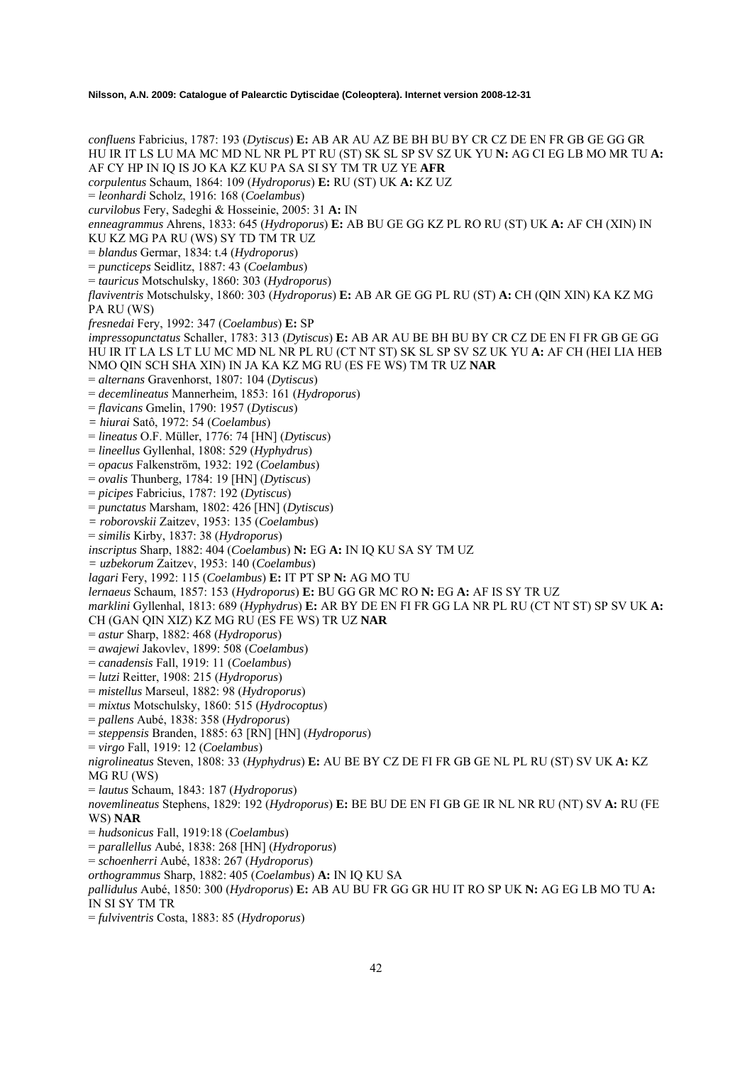*confluens* Fabricius, 1787: 193 (*Dytiscus*) **E:** AB AR AU AZ BE BH BU BY CR CZ DE EN FR GB GE GG GR HU IR IT LS LU MA MC MD NL NR PL PT RU (ST) SK SL SP SV SZ UK YU **N:** AG CI EG LB MO MR TU **A:** AF CY HP IN IQ IS JO KA KZ KU PA SA SI SY TM TR UZ YE **AFR**

*corpulentus* Schaum, 1864: 109 (*Hydroporus*) **E:** RU (ST) UK **A:** KZ UZ

= *leonhardi* Scholz, 1916: 168 (*Coelambus*)

*curvilobus* Fery, Sadeghi & Hosseinie, 2005: 31 **A:** IN

*enneagrammus* Ahrens, 1833: 645 (*Hydroporus*) **E:** AB BU GE GG KZ PL RO RU (ST) UK **A:** AF CH (XIN) IN KU KZ MG PA RU (WS) SY TD TM TR UZ

= *blandus* Germar, 1834: t.4 (*Hydroporus*)

= *puncticeps* Seidlitz, 1887: 43 (*Coelambus*)

= *tauricus* Motschulsky, 1860: 303 (*Hydroporus*)

*flaviventris* Motschulsky, 1860: 303 (*Hydroporus*) **E:** AB AR GE GG PL RU (ST) **A:** CH (QIN XIN) KA KZ MG PA RU (WS)

*fresnedai* Fery, 1992: 347 (*Coelambus*) **E:** SP

*impressopunctatus* Schaller, 1783: 313 (*Dytiscus*) **E:** AB AR AU BE BH BU BY CR CZ DE EN FI FR GB GE GG HU IR IT LA LS LT LU MC MD NL NR PL RU (CT NT ST) SK SL SP SV SZ UK YU **A:** AF CH (HEI LIA HEB NMO QIN SCH SHA XIN) IN JA KA KZ MG RU (ES FE WS) TM TR UZ **NAR**

= *alternans* Gravenhorst, 1807: 104 (*Dytiscus*)

= *decemlineatus* Mannerheim, 1853: 161 (*Hydroporus*)

= *flavicans* Gmelin, 1790: 1957 (*Dytiscus*)

= *hiurai* Satô, 1972: 54 (*Coelambus*)

= *lineatus* O.F. Müller, 1776: 74 [HN] (*Dytiscus*)

= *lineellus* Gyllenhal, 1808: 529 (*Hyphydrus*)

= *opacus* Falkenström, 1932: 192 (*Coelambus*)

= *ovalis* Thunberg, 1784: 19 [HN] (*Dytiscus*)

= *picipes* Fabricius, 1787: 192 (*Dytiscus*)

= *punctatus* Marsham, 1802: 426 [HN] (*Dytiscus*)

= *roborovskii* Zaitzev, 1953: 135 (*Coelambus*)

= *similis* Kirby, 1837: 38 (*Hydroporus*)

*inscriptus* Sharp, 1882: 404 (*Coelambus*) **N:** EG **A:** IN IQ KU SA SY TM UZ

= *uzbekorum* Zaitzev, 1953: 140 (*Coelambus*)

*lagari* Fery, 1992: 115 (*Coelambus*) **E:** IT PT SP **N:** AG MO TU

*lernaeus* Schaum, 1857: 153 (*Hydroporus*) **E:** BU GG GR MC RO **N:** EG **A:** AF IS SY TR UZ

*marklini* Gyllenhal, 1813: 689 (*Hyphydrus*) **E:** AR BY DE EN FI FR GG LA NR PL RU (CT NT ST) SP SV UK **A:** CH (GAN QIN XIZ) KZ MG RU (ES FE WS) TR UZ **NAR**

= *astur* Sharp, 1882: 468 (*Hydroporus*)

= *awajewi* Jakovlev, 1899: 508 (*Coelambus*)

= *canadensis* Fall, 1919: 11 (*Coelambus*)

= *lutzi* Reitter, 1908: 215 (*Hydroporus*)

= *mistellus* Marseul, 1882: 98 (*Hydroporus*)

= *mixtus* Motschulsky, 1860: 515 (*Hydrocoptus*)

= *pallens* Aubé, 1838: 358 (*Hydroporus*)

= *steppensis* Branden, 1885: 63 [RN] [HN] (*Hydroporus*)

= *virgo* Fall, 1919: 12 (*Coelambus*)

*nigrolineatus* Steven, 1808: 33 (*Hyphydrus*) **E:** AU BE BY CZ DE FI FR GB GE NL PL RU (ST) SV UK **A:** KZ MG RU (WS)

= *lautus* Schaum, 1843: 187 (*Hydroporus*)

*novemlineatus* Stephens, 1829: 192 (*Hydroporus*) **E:** BE BU DE EN FI GB GE IR NL NR RU (NT) SV **A:** RU (FE WS) **NAR**

= *hudsonicus* Fall, 1919:18 (*Coelambus*)

= *parallellus* Aubé, 1838: 268 [HN] (*Hydroporus*)

= *schoenherri* Aubé, 1838: 267 (*Hydroporus*)

*orthogrammus* Sharp, 1882: 405 (*Coelambus*) **A:** IN IQ KU SA

*pallidulus* Aubé, 1850: 300 (*Hydroporus*) **E:** AB AU BU FR GG GR HU IT RO SP UK **N:** AG EG LB MO TU **A:** IN SI SY TM TR

= *fulviventris* Costa, 1883: 85 (*Hydroporus*)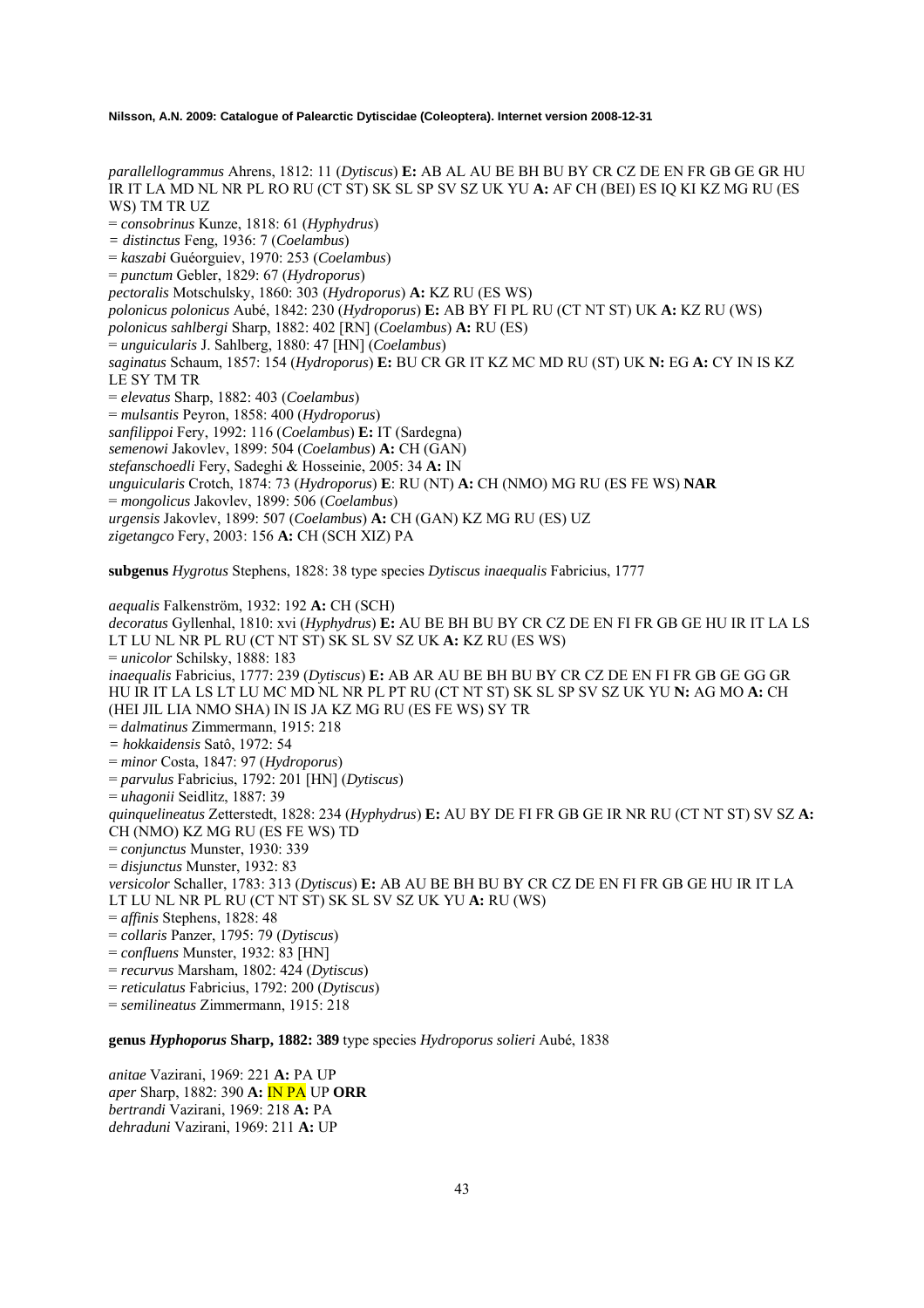*parallellogrammus* Ahrens, 1812: 11 (*Dytiscus*) **E:** AB AL AU BE BH BU BY CR CZ DE EN FR GB GE GR HU IR IT LA MD NL NR PL RO RU (CT ST) SK SL SP SV SZ UK YU **A:** AF CH (BEI) ES IQ KI KZ MG RU (ES WS) TM TR UZ
= *consobrinus* Kunze, 1818: 61 (*Hyphydrus*)
= *distinctus* Feng, 1936: 7 (*Coelambus*)
= *kaszabi* Guéorguiev, 1970: 253 (*Coelambus*)
= *punctum* Gebler, 1829: 67 (*Hydroporus*)
*pectoralis* Motschulsky, 1860: 303 (*Hydroporus*) **A:** KZ RU (ES WS)
*polonicus polonicus* Aubé, 1842: 230 (*Hydroporus*) **E:** AB BY FI PL RU (CT NT ST) UK **A:** KZ RU (WS)
*polonicus sahlbergi* Sharp, 1882: 402 [RN] (*Coelambus*) **A:** RU (ES)
= *unguicularis* J. Sahlberg, 1880: 47 [HN] (*Coelambus*)
*saginatus* Schaum, 1857: 154 (*Hydroporus*) **E:** BU CR GR IT KZ MC MD RU (ST) UK **N:** EG **A:** CY IN IS KZ LE SY TM TR
= *elevatus* Sharp, 1882: 403 (*Coelambus*)
= *mulsantis* Peyron, 1858: 400 (*Hydroporus*)
*sanfilippoi* Fery, 1992: 116 (*Coelambus*) **E:** IT (Sardegna)
*semenowi* Jakovlev, 1899: 504 (*Coelambus*) **A:** CH (GAN)
*stefanschoedli* Fery, Sadeghi & Hosseinie, 2005: 34 **A:** IN
*unguicularis* Crotch, 1874: 73 (*Hydroporus*) **E**: RU (NT) **A:** CH (NMO) MG RU (ES FE WS) **NAR**
= *mongolicus* Jakovlev, 1899: 506 (*Coelambus*)
*urgensis* Jakovlev, 1899: 507 (*Coelambus*) **A:** CH (GAN) KZ MG RU (ES) UZ
*zigetangco* Fery, 2003: 156 **A:** CH (SCH XIZ) PA

**subgenus** *Hygrotus* Stephens, 1828: 38 type species *Dytiscus inaequalis* Fabricius, 1777

*aequalis* Falkenström, 1932: 192 **A:** CH (SCH)
*decoratus* Gyllenhal, 1810: xvi (*Hyphydrus*) **E:** AU BE BH BU BY CR CZ DE EN FI FR GB GE HU IR IT LA LS LT LU NL NR PL RU (CT NT ST) SK SL SV SZ UK **A:** KZ RU (ES WS)
= *unicolor* Schilsky, 1888: 183
*inaequalis* Fabricius, 1777: 239 (*Dytiscus*) **E:** AB AR AU BE BH BU BY CR CZ DE EN FI FR GB GE GG GR HU IR IT LA LS LT LU MC MD NL NR PL PT RU (CT NT ST) SK SL SP SV SZ UK YU **N:** AG MO **A:** CH (HEI JIL LIA NMO SHA) IN IS JA KZ MG RU (ES FE WS) SY TR
= *dalmatinus* Zimmermann, 1915: 218
= *hokkaidensis* Satô, 1972: 54
= *minor* Costa, 1847: 97 (*Hydroporus*)
= *parvulus* Fabricius, 1792: 201 [HN] (*Dytiscus*)
= *uhagonii* Seidlitz, 1887: 39
*quinquelineatus* Zetterstedt, 1828: 234 (*Hyphydrus*) **E:** AU BY DE FI FR GB GE IR NR RU (CT NT ST) SV SZ **A:** CH (NMO) KZ MG RU (ES FE WS) TD
= *conjunctus* Munster, 1930: 339
= *disjunctus* Munster, 1932: 83
*versicolor* Schaller, 1783: 313 (*Dytiscus*) **E:** AB AU BE BH BU BY CR CZ DE EN FI FR GB GE HU IR IT LA LT LU NL NR PL RU (CT NT ST) SK SL SV SZ UK YU **A:** RU (WS)
= *affinis* Stephens, 1828: 48
= *collaris* Panzer, 1795: 79 (*Dytiscus*)
= *confluens* Munster, 1932: 83 [HN]
= *recurvus* Marsham, 1802: 424 (*Dytiscus*)
= *reticulatus* Fabricius, 1792: 200 (*Dytiscus*)
= *semilineatus* Zimmermann, 1915: 218

**genus *Hyphoporus* Sharp, 1882: 389** type species *Hydroporus solieri* Aubé, 1838

*anitae* Vazirani, 1969: 221 **A:** PA UP
*aper* Sharp, 1882: 390 **A:** IN PA UP **ORR**
*bertrandi* Vazirani, 1969: 218 **A:** PA
*dehraduni* Vazirani, 1969: 211 **A:** UP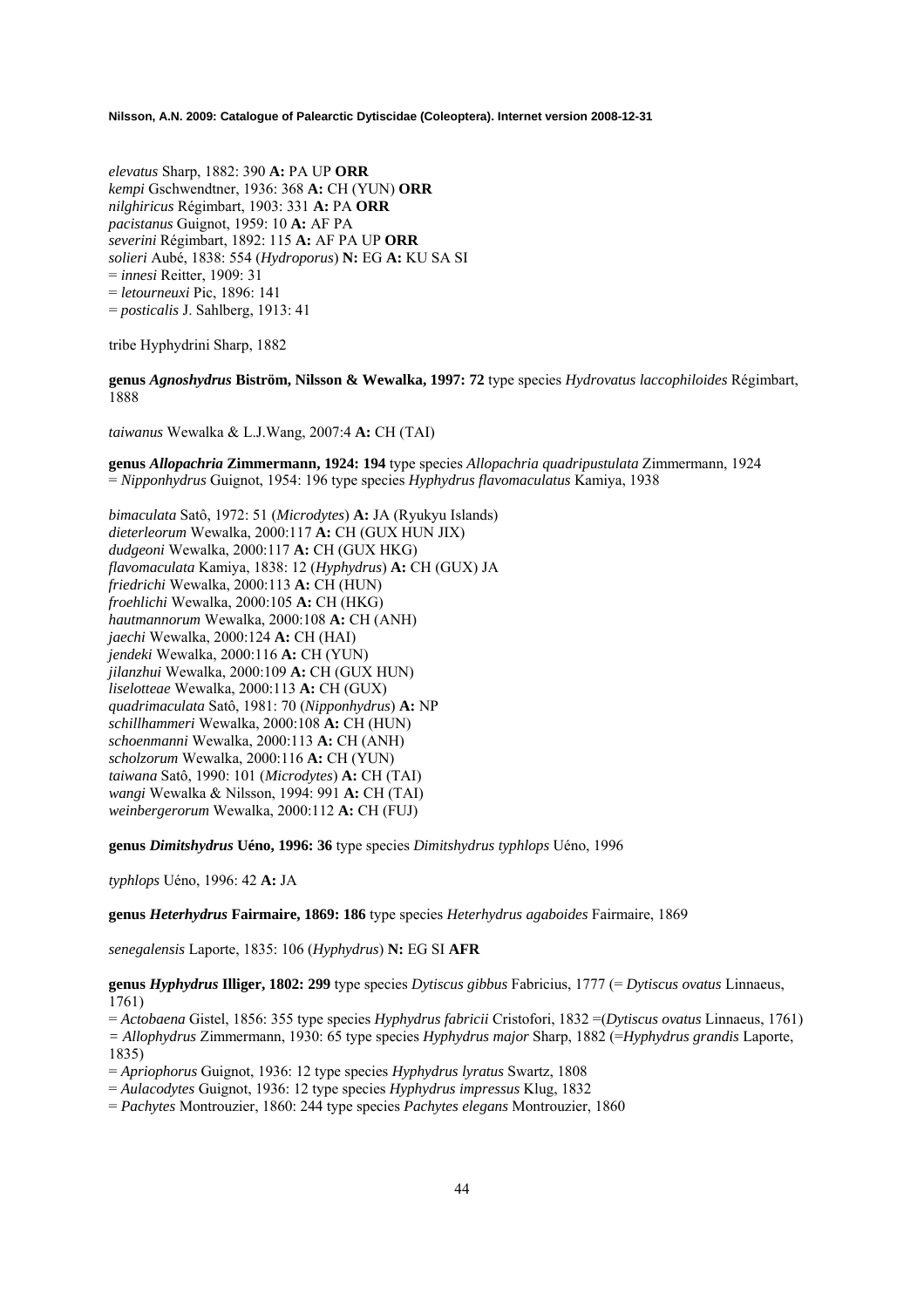*elevatus* Sharp, 1882: 390 **A:** PA UP **ORR**
*kempi* Gschwendtner, 1936: 368 **A:** CH (YUN) **ORR**
*nilghiricus* Régimbart, 1903: 331 **A:** PA **ORR**
*pacistanus* Guignot, 1959: 10 **A:** AF PA
*severini* Régimbart, 1892: 115 **A:** AF PA UP **ORR**
*solieri* Aubé, 1838: 554 (*Hydroporus*) **N:** EG **A:** KU SA SI
= *innesi* Reitter, 1909: 31
= *letourneuxi* Pic, 1896: 141
= *posticalis* J. Sahlberg, 1913: 41

tribe Hyphydrini Sharp, 1882

**genus *Agnoshydrus* Biström, Nilsson & Wewalka, 1997: 72** type species *Hydrovatus laccophiloides* Régimbart, 1888

*taiwanus* Wewalka & L.J.Wang, 2007:4 **A:** CH (TAI)

**genus *Allopachria* Zimmermann, 1924: 194** type species *Allopachria quadripustulata* Zimmermann, 1924
= *Nipponhydrus* Guignot, 1954: 196 type species *Hyphydrus flavomaculatus* Kamiya, 1938

*bimaculata* Satô, 1972: 51 (*Microdytes*) **A:** JA (Ryukyu Islands)
*dieterleorum* Wewalka, 2000:117 **A:** CH (GUX HUN JIX)
*dudgeoni* Wewalka, 2000:117 **A:** CH (GUX HKG)
*flavomaculata* Kamiya, 1838: 12 (*Hyphydrus*) **A:** CH (GUX) JA
*friedrichi* Wewalka, 2000:113 **A:** CH (HUN)
*froehlichi* Wewalka, 2000:105 **A:** CH (HKG)
*hautmannorum* Wewalka, 2000:108 **A:** CH (ANH)
*jaechi* Wewalka, 2000:124 **A:** CH (HAI)
*jendeki* Wewalka, 2000:116 **A:** CH (YUN)
*jilanzhui* Wewalka, 2000:109 **A:** CH (GUX HUN)
*liselotteae* Wewalka, 2000:113 **A:** CH (GUX)
*quadrimaculata* Satô, 1981: 70 (*Nipponhydrus*) **A:** NP
*schillhammeri* Wewalka, 2000:108 **A:** CH (HUN)
*schoenmanni* Wewalka, 2000:113 **A:** CH (ANH)
*scholzorum* Wewalka, 2000:116 **A:** CH (YUN)
*taiwana* Satô, 1990: 101 (*Microdytes*) **A:** CH (TAI)
*wangi* Wewalka & Nilsson, 1994: 991 **A:** CH (TAI)
*weinbergerorum* Wewalka, 2000:112 **A:** CH (FUJ)

**genus *Dimitshydrus* Uéno, 1996: 36** type species *Dimitshydrus typhlops* Uéno, 1996

*typhlops* Uéno, 1996: 42 **A:** JA

**genus *Heterhydrus* Fairmaire, 1869: 186** type species *Heterhydrus agaboides* Fairmaire, 1869

*senegalensis* Laporte, 1835: 106 (*Hyphydrus*) **N:** EG SI **AFR**

**genus *Hyphydrus* Illiger, 1802: 299** type species *Dytiscus gibbus* Fabricius, 1777 (= *Dytiscus ovatus* Linnaeus, 1761)
= *Actobaena* Gistel, 1856: 355 type species *Hyphydrus fabricii* Cristofori, 1832 =(*Dytiscus ovatus* Linnaeus, 1761)
= *Allophydrus* Zimmermann, 1930: 65 type species *Hyphydrus major* Sharp, 1882 (=*Hyphydrus grandis* Laporte, 1835)
= *Apriophorus* Guignot, 1936: 12 type species *Hyphydrus lyratus* Swartz, 1808
= *Aulacodytes* Guignot, 1936: 12 type species *Hyphydrus impressus* Klug, 1832
= *Pachytes* Montrouzier, 1860: 244 type species *Pachytes elegans* Montrouzier, 1860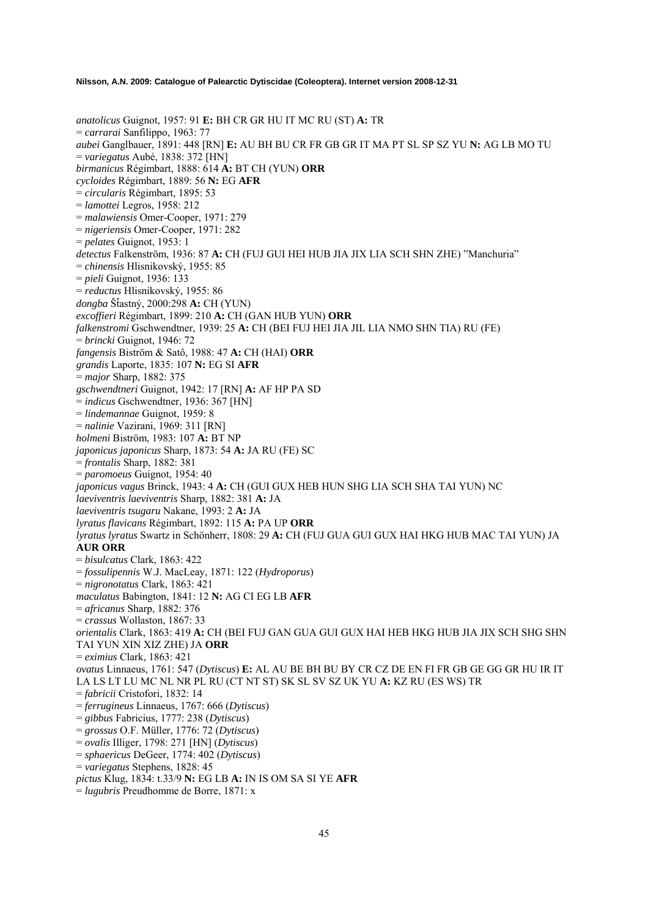*anatolicus* Guignot, 1957: 91 **E:** BH CR GR HU IT MC RU (ST) **A:** TR
= *carrarai* Sanfilippo, 1963: 77
*aubei* Ganglbauer, 1891: 448 [RN] **E:** AU BH BU CR FR GB GR IT MA PT SL SP SZ YU **N:** AG LB MO TU
= *variegatus* Aubé, 1838: 372 [HN]
*birmanicus* Régimbart, 1888: 614 **A:** BT CH (YUN) **ORR**
*cycloides* Régimbart, 1889: 56 **N:** EG **AFR**
= *circularis* Régimbart, 1895: 53
= *lamottei* Legros, 1958: 212
= *malawiensis* Omer-Cooper, 1971: 279
= *nigeriensis* Omer-Cooper, 1971: 282
= *pelates* Guignot, 1953: 1
*detectus* Falkenström, 1936: 87 **A:** CH (FUJ GUI HEI HUB JIA JIX LIA SCH SHN ZHE) "Manchuria"
= *chinensis* Hlisnikovský, 1955: 85
= *pieli* Guignot, 1936: 133
= *reductus* Hlisnikovský, 1955: 86
*dongba* Šťastný, 2000:298 **A:** CH (YUN)
*excoffieri* Régimbart, 1899: 210 **A:** CH (GAN HUB YUN) **ORR**
*falkenstromi* Gschwendtner, 1939: 25 **A:** CH (BEI FUJ HEI JIA JIL LIA NMO SHN TIA) RU (FE)
= *brincki* Guignot, 1946: 72
*fangensis* Biström & Satô, 1988: 47 **A:** CH (HAI) **ORR**
*grandis* Laporte, 1835: 107 **N:** EG SI **AFR**
= *major* Sharp, 1882: 375
*gschwendtneri* Guignot, 1942: 17 [RN] **A:** AF HP PA SD
= *indicus* Gschwendtner, 1936: 367 [HN]
= *lindemannae* Guignot, 1959: 8
= *nalinie* Vazirani, 1969: 311 [RN]
*holmeni* Biström, 1983: 107 **A:** BT NP
*japonicus japonicus* Sharp, 1873: 54 **A:** JA RU (FE) SC
= *frontalis* Sharp, 1882: 381
= *paromoeus* Guignot, 1954: 40
*japonicus vagus* Brinck, 1943: 4 **A:** CH (GUI GUX HEB HUN SHG LIA SCH SHA TAI YUN) NC
*laeviventris laeviventris* Sharp, 1882: 381 **A:** JA
*laeviventris tsugaru* Nakane, 1993: 2 **A:** JA
*lyratus flavicans* Régimbart, 1892: 115 **A:** PA UP **ORR**
*lyratus lyratus* Swartz in Schönherr, 1808: 29 **A:** CH (FUJ GUA GUI GUX HAI HKG HUB MAC TAI YUN) JA **AUR ORR**
= *bisulcatus* Clark, 1863: 422
= *fossulipennis* W.J. MacLeay, 1871: 122 (*Hydroporus*)
= *nigronotatus* Clark, 1863: 421
*maculatus* Babington, 1841: 12 **N:** AG CI EG LB **AFR**
= *africanus* Sharp, 1882: 376
= *crassus* Wollaston, 1867: 33
*orientalis* Clark, 1863: 419 **A:** CH (BEI FUJ GAN GUA GUI GUX HAI HEB HKG HUB JIA JIX SCH SHG SHN TAI YUN XIN XIZ ZHE) JA **ORR**
= *eximius* Clark, 1863: 421
*ovatus* Linnaeus, 1761: 547 (*Dytiscus*) **E:** AL AU BE BH BU BY CR CZ DE EN FI FR GB GE GG GR HU IR IT LA LS LT LU MC NL NR PL RU (CT NT ST) SK SL SV SZ UK YU **A:** KZ RU (ES WS) TR
= *fabricii* Cristofori, 1832: 14
= *ferrugineus* Linnaeus, 1767: 666 (*Dytiscus*)
= *gibbus* Fabricius, 1777: 238 (*Dytiscus*)
= *grossus* O.F. Müller, 1776: 72 (*Dytiscus*)
= *ovalis* Illiger, 1798: 271 [HN] (*Dytiscus*)
= *sphaericus* DeGeer, 1774: 402 (*Dytiscus*)
= *variegatus* Stephens, 1828: 45
*pictus* Klug, 1834: t.33/9 **N:** EG LB **A:** IN IS OM SA SI YE **AFR**
= *lugubris* Preudhomme de Borre, 1871: x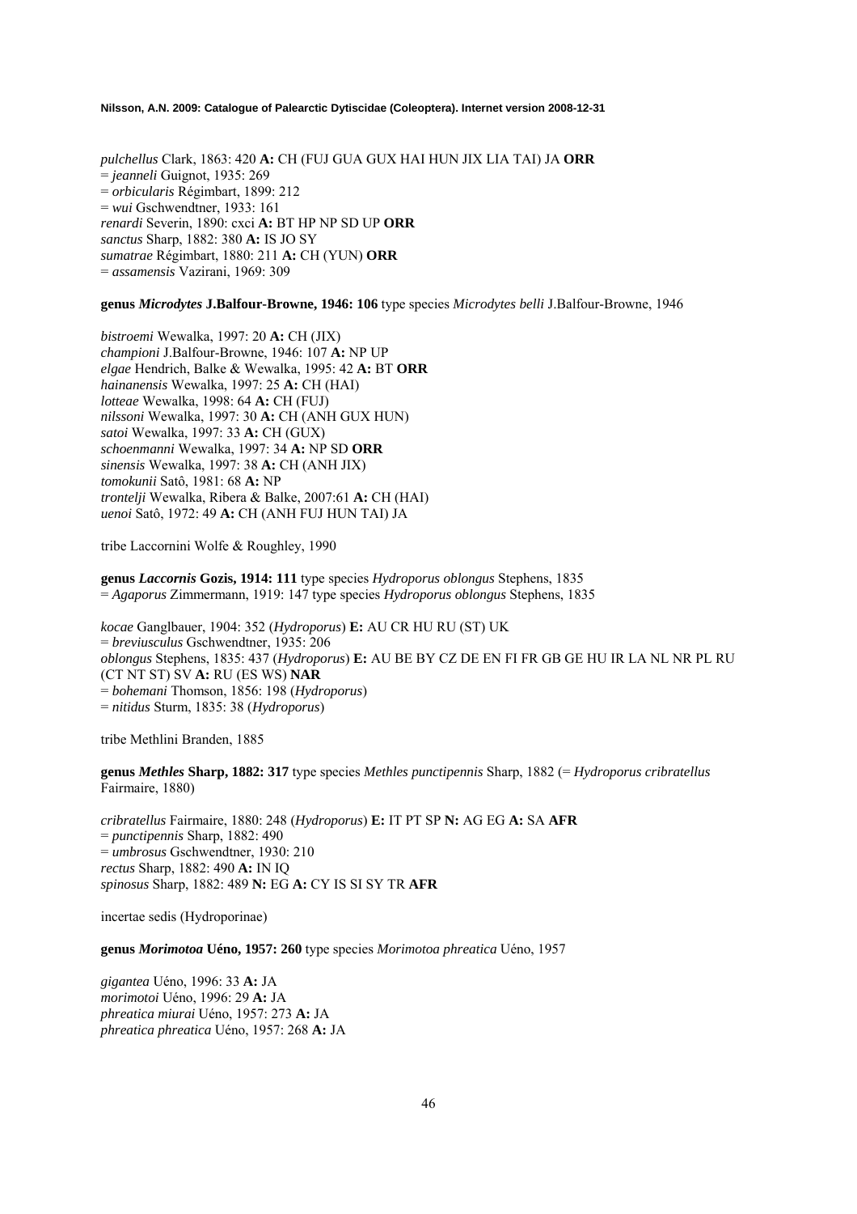*pulchellus* Clark, 1863: 420 **A:** CH (FUJ GUA GUX HAI HUN JIX LIA TAI) JA **ORR**
= *jeanneli* Guignot, 1935: 269
= *orbicularis* Régimbart, 1899: 212
= *wui* Gschwendtner, 1933: 161
*renardi* Severin, 1890: cxci **A:** BT HP NP SD UP **ORR**
*sanctus* Sharp, 1882: 380 **A:** IS JO SY
*sumatrae* Régimbart, 1880: 211 **A:** CH (YUN) **ORR**
= *assamensis* Vazirani, 1969: 309

**genus *Microdytes* J.Balfour-Browne, 1946: 106** type species *Microdytes belli* J.Balfour-Browne, 1946

*bistroemi* Wewalka, 1997: 20 **A:** CH (JIX)
*championi* J.Balfour-Browne, 1946: 107 **A:** NP UP
*elgae* Hendrich, Balke & Wewalka, 1995: 42 **A:** BT **ORR**
*hainanensis* Wewalka, 1997: 25 **A:** CH (HAI)
*lotteae* Wewalka, 1998: 64 **A:** CH (FUJ)
*nilssoni* Wewalka, 1997: 30 **A:** CH (ANH GUX HUN)
*satoi* Wewalka, 1997: 33 **A:** CH (GUX)
*schoenmanni* Wewalka, 1997: 34 **A:** NP SD **ORR**
*sinensis* Wewalka, 1997: 38 **A:** CH (ANH JIX)
*tomokunii* Satô, 1981: 68 **A:** NP
*trontelji* Wewalka, Ribera & Balke, 2007:61 **A:** CH (HAI)
*uenoi* Satô, 1972: 49 **A:** CH (ANH FUJ HUN TAI) JA

tribe Laccornini Wolfe & Roughley, 1990

**genus *Laccornis* Gozis, 1914: 111** type species *Hydroporus oblongus* Stephens, 1835
= *Agaporus* Zimmermann, 1919: 147 type species *Hydroporus oblongus* Stephens, 1835

*kocae* Ganglbauer, 1904: 352 (*Hydroporus*) **E:** AU CR HU RU (ST) UK
= *breviusculus* Gschwendtner, 1935: 206
*oblongus* Stephens, 1835: 437 (*Hydroporus*) **E:** AU BE BY CZ DE EN FI FR GB GE HU IR LA NL NR PL RU (CT NT ST) SV **A:** RU (ES WS) **NAR**
= *bohemani* Thomson, 1856: 198 (*Hydroporus*)
= *nitidus* Sturm, 1835: 38 (*Hydroporus*)

tribe Methlini Branden, 1885

**genus *Methles* Sharp, 1882: 317** type species *Methles punctipennis* Sharp, 1882 (= *Hydroporus cribratellus* Fairmaire, 1880)

*cribratellus* Fairmaire, 1880: 248 (*Hydroporus*) **E:** IT PT SP **N:** AG EG **A:** SA **AFR**
= *punctipennis* Sharp, 1882: 490
= *umbrosus* Gschwendtner, 1930: 210
*rectus* Sharp, 1882: 490 **A:** IN IQ
*spinosus* Sharp, 1882: 489 **N:** EG **A:** CY IS SI SY TR **AFR**

incertae sedis (Hydroporinae)

**genus *Morimotoa* Uéno, 1957: 260** type species *Morimotoa phreatica* Uéno, 1957

*gigantea* Uéno, 1996: 33 **A:** JA
*morimotoi* Uéno, 1996: 29 **A:** JA
*phreatica miurai* Uéno, 1957: 273 **A:** JA
*phreatica phreatica* Uéno, 1957: 268 **A:** JA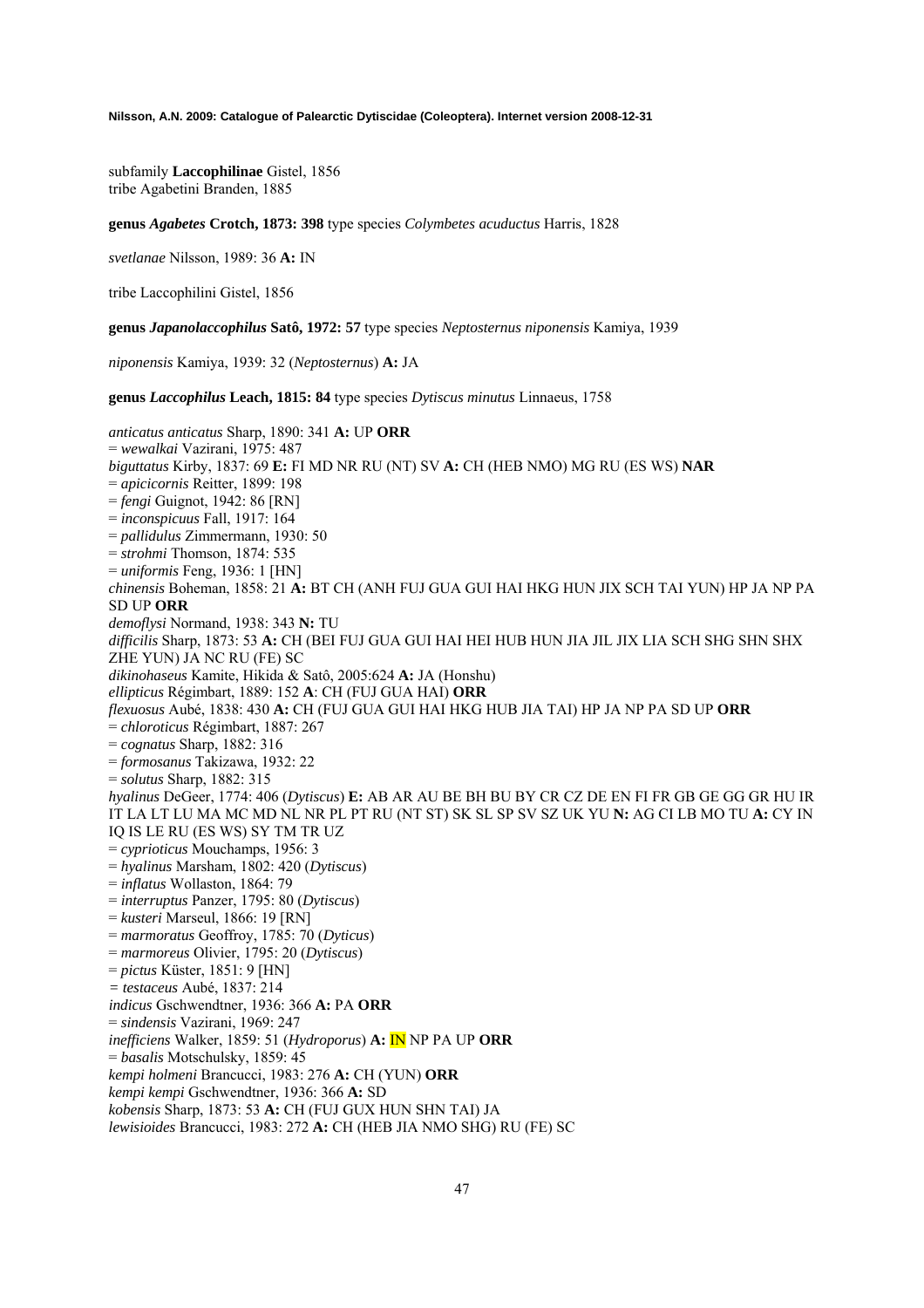subfamily **Laccophilinae** Gistel, 1856
tribe Agabetini Branden, 1885

**genus *Agabetes* Crotch, 1873: 398** type species *Colymbetes acuductus* Harris, 1828

*svetlanae* Nilsson, 1989: 36 **A:** IN

tribe Laccophilini Gistel, 1856

**genus *Japanolaccophilus* Satô, 1972: 57** type species *Neptosternus niponensis* Kamiya, 1939

*niponensis* Kamiya, 1939: 32 (*Neptosternus*) **A:** JA

**genus *Laccophilus* Leach, 1815: 84** type species *Dytiscus minutus* Linnaeus, 1758

*anticatus anticatus* Sharp, 1890: 341 **A:** UP **ORR**
= *wewalkai* Vazirani, 1975: 487
*biguttatus* Kirby, 1837: 69 **E:** FI MD NR RU (NT) SV **A:** CH (HEB NMO) MG RU (ES WS) **NAR**
= *apicicornis* Reitter, 1899: 198
= *fengi* Guignot, 1942: 86 [RN]
= *inconspicuus* Fall, 1917: 164
= *pallidulus* Zimmermann, 1930: 50
= *strohmi* Thomson, 1874: 535
= *uniformis* Feng, 1936: 1 [HN]
*chinensis* Boheman, 1858: 21 **A:** BT CH (ANH FUJ GUA GUI HAI HKG HUN JIX SCH TAI YUN) HP JA NP PA SD UP **ORR**
*demoflysi* Normand, 1938: 343 **N:** TU
*difficilis* Sharp, 1873: 53 **A:** CH (BEI FUJ GUA GUI HAI HEI HUB HUN JIA JIL JIX LIA SCH SHG SHN SHX ZHE YUN) JA NC RU (FE) SC
*dikinohaseus* Kamite, Hikida & Satô, 2005:624 **A:** JA (Honshu)
*ellipticus* Régimbart, 1889: 152 **A**: CH (FUJ GUA HAI) **ORR**
*flexuosus* Aubé, 1838: 430 **A:** CH (FUJ GUA GUI HAI HKG HUB JIA TAI) HP JA NP PA SD UP **ORR**
= *chloroticus* Régimbart, 1887: 267
= *cognatus* Sharp, 1882: 316
= *formosanus* Takizawa, 1932: 22
= *solutus* Sharp, 1882: 315
*hyalinus* DeGeer, 1774: 406 (*Dytiscus*) **E:** AB AR AU BE BH BU BY CR CZ DE EN FI FR GB GE GG GR HU IR IT LA LT LU MA MC MD NL NR PL PT RU (NT ST) SK SL SP SV SZ UK YU **N:** AG CI LB MO TU **A:** CY IN IQ IS LE RU (ES WS) SY TM TR UZ
= *cyprioticus* Mouchamps, 1956: 3
= *hyalinus* Marsham, 1802: 420 (*Dytiscus*)
= *inflatus* Wollaston, 1864: 79
= *interruptus* Panzer, 1795: 80 (*Dytiscus*)
= *kusteri* Marseul, 1866: 19 [RN]
= *marmoratus* Geoffroy, 1785: 70 (*Dyticus*)
= *marmoreus* Olivier, 1795: 20 (*Dytiscus*)
= *pictus* Küster, 1851: 9 [HN]
= *testaceus* Aubé, 1837: 214
*indicus* Gschwendtner, 1936: 366 **A:** PA **ORR**
= *sindensis* Vazirani, 1969: 247
*inefficiens* Walker, 1859: 51 (*Hydroporus*) **A:** IN NP PA UP **ORR**
= *basalis* Motschulsky, 1859: 45
*kempi holmeni* Brancucci, 1983: 276 **A:** CH (YUN) **ORR**
*kempi kempi* Gschwendtner, 1936: 366 **A:** SD
*kobensis* Sharp, 1873: 53 **A:** CH (FUJ GUX HUN SHN TAI) JA
*lewisioides* Brancucci, 1983: 272 **A:** CH (HEB JIA NMO SHG) RU (FE) SC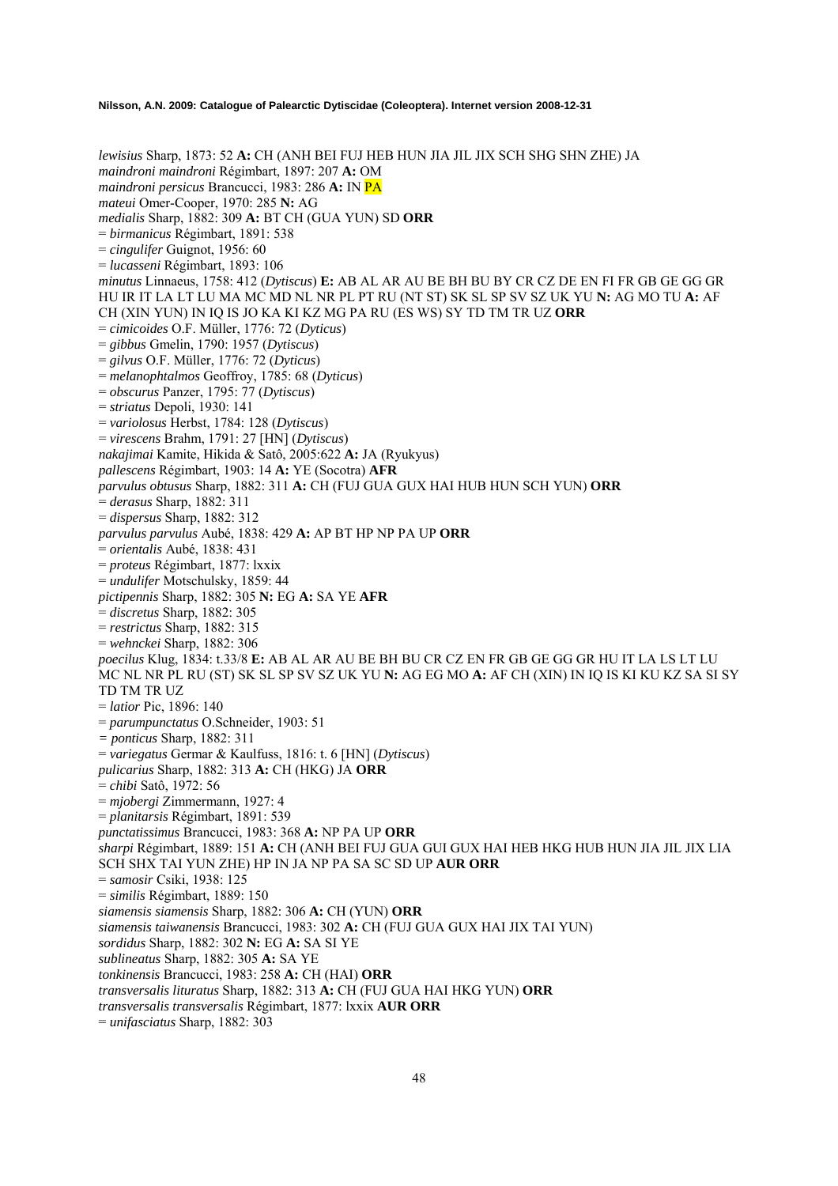*lewisius* Sharp, 1873: 52 **A:** CH (ANH BEI FUJ HEB HUN JIA JIL JIX SCH SHG SHN ZHE) JA
*maindroni maindroni* Régimbart, 1897: 207 **A:** OM
*maindroni persicus* Brancucci, 1983: 286 **A:** IN PA
*mateui* Omer-Cooper, 1970: 285 **N:** AG
*medialis* Sharp, 1882: 309 **A:** BT CH (GUA YUN) SD **ORR**
= *birmanicus* Régimbart, 1891: 538
= *cingulifer* Guignot, 1956: 60
= *lucasseni* Régimbart, 1893: 106
*minutus* Linnaeus, 1758: 412 (*Dytiscus*) **E:** AB AL AR AU BE BH BU BY CR CZ DE EN FI FR GB GE GG GR HU IR IT LA LT LU MA MC MD NL NR PL PT RU (NT ST) SK SL SP SV SZ UK YU **N:** AG MO TU **A:** AF CH (XIN YUN) IN IQ IS JO KA KI KZ MG PA RU (ES WS) SY TD TM TR UZ **ORR**
= *cimicoides* O.F. Müller, 1776: 72 (*Dyticus*)
= *gibbus* Gmelin, 1790: 1957 (*Dytiscus*)
= *gilvus* O.F. Müller, 1776: 72 (*Dyticus*)
= *melanophtalmos* Geoffroy, 1785: 68 (*Dyticus*)
= *obscurus* Panzer, 1795: 77 (*Dytiscus*)
= *striatus* Depoli, 1930: 141
= *variolosus* Herbst, 1784: 128 (*Dytiscus*)
= *virescens* Brahm, 1791: 27 [HN] (*Dytiscus*)
*nakajimai* Kamite, Hikida & Satô, 2005:622 **A:** JA (Ryukyus)
*pallescens* Régimbart, 1903: 14 **A:** YE (Socotra) **AFR**
*parvulus obtusus* Sharp, 1882: 311 **A:** CH (FUJ GUA GUX HAI HUB HUN SCH YUN) **ORR**
= *derasus* Sharp, 1882: 311
= *dispersus* Sharp, 1882: 312
*parvulus parvulus* Aubé, 1838: 429 **A:** AP BT HP NP PA UP **ORR**
= *orientalis* Aubé, 1838: 431
= *proteus* Régimbart, 1877: lxxix
= *undulifer* Motschulsky, 1859: 44
*pictipennis* Sharp, 1882: 305 **N:** EG **A:** SA YE **AFR**
= *discretus* Sharp, 1882: 305
= *restrictus* Sharp, 1882: 315
= *wehnckei* Sharp, 1882: 306
*poecilus* Klug, 1834: t.33/8 **E:** AB AL AR AU BE BH BU CR CZ EN FR GB GE GG GR HU IT LA LS LT LU MC NL NR PL RU (ST) SK SL SP SV SZ UK YU **N:** AG EG MO **A:** AF CH (XIN) IN IQ IS KI KU KZ SA SI SY TD TM TR UZ
= *latior* Pic, 1896: 140
= *parumpunctatus* O.Schneider, 1903: 51
= *ponticus* Sharp, 1882: 311
= *variegatus* Germar & Kaulfuss, 1816: t. 6 [HN] (*Dytiscus*)
*pulicarius* Sharp, 1882: 313 **A:** CH (HKG) JA **ORR**
= *chibi* Satô, 1972: 56
= *mjobergi* Zimmermann, 1927: 4
= *planitarsis* Régimbart, 1891: 539
*punctatissimus* Brancucci, 1983: 368 **A:** NP PA UP **ORR**
*sharpi* Régimbart, 1889: 151 **A:** CH (ANH BEI FUJ GUA GUI GUX HAI HEB HKG HUB HUN JIA JIL JIX LIA SCH SHX TAI YUN ZHE) HP IN JA NP PA SA SC SD UP **AUR ORR**
= *samosir* Csiki, 1938: 125
= *similis* Régimbart, 1889: 150
*siamensis siamensis* Sharp, 1882: 306 **A:** CH (YUN) **ORR**
*siamensis taiwanensis* Brancucci, 1983: 302 **A:** CH (FUJ GUA GUX HAI JIX TAI YUN)
*sordidus* Sharp, 1882: 302 **N:** EG **A:** SA SI YE
*sublineatus* Sharp, 1882: 305 **A:** SA YE
*tonkinensis* Brancucci, 1983: 258 **A:** CH (HAI) **ORR**
*transversalis lituratus* Sharp, 1882: 313 **A:** CH (FUJ GUA HAI HKG YUN) **ORR**
*transversalis transversalis* Régimbart, 1877: lxxix **AUR ORR**
= *unifasciatus* Sharp, 1882: 303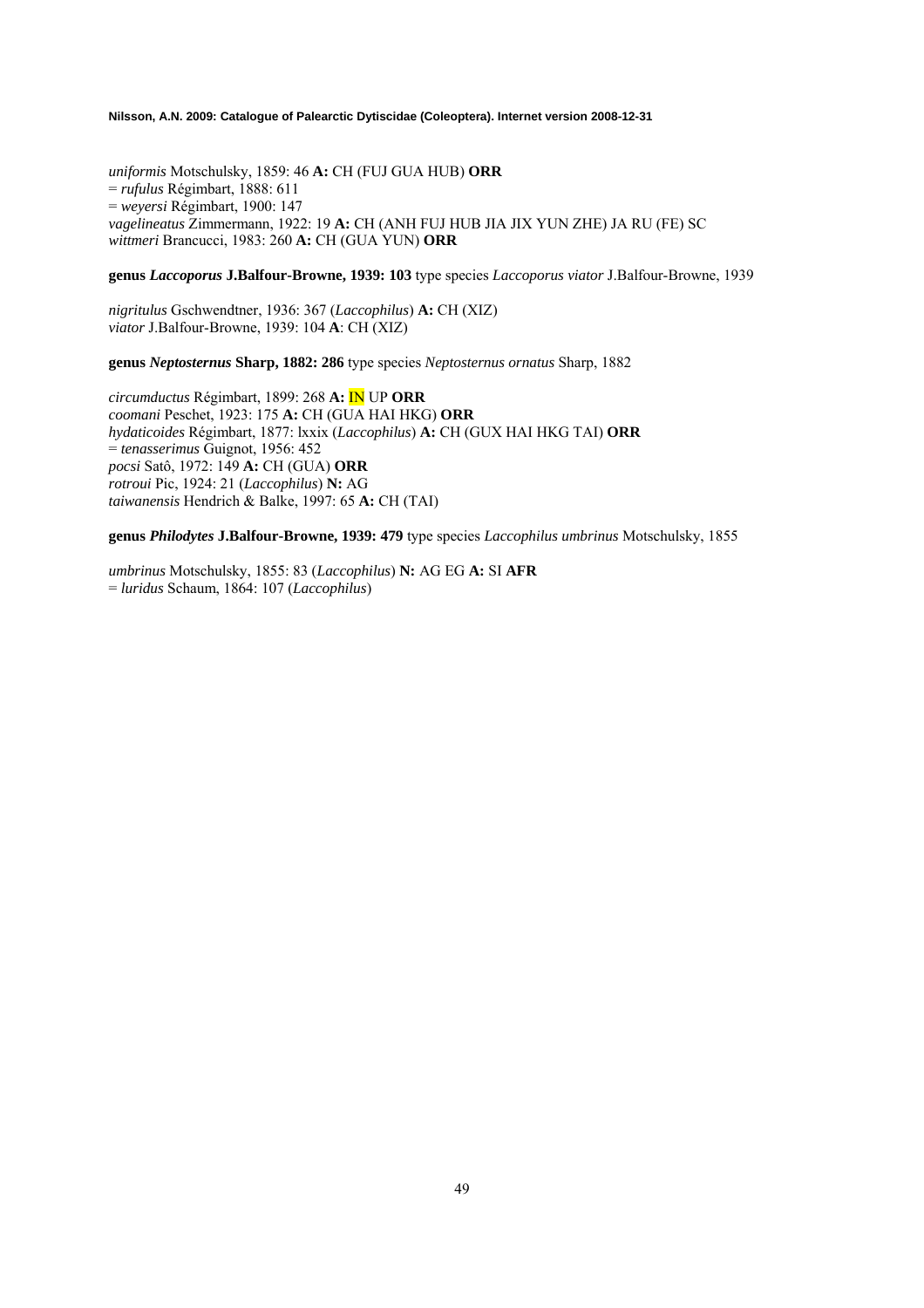*uniformis* Motschulsky, 1859: 46 **A:** CH (FUJ GUA HUB) **ORR**
= *rufulus* Régimbart, 1888: 611
= *weyersi* Régimbart, 1900: 147
*vagelineatus* Zimmermann, 1922: 19 **A:** CH (ANH FUJ HUB JIA JIX YUN ZHE) JA RU (FE) SC
*wittmeri* Brancucci, 1983: 260 **A:** CH (GUA YUN) **ORR**

**genus *Laccoporus* J.Balfour-Browne, 1939: 103** type species *Laccoporus viator* J.Balfour-Browne, 1939

*nigritulus* Gschwendtner, 1936: 367 (*Laccophilus*) **A:** CH (XIZ)
*viator* J.Balfour-Browne, 1939: 104 **A**: CH (XIZ)

**genus *Neptosternus* Sharp, 1882: 286** type species *Neptosternus ornatus* Sharp, 1882

*circumductus* Régimbart, 1899: 268 **A:** IN UP **ORR**
*coomani* Peschet, 1923: 175 **A:** CH (GUA HAI HKG) **ORR**
*hydaticoides* Régimbart, 1877: lxxix (*Laccophilus*) **A:** CH (GUX HAI HKG TAI) **ORR**
= *tenasserimus* Guignot, 1956: 452
*pocsi* Satô, 1972: 149 **A:** CH (GUA) **ORR**
*rotroui* Pic, 1924: 21 (*Laccophilus*) **N:** AG
*taiwanensis* Hendrich & Balke, 1997: 65 **A:** CH (TAI)

**genus *Philodytes* J.Balfour-Browne, 1939: 479** type species *Laccophilus umbrinus* Motschulsky, 1855

*umbrinus* Motschulsky, 1855: 83 (*Laccophilus*) **N:** AG EG **A:** SI **AFR**
= *luridus* Schaum, 1864: 107 (*Laccophilus*)